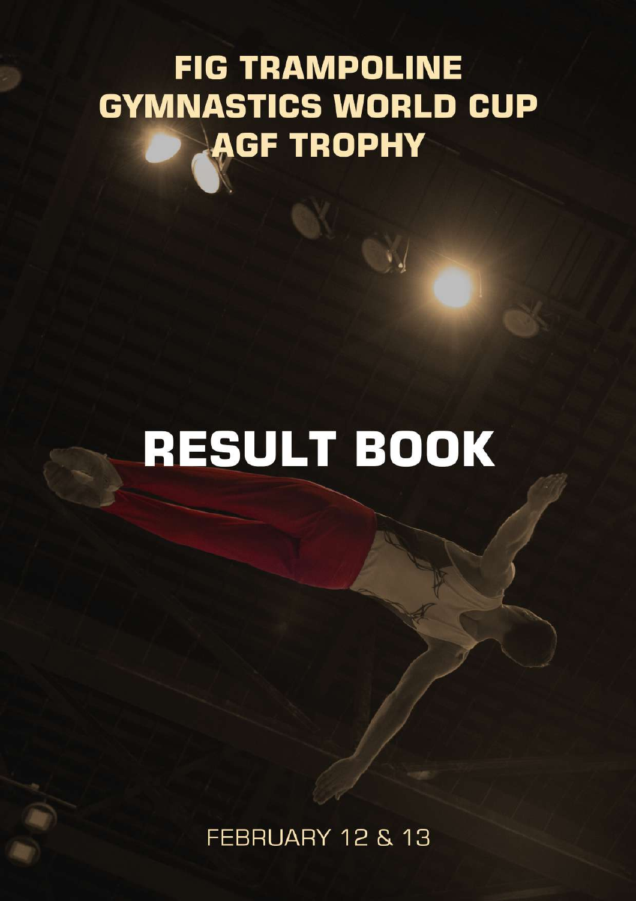# FIG TRAMPOLINE GYMNASTICS WORLD CUP AGF TROPHY

# RESULT BOOK

FEBRUARY 12 & 13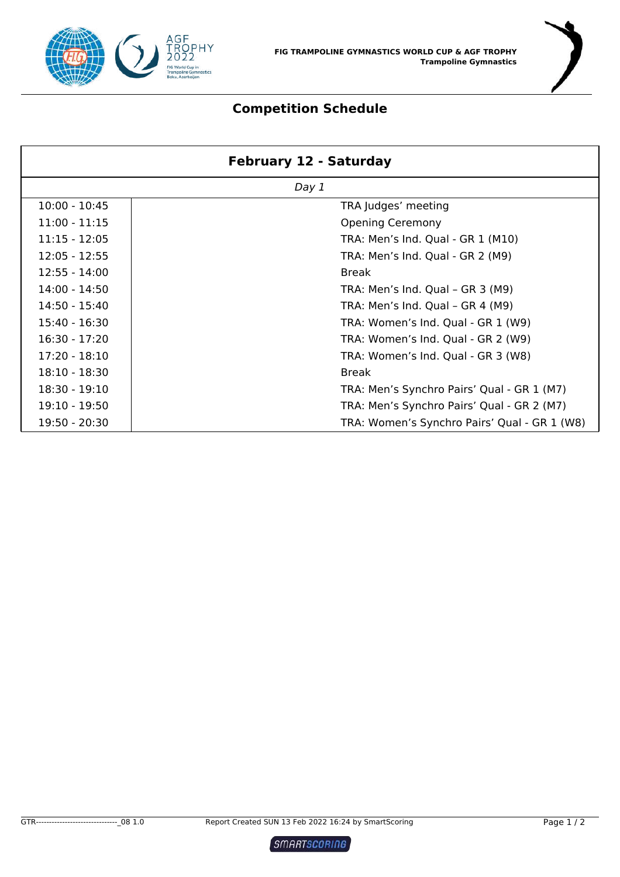## Competition Schedule

| February 12 - Saturday | |
|---|---|
| *Day 1* | |
| 10:00 - 10:45 | TRA Judges' meeting |
| 11:00 - 11:15 | Opening Ceremony |
| 11:15 - 12:05 | TRA: Men's Ind. Qual - GR 1 (M10) |
| 12:05 - 12:55 | TRA: Men's Ind. Qual - GR 2 (M9) |
| 12:55 - 14:00 | Break |
| 14:00 - 14:50 | TRA: Men's Ind. Qual – GR 3 (M9) |
| 14:50 - 15:40 | TRA: Men's Ind. Qual – GR 4 (M9) |
| 15:40 - 16:30 | TRA: Women's Ind. Qual - GR 1 (W9) |
| 16:30 - 17:20 | TRA: Women's Ind. Qual - GR 2 (W9) |
| 17:20 - 18:10 | TRA: Women's Ind. Qual - GR 3 (W8) |
| 18:10 - 18:30 | Break |
| 18:30 - 19:10 | TRA: Men's Synchro Pairs' Qual - GR 1 (M7) |
| 19:10 - 19:50 | TRA: Men's Synchro Pairs' Qual - GR 2 (M7) |
| 19:50 - 20:30 | TRA: Women's Synchro Pairs' Qual - GR 1 (W8) |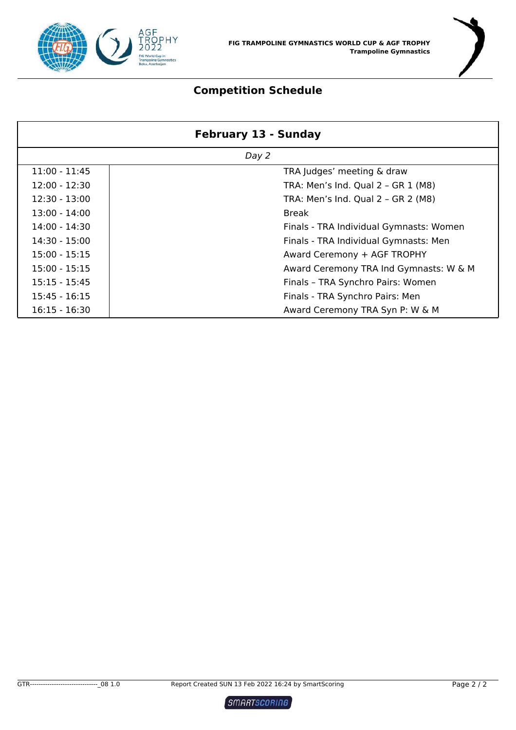## Competition Schedule

| February 13 - Sunday | |
|---|---|
| *Day 2* | |
| 11:00 - 11:45 | TRA Judges' meeting & draw |
| 12:00 - 12:30 | TRA: Men's Ind. Qual 2 – GR 1 (M8) |
| 12:30 - 13:00 | TRA: Men's Ind. Qual 2 – GR 2 (M8) |
| 13:00 - 14:00 | Break |
| 14:00 - 14:30 | Finals - TRA Individual Gymnasts: Women |
| 14:30 - 15:00 | Finals - TRA Individual Gymnasts: Men |
| 15:00 - 15:15 | Award Ceremony + AGF TROPHY |
| 15:00 - 15:15 | Award Ceremony TRA Ind Gymnasts: W & M |
| 15:15 - 15:45 | Finals – TRA Synchro Pairs: Women |
| 15:45 - 16:15 | Finals - TRA Synchro Pairs: Men |
| 16:15 - 16:30 | Award Ceremony TRA Syn P: W & M |

GTR-------------------------------_08 1.0    Report Created SUN 13 Feb 2022 16:24 by SmartScoring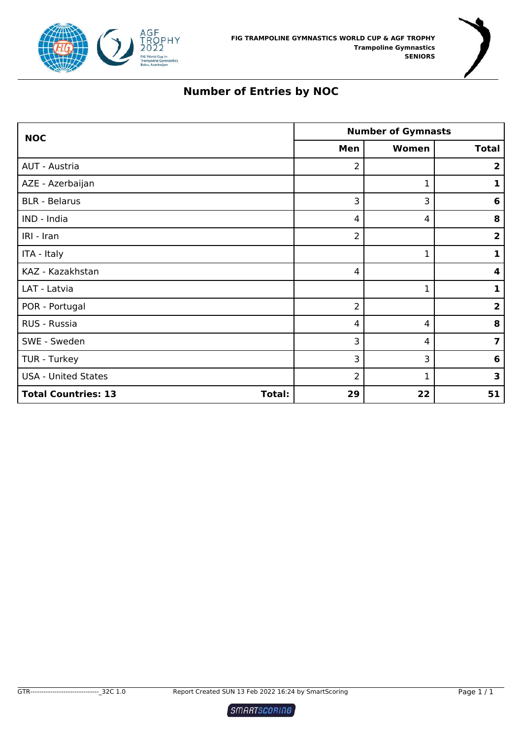FIG TRAMPOLINE GYMNASTICS WORLD CUP & AGF TROPHY
Trampoline Gymnastics
SENIORS

# Number of Entries by NOC

| NOC | Number of Gymnasts | | |
|---|---|---|---|
| | Men | Women | Total |
| AUT - Austria | 2 | | **2** |
| AZE - Azerbaijan | | 1 | **1** |
| BLR - Belarus | 3 | 3 | **6** |
| IND - India | 4 | 4 | **8** |
| IRI - Iran | 2 | | **2** |
| ITA - Italy | | 1 | **1** |
| KAZ - Kazakhstan | 4 | | **4** |
| LAT - Latvia | | 1 | **1** |
| POR - Portugal | 2 | | **2** |
| RUS - Russia | 4 | 4 | **8** |
| SWE - Sweden | 3 | 4 | **7** |
| TUR - Turkey | 3 | 3 | **6** |
| USA - United States | 2 | 1 | **3** |
| **Total Countries: 13 — Total:** | **29** | **22** | **51** |

GTR------------------------------_32C 1.0 Report Created SUN 13 Feb 2022 16:24 by SmartScoring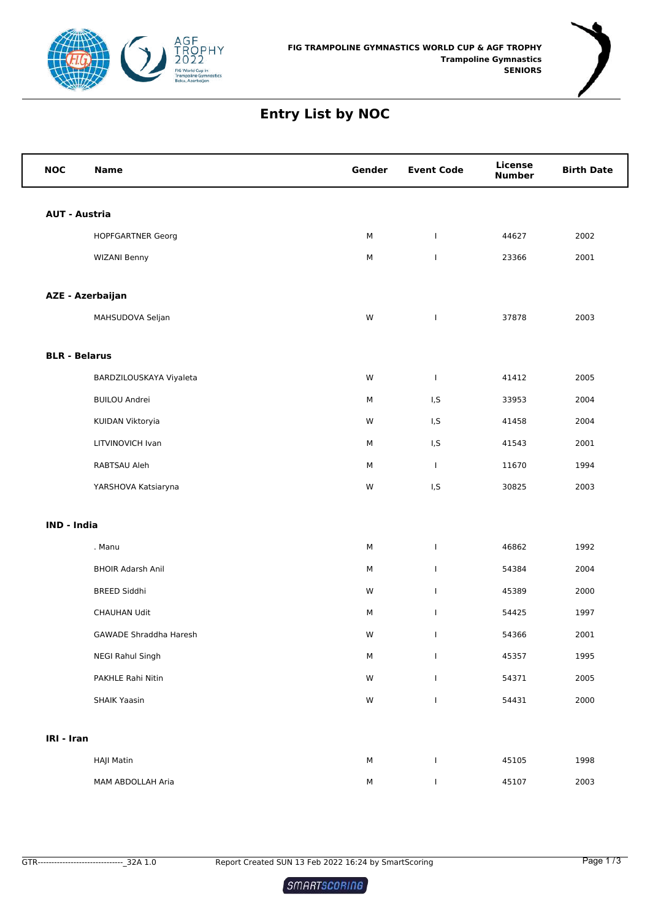FIG TRAMPOLINE GYMNASTICS WORLD CUP & AGF TROPHY
Trampoline Gymnastics
SENIORS

# Entry List by NOC

| NOC | Name | Gender | Event Code | License Number | Birth Date |
|---|---|---|---|---|---|
| **AUT - Austria** | | | | | |
| | HOPFGARTNER Georg | M | I | 44627 | 2002 |
| | WIZANI Benny | M | I | 23366 | 2001 |
| **AZE - Azerbaijan** | | | | | |
| | MAHSUDOVA Seljan | W | I | 37878 | 2003 |
| **BLR - Belarus** | | | | | |
| | BARDZILOUSKAYA Viyaleta | W | I | 41412 | 2005 |
| | BUILOU Andrei | M | I,S | 33953 | 2004 |
| | KUIDAN Viktoryia | W | I,S | 41458 | 2004 |
| | LITVINOVICH Ivan | M | I,S | 41543 | 2001 |
| | RABTSAU Aleh | M | I | 11670 | 1994 |
| | YARSHOVA Katsiaryna | W | I,S | 30825 | 2003 |
| **IND - India** | | | | | |
| | . Manu | M | I | 46862 | 1992 |
| | BHOIR Adarsh Anil | M | I | 54384 | 2004 |
| | BREED Siddhi | W | I | 45389 | 2000 |
| | CHAUHAN Udit | M | I | 54425 | 1997 |
| | GAWADE Shraddha Haresh | W | I | 54366 | 2001 |
| | NEGI Rahul Singh | M | I | 45357 | 1995 |
| | PAKHLE Rahi Nitin | W | I | 54371 | 2005 |
| | SHAIK Yaasin | W | I | 54431 | 2000 |
| **IRI - Iran** | | | | | |
| | HAJI Matin | M | I | 45105 | 1998 |
| | MAM ABDOLLAH Aria | M | I | 45107 | 2003 |

GTR------------------------------_32A 1.0 Report Created SUN 13 Feb 2022 16:24 by SmartScoring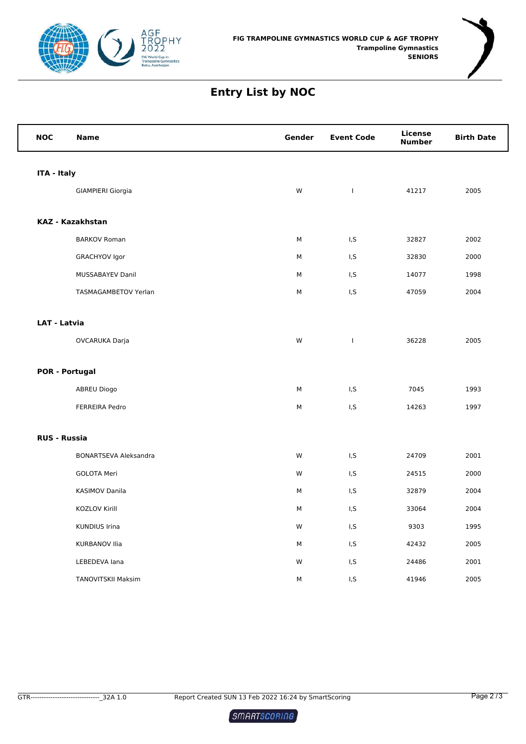FIG TRAMPOLINE GYMNASTICS WORLD CUP & AGF TROPHY
**Trampoline Gymnastics**
**SENIORS**

# Entry List by NOC

| NOC | Name | Gender | Event Code | License Number | Birth Date |
|---|---|---|---|---|---|
| **ITA - Italy** | | | | | |
| | GIAMPIERI Giorgia | W | I | 41217 | 2005 |
| **KAZ - Kazakhstan** | | | | | |
| | BARKOV Roman | M | I,S | 32827 | 2002 |
| | GRACHYOV Igor | M | I,S | 32830 | 2000 |
| | MUSSABAYEV Danil | M | I,S | 14077 | 1998 |
| | TASMAGAMBETOV Yerlan | M | I,S | 47059 | 2004 |
| **LAT - Latvia** | | | | | |
| | OVCARUKA Darja | W | I | 36228 | 2005 |
| **POR - Portugal** | | | | | |
| | ABREU Diogo | M | I,S | 7045 | 1993 |
| | FERREIRA Pedro | M | I,S | 14263 | 1997 |
| **RUS - Russia** | | | | | |
| | BONARTSEVA Aleksandra | W | I,S | 24709 | 2001 |
| | GOLOTA Meri | W | I,S | 24515 | 2000 |
| | KASIMOV Danila | M | I,S | 32879 | 2004 |
| | KOZLOV Kirill | M | I,S | 33064 | 2004 |
| | KUNDIUS Irina | W | I,S | 9303 | 1995 |
| | KURBANOV Ilia | M | I,S | 42432 | 2005 |
| | LEBEDEVA Iana | W | I,S | 24486 | 2001 |
| | TANOVITSKII Maksim | M | I,S | 41946 | 2005 |

GTR------------------------------_32A 1.0    Report Created SUN 13 Feb 2022 16:24 by SmartScoring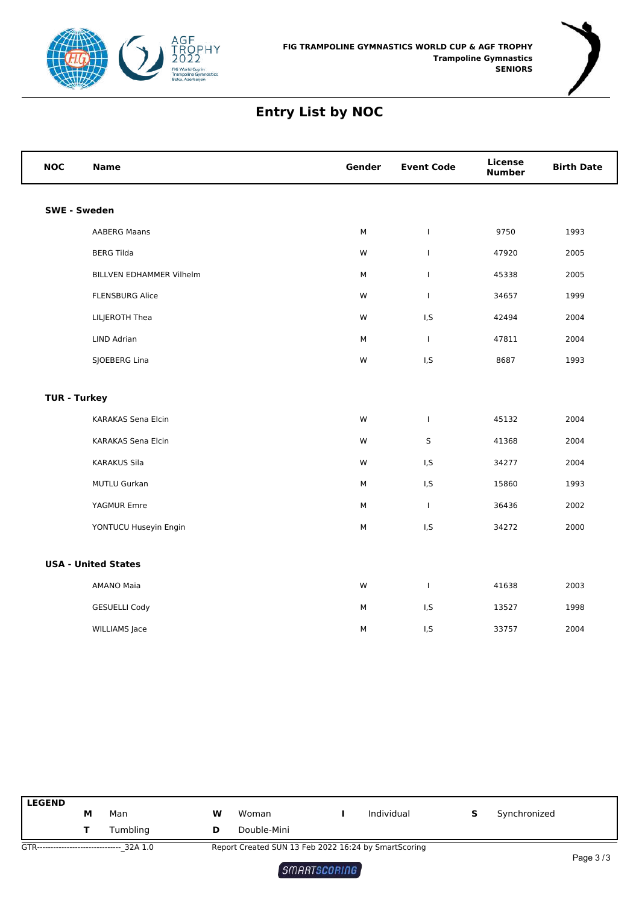FIG TRAMPOLINE GYMNASTICS WORLD CUP & AGF TROPHY
Trampoline Gymnastics
SENIORS

# Entry List by NOC

| NOC | Name | Gender | Event Code | License Number | Birth Date |
|---|---|---|---|---|---|
| **SWE - Sweden** | | | | | |
| | AABERG Maans | M | I | 9750 | 1993 |
| | BERG Tilda | W | I | 47920 | 2005 |
| | BILLVEN EDHAMMER Vilhelm | M | I | 45338 | 2005 |
| | FLENSBURG Alice | W | I | 34657 | 1999 |
| | LILJEROTH Thea | W | I,S | 42494 | 2004 |
| | LIND Adrian | M | I | 47811 | 2004 |
| | SJOEBERG Lina | W | I,S | 8687 | 1993 |
| **TUR - Turkey** | | | | | |
| | KARAKAS Sena Elcin | W | I | 45132 | 2004 |
| | KARAKAS Sena Elcin | W | S | 41368 | 2004 |
| | KARAKUS Sila | W | I,S | 34277 | 2004 |
| | MUTLU Gurkan | M | I,S | 15860 | 1993 |
| | YAGMUR Emre | M | I | 36436 | 2002 |
| | YONTUCU Huseyin Engin | M | I,S | 34272 | 2000 |
| **USA - United States** | | | | | |
| | AMANO Maia | W | I | 41638 | 2003 |
| | GESUELLI Cody | M | I,S | 13527 | 1998 |
| | WILLIAMS Jace | M | I,S | 33757 | 2004 |

**LEGEND**

| | | | | | | | |
|---|---|---|---|---|---|---|---|
| **M** | Man | **W** | Woman | **I** | Individual | **S** | Synchronized |
| **T** | Tumbling | **D** | Double-Mini | | | | |

GTR------------------------------_32A 1.0 Report Created SUN 13 Feb 2022 16:24 by SmartScoring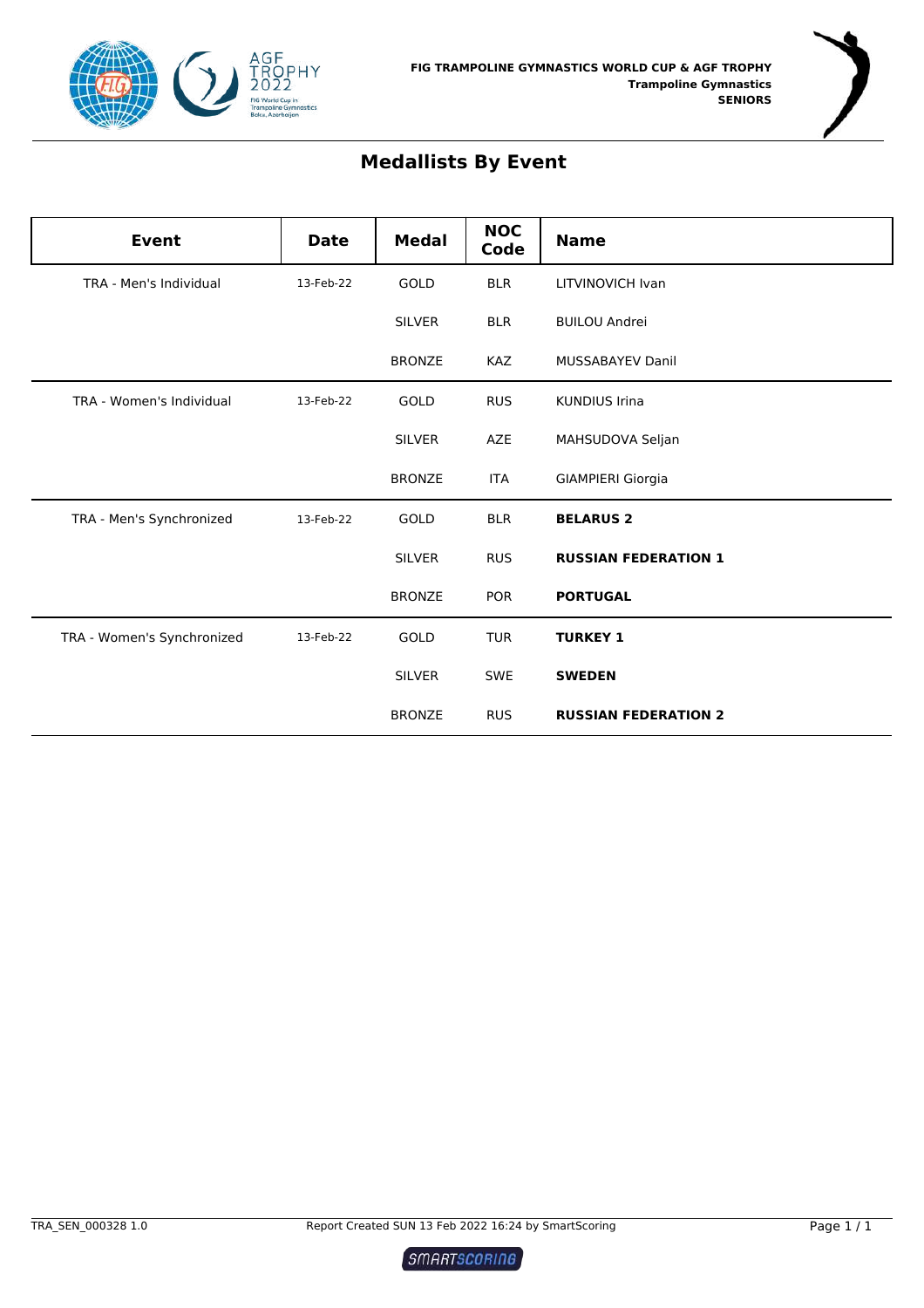FIG TRAMPOLINE GYMNASTICS WORLD CUP & AGF TROPHY
**Trampoline Gymnastics**
**SENIORS**

# Medallists By Event

| Event | Date | Medal | NOC Code | Name |
|---|---|---|---|---|
| TRA - Men's Individual | 13-Feb-22 | GOLD | BLR | LITVINOVICH Ivan |
| | | SILVER | BLR | BUILOU Andrei |
| | | BRONZE | KAZ | MUSSABAYEV Danil |
| TRA - Women's Individual | 13-Feb-22 | GOLD | RUS | KUNDIUS Irina |
| | | SILVER | AZE | MAHSUDOVA Seljan |
| | | BRONZE | ITA | GIAMPIERI Giorgia |
| TRA - Men's Synchronized | 13-Feb-22 | GOLD | BLR | **BELARUS 2** |
| | | SILVER | RUS | **RUSSIAN FEDERATION 1** |
| | | BRONZE | POR | **PORTUGAL** |
| TRA - Women's Synchronized | 13-Feb-22 | GOLD | TUR | **TURKEY 1** |
| | | SILVER | SWE | **SWEDEN** |
| | | BRONZE | RUS | **RUSSIAN FEDERATION 2** |

TRA_SEN_000328 1.0 Report Created SUN 13 Feb 2022 16:24 by SmartScoring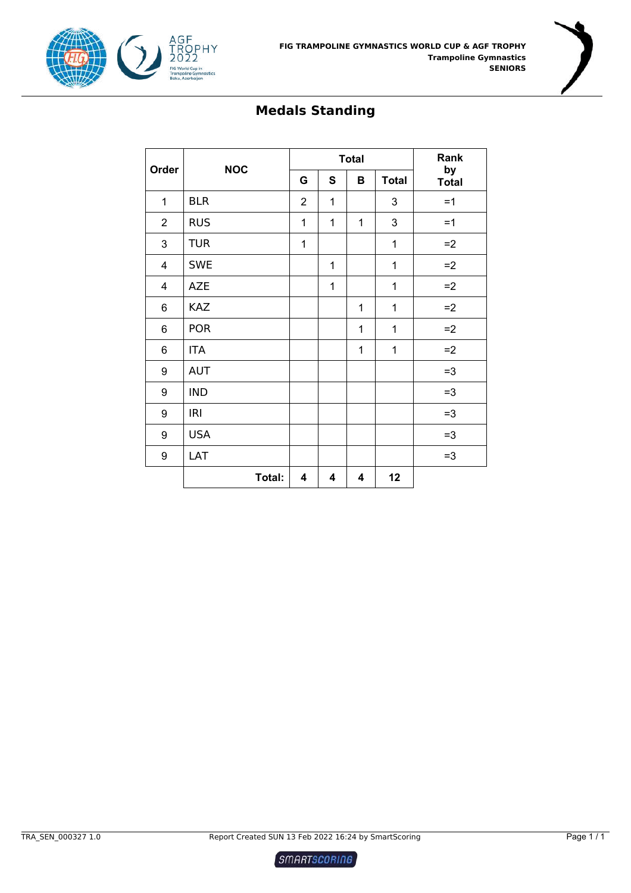FIG TRAMPOLINE GYMNASTICS WORLD CUP & AGF TROPHY
**Trampoline Gymnastics**
**SENIORS**

# Medals Standing

| Order | NOC | Total | | | | Rank by Total |
|---|---|---|---|---|---|---|
| | | G | S | B | Total | |
| 1 | BLR | 2 | 1 | | 3 | =1 |
| 2 | RUS | 1 | 1 | 1 | 3 | =1 |
| 3 | TUR | 1 | | | 1 | =2 |
| 4 | SWE | | 1 | | 1 | =2 |
| 4 | AZE | | 1 | | 1 | =2 |
| 6 | KAZ | | | 1 | 1 | =2 |
| 6 | POR | | | 1 | 1 | =2 |
| 6 | ITA | | | 1 | 1 | =2 |
| 9 | AUT | | | | | =3 |
| 9 | IND | | | | | =3 |
| 9 | IRI | | | | | =3 |
| 9 | USA | | | | | =3 |
| 9 | LAT | | | | | =3 |
| | **Total:** | **4** | **4** | **4** | **12** | |

TRA_SEN_000327 1.0 Report Created SUN 13 Feb 2022 16:24 by SmartScoring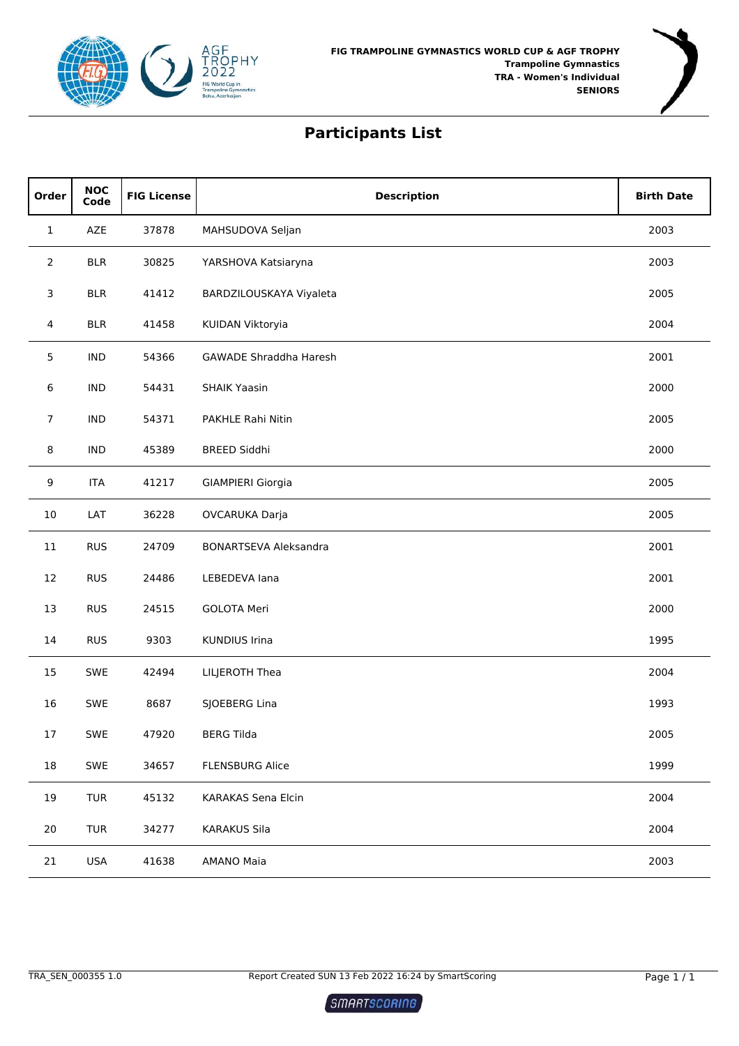FIG TRAMPOLINE GYMNASTICS WORLD CUP & AGF TROPHY
Trampoline Gymnastics
TRA - Women's Individual
SENIORS

# Participants List

| Order | NOC Code | FIG License | Description | Birth Date |
|---|---|---|---|---|
| 1 | AZE | 37878 | MAHSUDOVA Seljan | 2003 |
| 2 | BLR | 30825 | YARSHOVA Katsiaryna | 2003 |
| 3 | BLR | 41412 | BARDZILOUSKAYA Viyaleta | 2005 |
| 4 | BLR | 41458 | KUIDAN Viktoryia | 2004 |
| 5 | IND | 54366 | GAWADE Shraddha Haresh | 2001 |
| 6 | IND | 54431 | SHAIK Yaasin | 2000 |
| 7 | IND | 54371 | PAKHLE Rahi Nitin | 2005 |
| 8 | IND | 45389 | BREED Siddhi | 2000 |
| 9 | ITA | 41217 | GIAMPIERI Giorgia | 2005 |
| 10 | LAT | 36228 | OVCARUKA Darja | 2005 |
| 11 | RUS | 24709 | BONARTSEVA Aleksandra | 2001 |
| 12 | RUS | 24486 | LEBEDEVA Iana | 2001 |
| 13 | RUS | 24515 | GOLOTA Meri | 2000 |
| 14 | RUS | 9303 | KUNDIUS Irina | 1995 |
| 15 | SWE | 42494 | LILJEROTH Thea | 2004 |
| 16 | SWE | 8687 | SJOEBERG Lina | 1993 |
| 17 | SWE | 47920 | BERG Tilda | 2005 |
| 18 | SWE | 34657 | FLENSBURG Alice | 1999 |
| 19 | TUR | 45132 | KARAKAS Sena Elcin | 2004 |
| 20 | TUR | 34277 | KARAKUS Sila | 2004 |
| 21 | USA | 41638 | AMANO Maia | 2003 |

TRA_SEN_000355 1.0 Report Created SUN 13 Feb 2022 16:24 by SmartScoring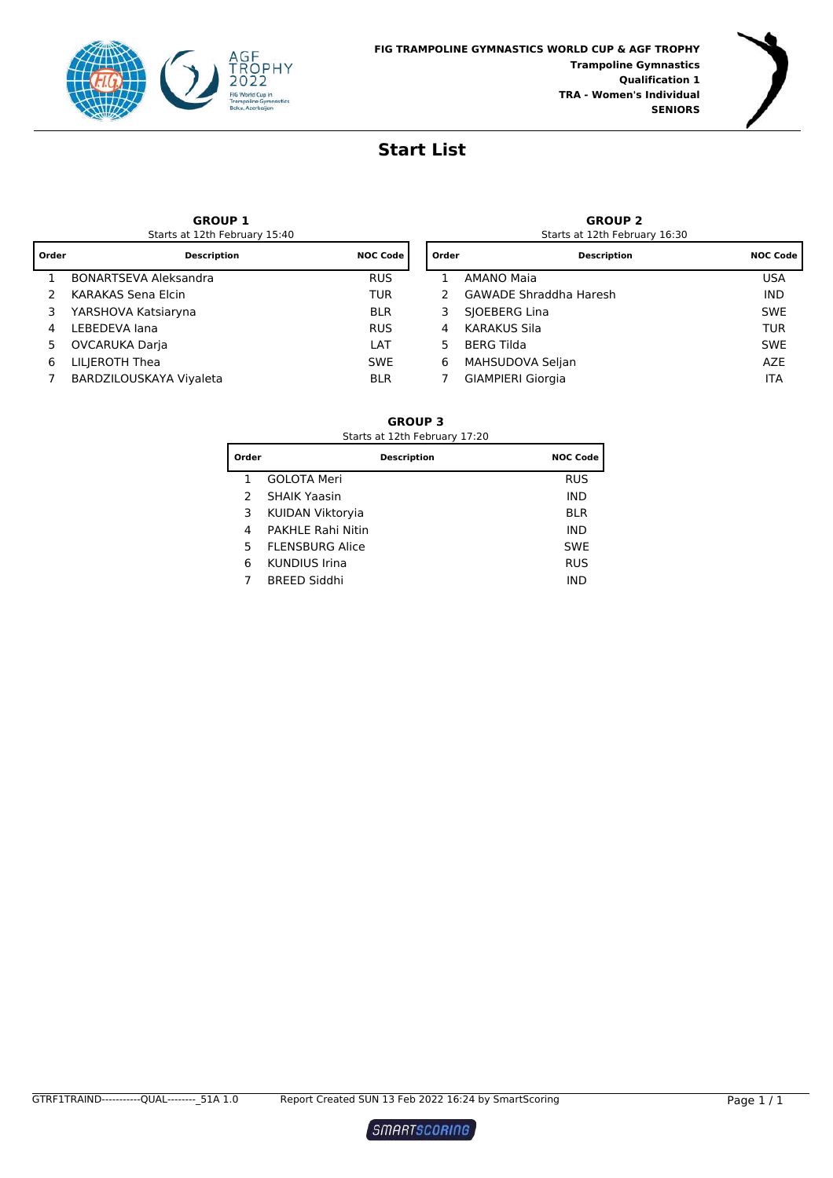FIG TRAMPOLINE GYMNASTICS WORLD CUP & AGF TROPHY
Trampoline Gymnastics
Qualification 1
TRA - Women's Individual
SENIORS

# Start List

## GROUP 1

Starts at 12th February 15:40

| Order | Description | NOC Code |
|---|---|---|
| 1 | BONARTSEVA Aleksandra | RUS |
| 2 | KARAKAS Sena Elcin | TUR |
| 3 | YARSHOVA Katsiaryna | BLR |
| 4 | LEBEDEVA Iana | RUS |
| 5 | OVCARUKA Darja | LAT |
| 6 | LILJEROTH Thea | SWE |
| 7 | BARDZILOUSKAYA Viyaleta | BLR |

## GROUP 2

Starts at 12th February 16:30

| Order | Description | NOC Code |
|---|---|---|
| 1 | AMANO Maia | USA |
| 2 | GAWADE Shraddha Haresh | IND |
| 3 | SJOEBERG Lina | SWE |
| 4 | KARAKUS Sila | TUR |
| 5 | BERG Tilda | SWE |
| 6 | MAHSUDOVA Seljan | AZE |
| 7 | GIAMPIERI Giorgia | ITA |

## GROUP 3

Starts at 12th February 17:20

| Order | Description | NOC Code |
|---|---|---|
| 1 | GOLOTA Meri | RUS |
| 2 | SHAIK Yaasin | IND |
| 3 | KUIDAN Viktoryia | BLR |
| 4 | PAKHLE Rahi Nitin | IND |
| 5 | FLENSBURG Alice | SWE |
| 6 | KUNDIUS Irina | RUS |
| 7 | BREED Siddhi | IND |

GTRF1TRAIND-----------QUAL--------_51A 1.0    Report Created SUN 13 Feb 2022 16:24 by SmartScoring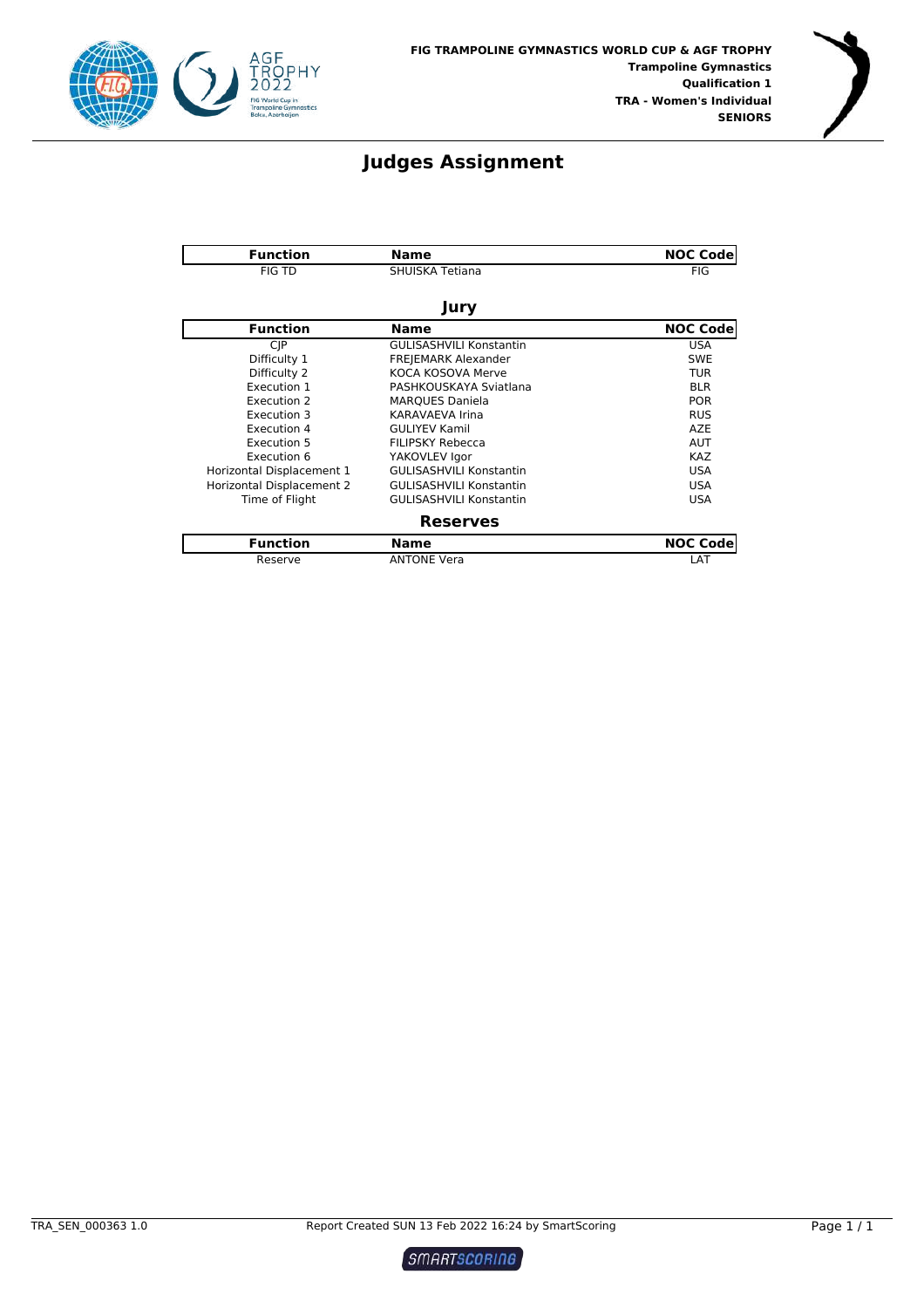**FIG TRAMPOLINE GYMNASTICS WORLD CUP & AGF TROPHY**
**Trampoline Gymnastics**
**Qualification 1**
**TRA - Women's Individual**
**SENIORS**

# Judges Assignment

| Function | Name | NOC Code |
|---|---|---|
| FIG TD | SHUISKA Tetiana | FIG |

## Jury

| Function | Name | NOC Code |
|---|---|---|
| CJP | GULISASHVILI Konstantin | USA |
| Difficulty 1 | FREJEMARK Alexander | SWE |
| Difficulty 2 | KOCA KOSOVA Merve | TUR |
| Execution 1 | PASHKOUSKAYA Sviatlana | BLR |
| Execution 2 | MARQUES Daniela | POR |
| Execution 3 | KARAVAEVA Irina | RUS |
| Execution 4 | GULIYEV Kamil | AZE |
| Execution 5 | FILIPSKY Rebecca | AUT |
| Execution 6 | YAKOVLEV Igor | KAZ |
| Horizontal Displacement 1 | GULISASHVILI Konstantin | USA |
| Horizontal Displacement 2 | GULISASHVILI Konstantin | USA |
| Time of Flight | GULISASHVILI Konstantin | USA |

## Reserves

| Function | Name | NOC Code |
|---|---|---|
| Reserve | ANTONE Vera | LAT |

TRA_SEN_000363 1.0 Report Created SUN 13 Feb 2022 16:24 by SmartScoring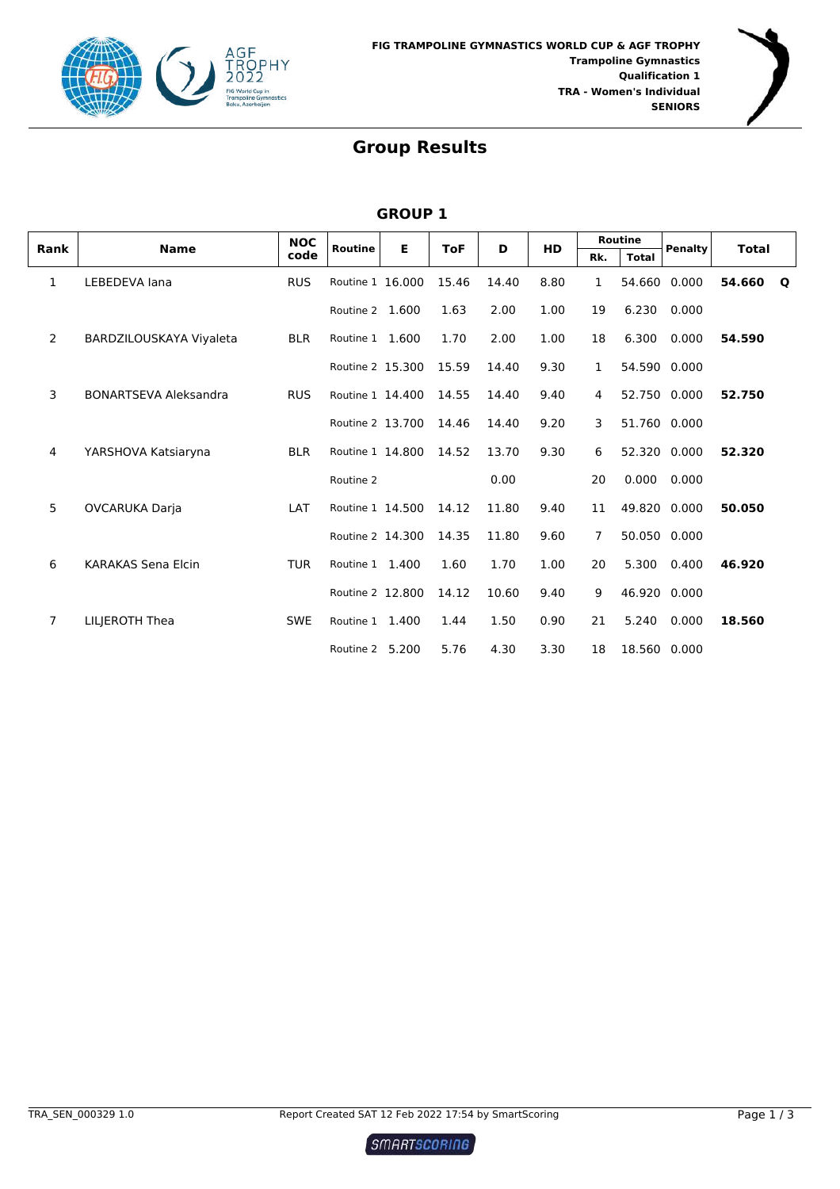**FIG TRAMPOLINE GYMNASTICS WORLD CUP & AGF TROPHY**
**Trampoline Gymnastics**
**Qualification 1**
**TRA - Women's Individual**
**SENIORS**

# Group Results

## GROUP 1

| Rank | Name | NOC code | Routine | E | ToF | D | HD | Routine Rk. | Routine Total | Penalty | Total | |
|---|---|---|---|---|---|---|---|---|---|---|---|---|
| 1 | LEBEDEVA Iana | RUS | Routine 1 | 16.000 | 15.46 | 14.40 | 8.80 | 1 | 54.660 | 0.000 | **54.660** | **Q** |
| | | | Routine 2 | 1.600 | 1.63 | 2.00 | 1.00 | 19 | 6.230 | 0.000 | | |
| 2 | BARDZILOUSKAYA Viyaleta | BLR | Routine 1 | 1.600 | 1.70 | 2.00 | 1.00 | 18 | 6.300 | 0.000 | **54.590** | |
| | | | Routine 2 | 15.300 | 15.59 | 14.40 | 9.30 | 1 | 54.590 | 0.000 | | |
| 3 | BONARTSEVA Aleksandra | RUS | Routine 1 | 14.400 | 14.55 | 14.40 | 9.40 | 4 | 52.750 | 0.000 | **52.750** | |
| | | | Routine 2 | 13.700 | 14.46 | 14.40 | 9.20 | 3 | 51.760 | 0.000 | | |
| 4 | YARSHOVA Katsiaryna | BLR | Routine 1 | 14.800 | 14.52 | 13.70 | 9.30 | 6 | 52.320 | 0.000 | **52.320** | |
| | | | Routine 2 | | | 0.00 | | 20 | 0.000 | 0.000 | | |
| 5 | OVCARUKA Darja | LAT | Routine 1 | 14.500 | 14.12 | 11.80 | 9.40 | 11 | 49.820 | 0.000 | **50.050** | |
| | | | Routine 2 | 14.300 | 14.35 | 11.80 | 9.60 | 7 | 50.050 | 0.000 | | |
| 6 | KARAKAS Sena Elcin | TUR | Routine 1 | 1.400 | 1.60 | 1.70 | 1.00 | 20 | 5.300 | 0.400 | **46.920** | |
| | | | Routine 2 | 12.800 | 14.12 | 10.60 | 9.40 | 9 | 46.920 | 0.000 | | |
| 7 | LILJEROTH Thea | SWE | Routine 1 | 1.400 | 1.44 | 1.50 | 0.90 | 21 | 5.240 | 0.000 | **18.560** | |
| | | | Routine 2 | 5.200 | 5.76 | 4.30 | 3.30 | 18 | 18.560 | 0.000 | | |

TRA_SEN_000329 1.0 Report Created SAT 12 Feb 2022 17:54 by SmartScoring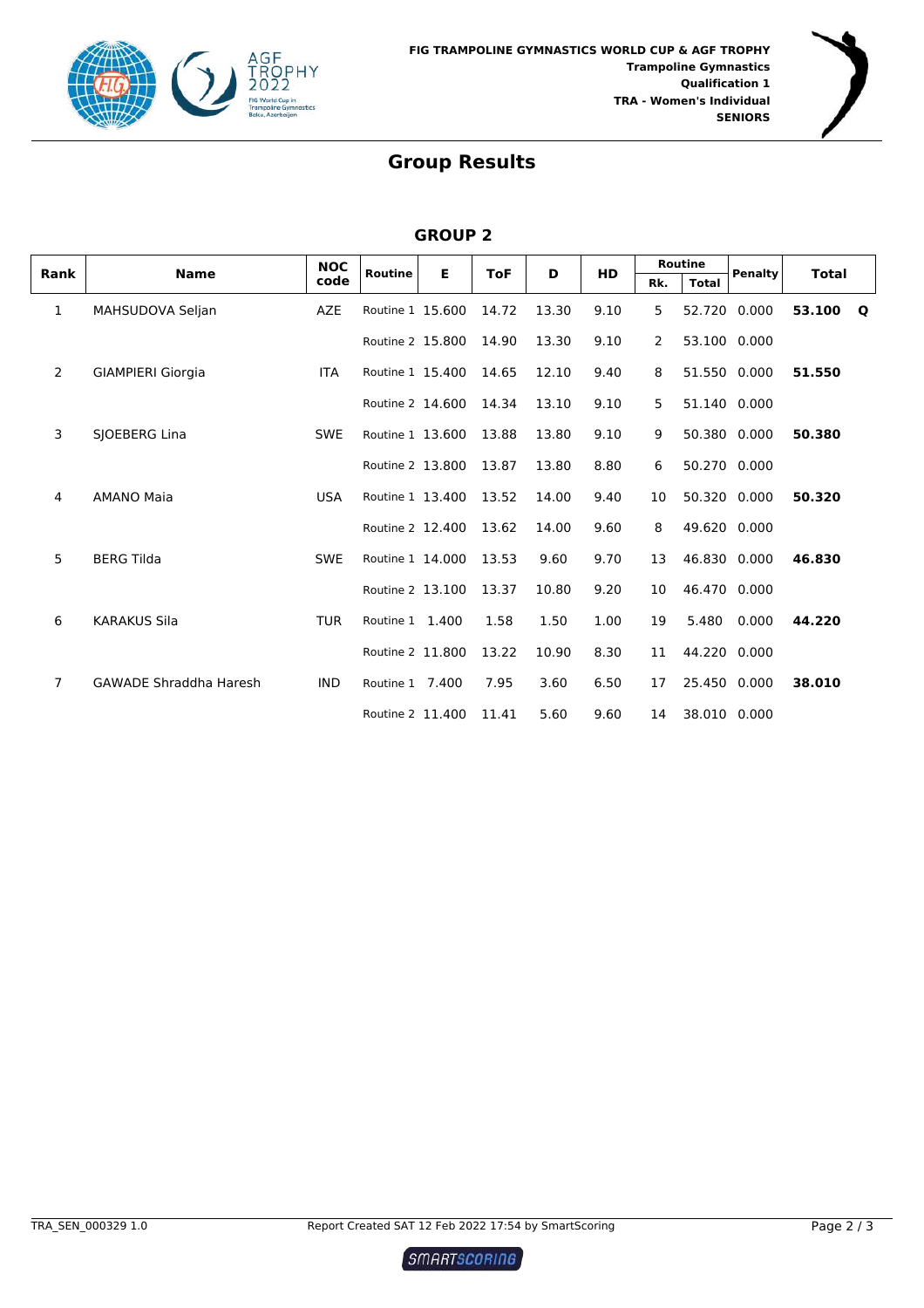**FIG TRAMPOLINE GYMNASTICS WORLD CUP & AGF TROPHY**
**Trampoline Gymnastics**
**Qualification 1**
**TRA - Women's Individual**
**SENIORS**

# Group Results

## GROUP 2

| Rank | Name | NOC code | Routine | E | ToF | D | HD | Routine Rk. | Routine Total | Penalty | Total | |
|---|---|---|---|---|---|---|---|---|---|---|---|---|
| 1 | MAHSUDOVA Seljan | AZE | Routine 1 | 15.600 | 14.72 | 13.30 | 9.10 | 5 | 52.720 | 0.000 | **53.100** | **Q** |
| | | | Routine 2 | 15.800 | 14.90 | 13.30 | 9.10 | 2 | 53.100 | 0.000 | | |
| 2 | GIAMPIERI Giorgia | ITA | Routine 1 | 15.400 | 14.65 | 12.10 | 9.40 | 8 | 51.550 | 0.000 | **51.550** | |
| | | | Routine 2 | 14.600 | 14.34 | 13.10 | 9.10 | 5 | 51.140 | 0.000 | | |
| 3 | SJOEBERG Lina | SWE | Routine 1 | 13.600 | 13.88 | 13.80 | 9.10 | 9 | 50.380 | 0.000 | **50.380** | |
| | | | Routine 2 | 13.800 | 13.87 | 13.80 | 8.80 | 6 | 50.270 | 0.000 | | |
| 4 | AMANO Maia | USA | Routine 1 | 13.400 | 13.52 | 14.00 | 9.40 | 10 | 50.320 | 0.000 | **50.320** | |
| | | | Routine 2 | 12.400 | 13.62 | 14.00 | 9.60 | 8 | 49.620 | 0.000 | | |
| 5 | BERG Tilda | SWE | Routine 1 | 14.000 | 13.53 | 9.60 | 9.70 | 13 | 46.830 | 0.000 | **46.830** | |
| | | | Routine 2 | 13.100 | 13.37 | 10.80 | 9.20 | 10 | 46.470 | 0.000 | | |
| 6 | KARAKUS Sila | TUR | Routine 1 | 1.400 | 1.58 | 1.50 | 1.00 | 19 | 5.480 | 0.000 | **44.220** | |
| | | | Routine 2 | 11.800 | 13.22 | 10.90 | 8.30 | 11 | 44.220 | 0.000 | | |
| 7 | GAWADE Shraddha Haresh | IND | Routine 1 | 7.400 | 7.95 | 3.60 | 6.50 | 17 | 25.450 | 0.000 | **38.010** | |
| | | | Routine 2 | 11.400 | 11.41 | 5.60 | 9.60 | 14 | 38.010 | 0.000 | | |

TRA_SEN_000329 1.0 Report Created SAT 12 Feb 2022 17:54 by SmartScoring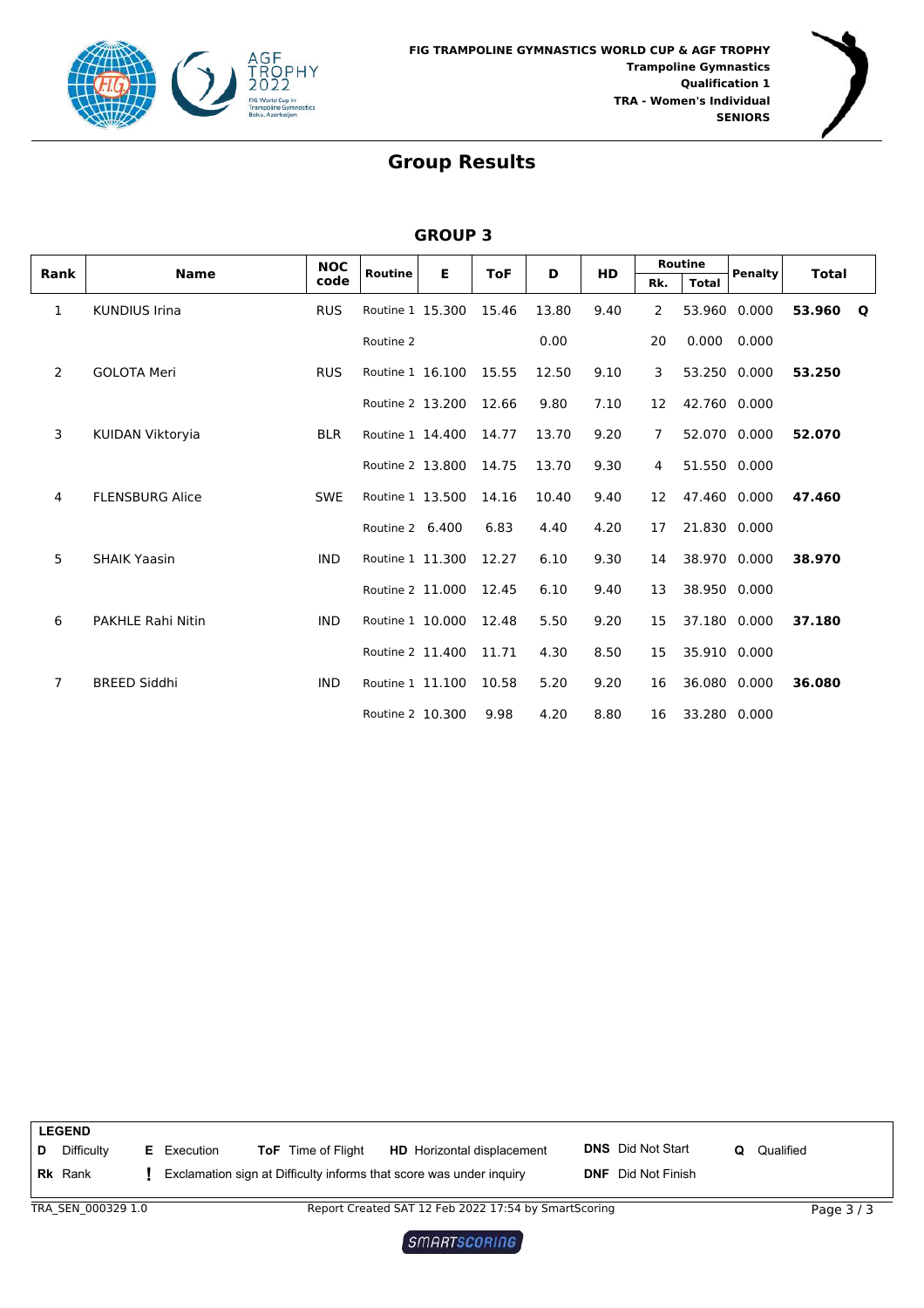FIG TRAMPOLINE GYMNASTICS WORLD CUP & AGF TROPHY
Trampoline Gymnastics
Qualification 1
TRA - Women's Individual
SENIORS

# Group Results

## GROUP 3

| Rank | Name | NOC code | Routine | E | ToF | D | HD | Routine Rk. | Routine Total | Penalty | Total | |
|---|---|---|---|---|---|---|---|---|---|---|---|---|
| 1 | KUNDIUS Irina | RUS | Routine 1 | 15.300 | 15.46 | 13.80 | 9.40 | 2 | 53.960 | 0.000 | **53.960** | Q |
| | | | Routine 2 | | | 0.00 | | 20 | 0.000 | 0.000 | | |
| 2 | GOLOTA Meri | RUS | Routine 1 | 16.100 | 15.55 | 12.50 | 9.10 | 3 | 53.250 | 0.000 | **53.250** | |
| | | | Routine 2 | 13.200 | 12.66 | 9.80 | 7.10 | 12 | 42.760 | 0.000 | | |
| 3 | KUIDAN Viktoryia | BLR | Routine 1 | 14.400 | 14.77 | 13.70 | 9.20 | 7 | 52.070 | 0.000 | **52.070** | |
| | | | Routine 2 | 13.800 | 14.75 | 13.70 | 9.30 | 4 | 51.550 | 0.000 | | |
| 4 | FLENSBURG Alice | SWE | Routine 1 | 13.500 | 14.16 | 10.40 | 9.40 | 12 | 47.460 | 0.000 | **47.460** | |
| | | | Routine 2 | 6.400 | 6.83 | 4.40 | 4.20 | 17 | 21.830 | 0.000 | | |
| 5 | SHAIK Yaasin | IND | Routine 1 | 11.300 | 12.27 | 6.10 | 9.30 | 14 | 38.970 | 0.000 | **38.970** | |
| | | | Routine 2 | 11.000 | 12.45 | 6.10 | 9.40 | 13 | 38.950 | 0.000 | | |
| 6 | PAKHLE Rahi Nitin | IND | Routine 1 | 10.000 | 12.48 | 5.50 | 9.20 | 15 | 37.180 | 0.000 | **37.180** | |
| | | | Routine 2 | 11.400 | 11.71 | 4.30 | 8.50 | 15 | 35.910 | 0.000 | | |
| 7 | BREED Siddhi | IND | Routine 1 | 11.100 | 10.58 | 5.20 | 9.20 | 16 | 36.080 | 0.000 | **36.080** | |
| | | | Routine 2 | 10.300 | 9.98 | 4.20 | 8.80 | 16 | 33.280 | 0.000 | | |

**LEGEND**

| | | | | |
|---|---|---|---|---|
| **D** Difficulty | **E** Execution | **ToF** Time of Flight | **HD** Horizontal displacement | **DNS** Did Not Start | **Q** Qualified |
| **Rk** Rank | **!** Exclamation sign at Difficulty informs that score was under inquiry | | | **DNF** Did Not Finish | |

TRA_SEN_000329 1.0 — Report Created SAT 12 Feb 2022 17:54 by SmartScoring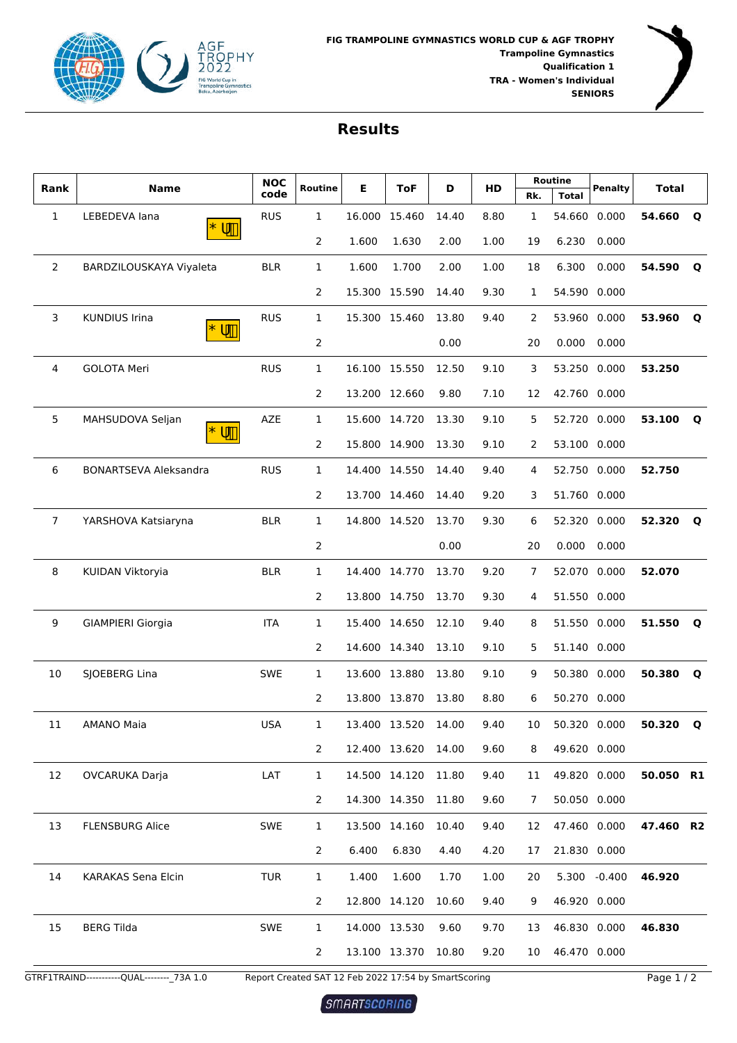FIG TRAMPOLINE GYMNASTICS WORLD CUP & AGF TROPHY
Trampoline Gymnastics
Qualification 1
TRA - Women's Individual
SENIORS

# Results

| Rank | Name | NOC code | Routine | E | ToF | D | HD | Routine Rk. | Routine Total | Penalty | Total | |
|---|---|---|---|---|---|---|---|---|---|---|---|---|
| 1 | LEBEDEVA Iana * U | RUS | 1 | 16.000 | 15.460 | 14.40 | 8.80 | 1 | 54.660 | 0.000 | **54.660** | **Q** |
| | | | 2 | 1.600 | 1.630 | 2.00 | 1.00 | 19 | 6.230 | 0.000 | | |
| 2 | BARDZILOUSKAYA Viyaleta | BLR | 1 | 1.600 | 1.700 | 2.00 | 1.00 | 18 | 6.300 | 0.000 | **54.590** | **Q** |
| | | | 2 | 15.300 | 15.590 | 14.40 | 9.30 | 1 | 54.590 | 0.000 | | |
| 3 | KUNDIUS Irina * U | RUS | 1 | 15.300 | 15.460 | 13.80 | 9.40 | 2 | 53.960 | 0.000 | **53.960** | **Q** |
| | | | 2 | | | 0.00 | | 20 | 0.000 | 0.000 | | |
| 4 | GOLOTA Meri | RUS | 1 | 16.100 | 15.550 | 12.50 | 9.10 | 3 | 53.250 | 0.000 | **53.250** | |
| | | | 2 | 13.200 | 12.660 | 9.80 | 7.10 | 12 | 42.760 | 0.000 | | |
| 5 | MAHSUDOVA Seljan * U | AZE | 1 | 15.600 | 14.720 | 13.30 | 9.10 | 5 | 52.720 | 0.000 | **53.100** | **Q** |
| | | | 2 | 15.800 | 14.900 | 13.30 | 9.10 | 2 | 53.100 | 0.000 | | |
| 6 | BONARTSEVA Aleksandra | RUS | 1 | 14.400 | 14.550 | 14.40 | 9.40 | 4 | 52.750 | 0.000 | **52.750** | |
| | | | 2 | 13.700 | 14.460 | 14.40 | 9.20 | 3 | 51.760 | 0.000 | | |
| 7 | YARSHOVA Katsiaryna | BLR | 1 | 14.800 | 14.520 | 13.70 | 9.30 | 6 | 52.320 | 0.000 | **52.320** | **Q** |
| | | | 2 | | | 0.00 | | 20 | 0.000 | 0.000 | | |
| 8 | KUIDAN Viktoryia | BLR | 1 | 14.400 | 14.770 | 13.70 | 9.20 | 7 | 52.070 | 0.000 | **52.070** | |
| | | | 2 | 13.800 | 14.750 | 13.70 | 9.30 | 4 | 51.550 | 0.000 | | |
| 9 | GIAMPIERI Giorgia | ITA | 1 | 15.400 | 14.650 | 12.10 | 9.40 | 8 | 51.550 | 0.000 | **51.550** | **Q** |
| | | | 2 | 14.600 | 14.340 | 13.10 | 9.10 | 5 | 51.140 | 0.000 | | |
| 10 | SJOEBERG Lina | SWE | 1 | 13.600 | 13.880 | 13.80 | 9.10 | 9 | 50.380 | 0.000 | **50.380** | **Q** |
| | | | 2 | 13.800 | 13.870 | 13.80 | 8.80 | 6 | 50.270 | 0.000 | | |
| 11 | AMANO Maia | USA | 1 | 13.400 | 13.520 | 14.00 | 9.40 | 10 | 50.320 | 0.000 | **50.320** | **Q** |
| | | | 2 | 12.400 | 13.620 | 14.00 | 9.60 | 8 | 49.620 | 0.000 | | |
| 12 | OVCARUKA Darja | LAT | 1 | 14.500 | 14.120 | 11.80 | 9.40 | 11 | 49.820 | 0.000 | **50.050** | **R1** |
| | | | 2 | 14.300 | 14.350 | 11.80 | 9.60 | 7 | 50.050 | 0.000 | | |
| 13 | FLENSBURG Alice | SWE | 1 | 13.500 | 14.160 | 10.40 | 9.40 | 12 | 47.460 | 0.000 | **47.460** | **R2** |
| | | | 2 | 6.400 | 6.830 | 4.40 | 4.20 | 17 | 21.830 | 0.000 | | |
| 14 | KARAKAS Sena Elcin | TUR | 1 | 1.400 | 1.600 | 1.70 | 1.00 | 20 | 5.300 | -0.400 | **46.920** | |
| | | | 2 | 12.800 | 14.120 | 10.60 | 9.40 | 9 | 46.920 | 0.000 | | |
| 15 | BERG Tilda | SWE | 1 | 14.000 | 13.530 | 9.60 | 9.70 | 13 | 46.830 | 0.000 | **46.830** | |
| | | | 2 | 13.100 | 13.370 | 10.80 | 9.20 | 10 | 46.470 | 0.000 | | |

GTRF1TRAIND-----------QUAL--------_73A 1.0    Report Created SAT 12 Feb 2022 17:54 by SmartScoring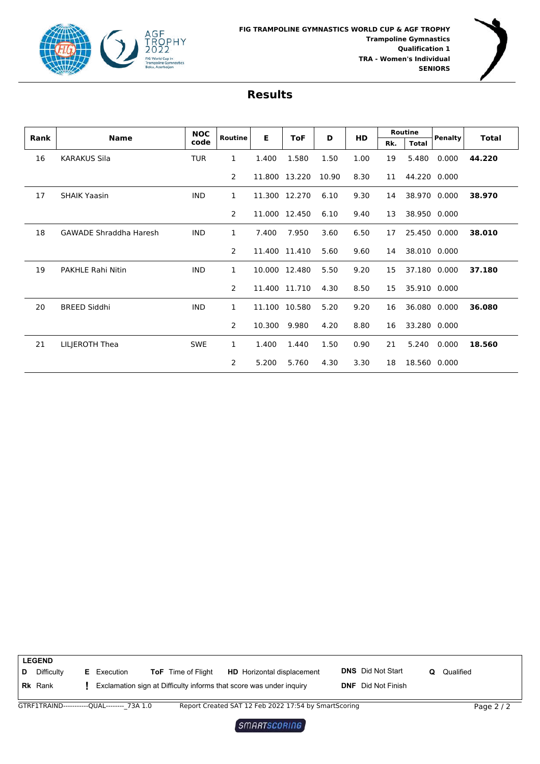FIG TRAMPOLINE GYMNASTICS WORLD CUP & AGF TROPHY
Trampoline Gymnastics
Qualification 1
TRA - Women's Individual
SENIORS

# Results

| Rank | Name | NOC code | Routine | E | ToF | D | HD | Routine Rk. | Routine Total | Penalty | Total |
|---|---|---|---|---|---|---|---|---|---|---|---|
| 16 | KARAKUS Sila | TUR | 1 | 1.400 | 1.580 | 1.50 | 1.00 | 19 | 5.480 | 0.000 | **44.220** |
| | | | 2 | 11.800 | 13.220 | 10.90 | 8.30 | 11 | 44.220 | 0.000 | |
| 17 | SHAIK Yaasin | IND | 1 | 11.300 | 12.270 | 6.10 | 9.30 | 14 | 38.970 | 0.000 | **38.970** |
| | | | 2 | 11.000 | 12.450 | 6.10 | 9.40 | 13 | 38.950 | 0.000 | |
| 18 | GAWADE Shraddha Haresh | IND | 1 | 7.400 | 7.950 | 3.60 | 6.50 | 17 | 25.450 | 0.000 | **38.010** |
| | | | 2 | 11.400 | 11.410 | 5.60 | 9.60 | 14 | 38.010 | 0.000 | |
| 19 | PAKHLE Rahi Nitin | IND | 1 | 10.000 | 12.480 | 5.50 | 9.20 | 15 | 37.180 | 0.000 | **37.180** |
| | | | 2 | 11.400 | 11.710 | 4.30 | 8.50 | 15 | 35.910 | 0.000 | |
| 20 | BREED Siddhi | IND | 1 | 11.100 | 10.580 | 5.20 | 9.20 | 16 | 36.080 | 0.000 | **36.080** |
| | | | 2 | 10.300 | 9.980 | 4.20 | 8.80 | 16 | 33.280 | 0.000 | |
| 21 | LILJEROTH Thea | SWE | 1 | 1.400 | 1.440 | 1.50 | 0.90 | 21 | 5.240 | 0.000 | **18.560** |
| | | | 2 | 5.200 | 5.760 | 4.30 | 3.30 | 18 | 18.560 | 0.000 | |

**LEGEND**

| | | | | | |
|---|---|---|---|---|---|
| **D** Difficulty | **E** Execution | **ToF** Time of Flight | **HD** Horizontal displacement | **DNS** Did Not Start | **Q** Qualified |
| **Rk** Rank | **!** Exclamation sign at Difficulty informs that score was under inquiry | | | **DNF** Did Not Finish | |

GTRF1TRAIND-----------QUAL--------_73A 1.0 Report Created SAT 12 Feb 2022 17:54 by SmartScoring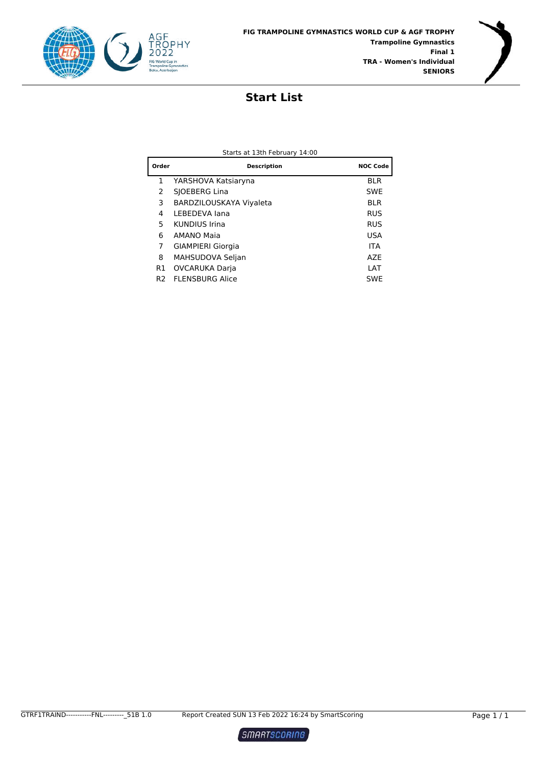**FIG TRAMPOLINE GYMNASTICS WORLD CUP & AGF TROPHY**
**Trampoline Gymnastics**
**Final 1**
**TRA - Women's Individual**
**SENIORS**

# Start List

Starts at 13th February 14:00

| Order | Description | NOC Code |
|---|---|---|
| 1 | YARSHOVA Katsiaryna | BLR |
| 2 | SJOEBERG Lina | SWE |
| 3 | BARDZILOUSKAYA Viyaleta | BLR |
| 4 | LEBEDEVA Iana | RUS |
| 5 | KUNDIUS Irina | RUS |
| 6 | AMANO Maia | USA |
| 7 | GIAMPIERI Giorgia | ITA |
| 8 | MAHSUDOVA Seljan | AZE |
| R1 | OVCARUKA Darja | LAT |
| R2 | FLENSBURG Alice | SWE |

GTRF1TRAIND-----------FNL---------_51B 1.0 Report Created SUN 13 Feb 2022 16:24 by SmartScoring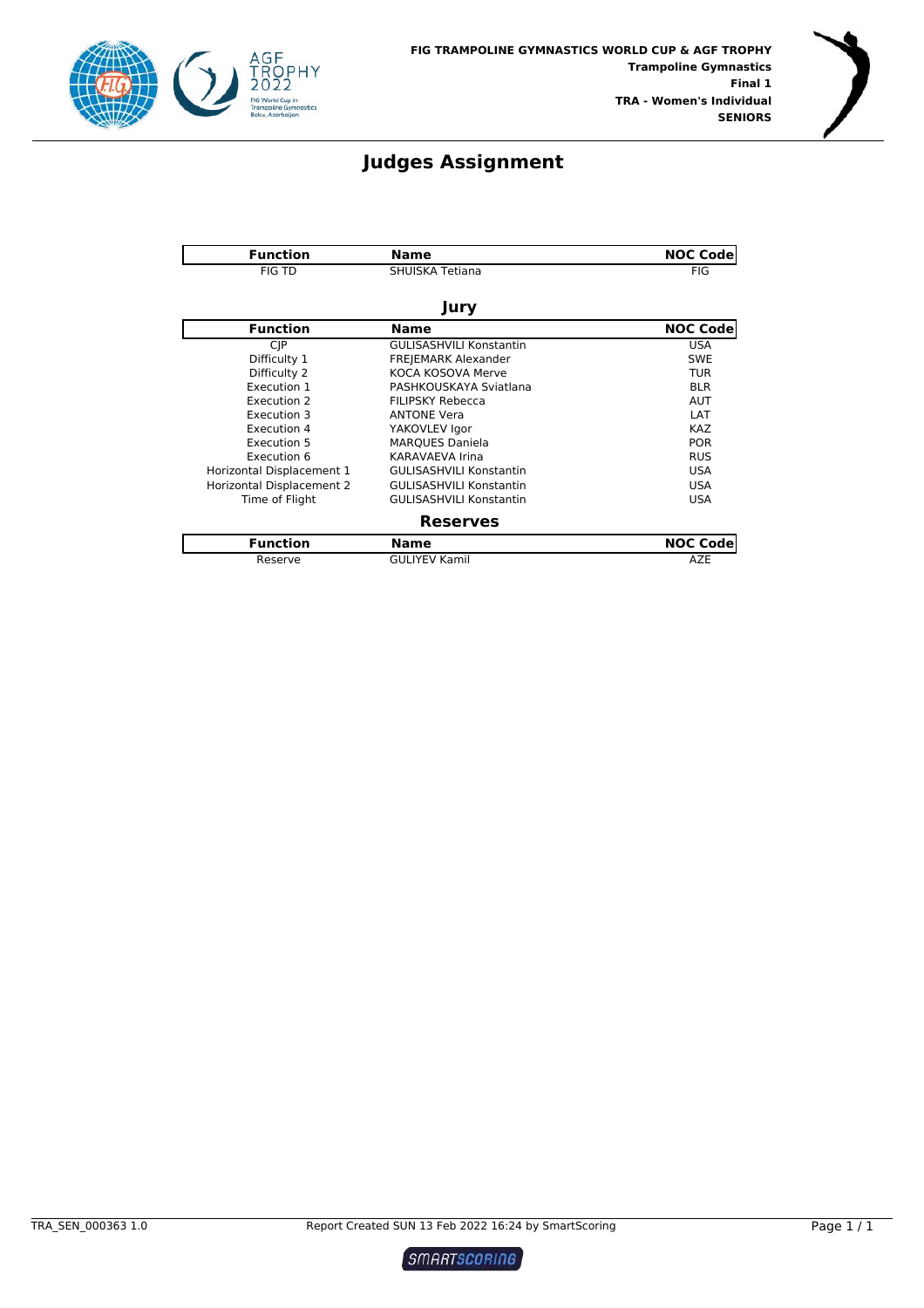FIG TRAMPOLINE GYMNASTICS WORLD CUP & AGF TROPHY
Trampoline Gymnastics
Final 1
TRA - Women's Individual
SENIORS

# Judges Assignment

| Function | Name | NOC Code |
| --- | --- | --- |
| FIG TD | SHUISKA Tetiana | FIG |

## Jury

| Function | Name | NOC Code |
| --- | --- | --- |
| CJP | GULISASHVILI Konstantin | USA |
| Difficulty 1 | FREJEMARK Alexander | SWE |
| Difficulty 2 | KOCA KOSOVA Merve | TUR |
| Execution 1 | PASHKOUSKAYA Sviatlana | BLR |
| Execution 2 | FILIPSKY Rebecca | AUT |
| Execution 3 | ANTONE Vera | LAT |
| Execution 4 | YAKOVLEV Igor | KAZ |
| Execution 5 | MARQUES Daniela | POR |
| Execution 6 | KARAVAEVA Irina | RUS |
| Horizontal Displacement 1 | GULISASHVILI Konstantin | USA |
| Horizontal Displacement 2 | GULISASHVILI Konstantin | USA |
| Time of Flight | GULISASHVILI Konstantin | USA |

## Reserves

| Function | Name | NOC Code |
| --- | --- | --- |
| Reserve | GULIYEV Kamil | AZE |

TRA_SEN_000363 1.0 Report Created SUN 13 Feb 2022 16:24 by SmartScoring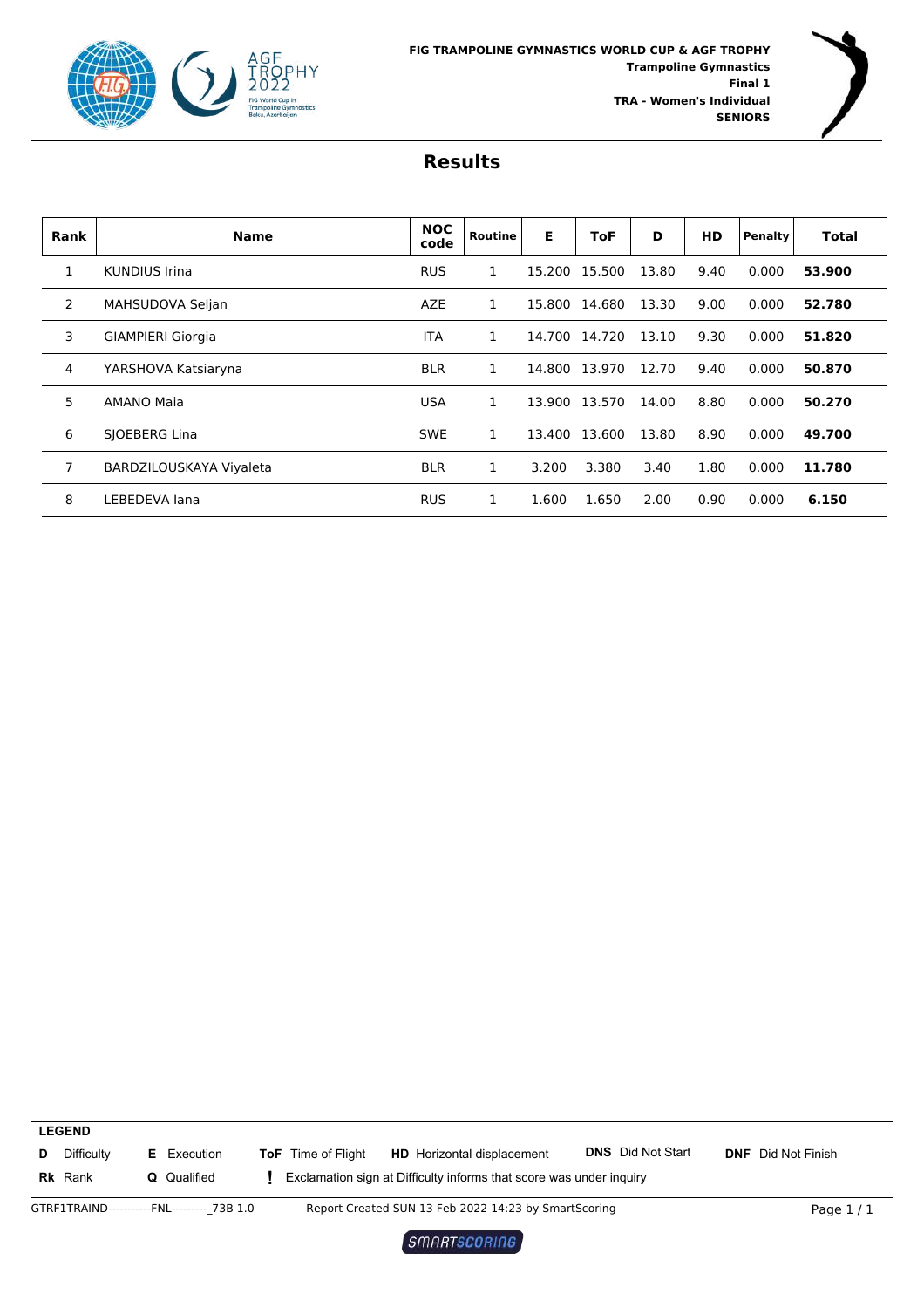**FIG TRAMPOLINE GYMNASTICS WORLD CUP & AGF TROPHY**
**Trampoline Gymnastics**
**Final 1**
**TRA - Women's Individual**
**SENIORS**

# Results

| Rank | Name | NOC code | Routine | E | ToF | D | HD | Penalty | Total |
|---|---|---|---|---|---|---|---|---|---|
| 1 | KUNDIUS Irina | RUS | 1 | 15.200 | 15.500 | 13.80 | 9.40 | 0.000 | **53.900** |
| 2 | MAHSUDOVA Seljan | AZE | 1 | 15.800 | 14.680 | 13.30 | 9.00 | 0.000 | **52.780** |
| 3 | GIAMPIERI Giorgia | ITA | 1 | 14.700 | 14.720 | 13.10 | 9.30 | 0.000 | **51.820** |
| 4 | YARSHOVA Katsiaryna | BLR | 1 | 14.800 | 13.970 | 12.70 | 9.40 | 0.000 | **50.870** |
| 5 | AMANO Maia | USA | 1 | 13.900 | 13.570 | 14.00 | 8.80 | 0.000 | **50.270** |
| 6 | SJOEBERG Lina | SWE | 1 | 13.400 | 13.600 | 13.80 | 8.90 | 0.000 | **49.700** |
| 7 | BARDZILOUSKAYA Viyaleta | BLR | 1 | 3.200 | 3.380 | 3.40 | 1.80 | 0.000 | **11.780** |
| 8 | LEBEDEVA Iana | RUS | 1 | 1.600 | 1.650 | 2.00 | 0.90 | 0.000 | **6.150** |

**LEGEND**

| | | | | | |
|---|---|---|---|---|---|
| **D** Difficulty | **E** Execution | **ToF** Time of Flight | **HD** Horizontal displacement | **DNS** Did Not Start | **DNF** Did Not Finish |
| **Rk** Rank | **Q** Qualified | **!** Exclamation sign at Difficulty informs that score was under inquiry | | | |

GTRF1TRAIND-----------FNL---------_73B 1.0 Report Created SUN 13 Feb 2022 14:23 by SmartScoring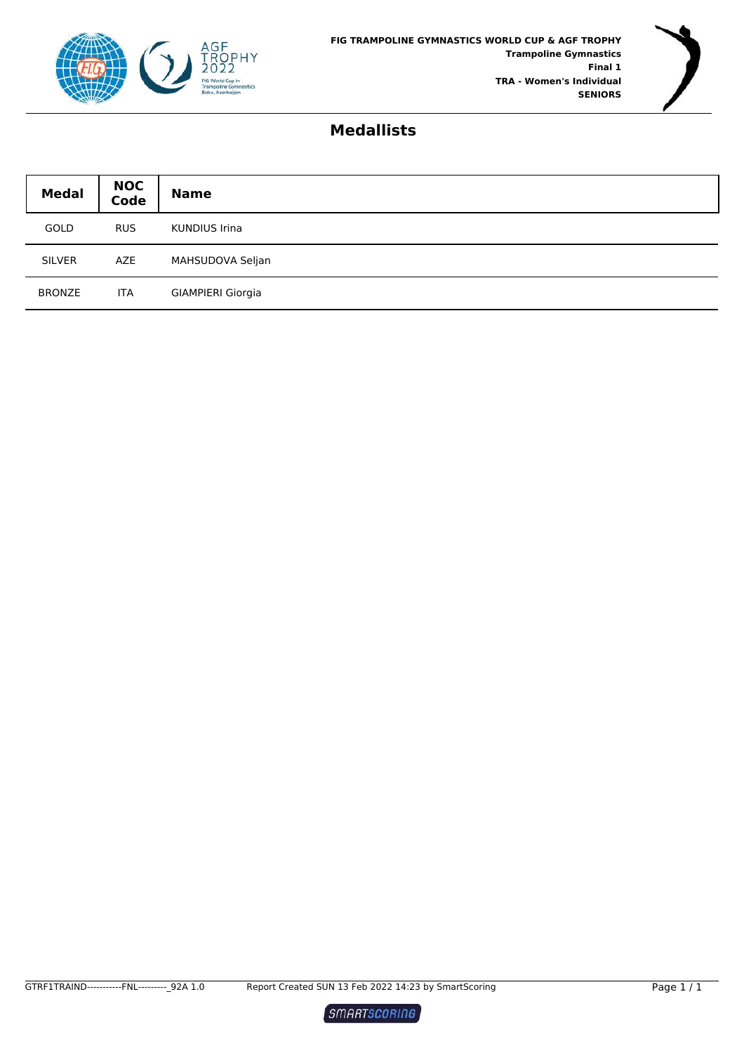FIG TRAMPOLINE GYMNASTICS WORLD CUP & AGF TROPHY
**Trampoline Gymnastics**
**Final 1**
**TRA - Women's Individual**
**SENIORS**

# Medallists

| Medal | NOC Code | Name |
|---|---|---|
| GOLD | RUS | KUNDIUS Irina |
| SILVER | AZE | MAHSUDOVA Seljan |
| BRONZE | ITA | GIAMPIERI Giorgia |

GTRF1TRAIND-----------FNL---------_92A 1.0 Report Created SUN 13 Feb 2022 14:23 by SmartScoring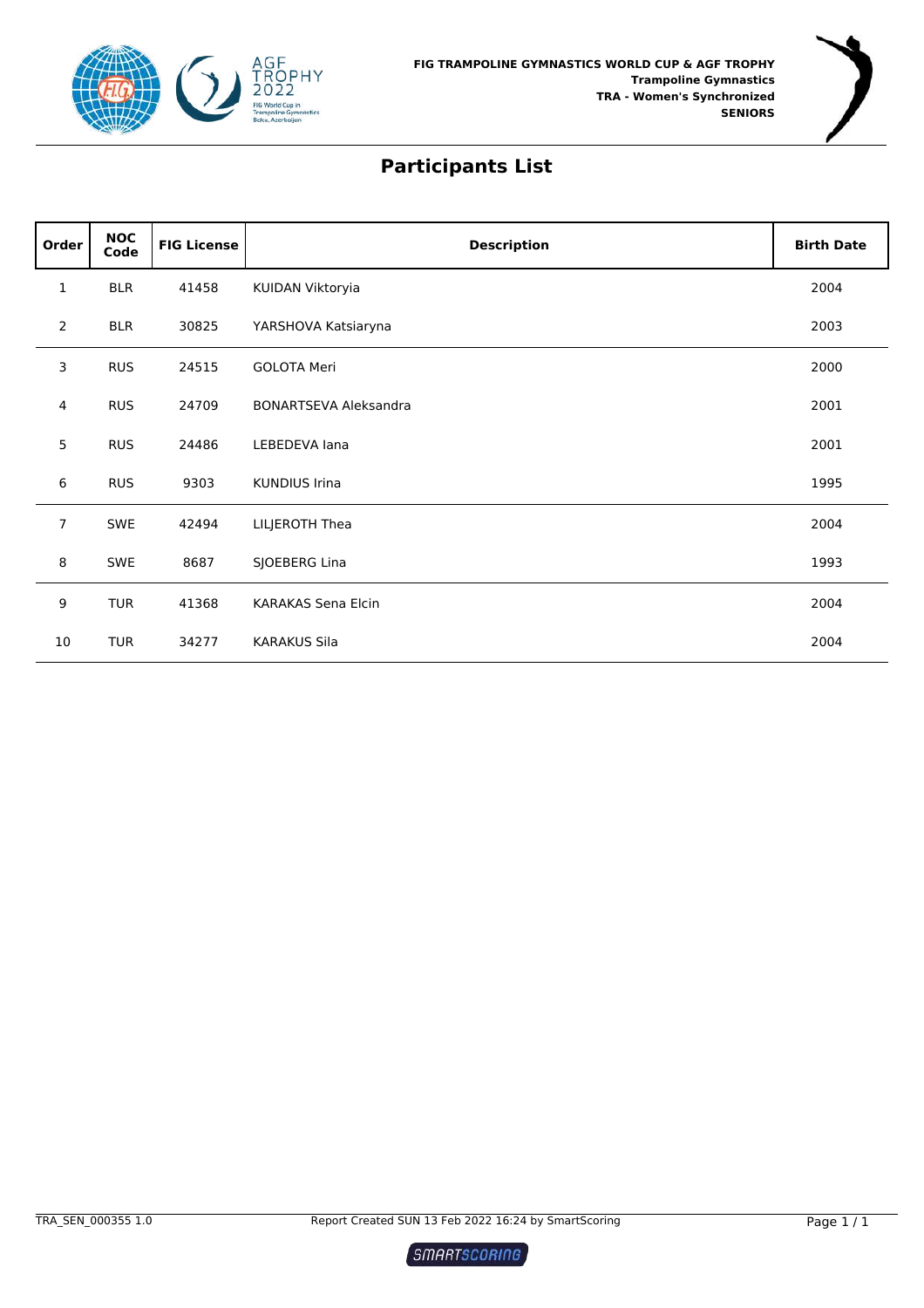FIG TRAMPOLINE GYMNASTICS WORLD CUP & AGF TROPHY
Trampoline Gymnastics
TRA - Women's Synchronized
SENIORS

# Participants List

| Order | NOC Code | FIG License | Description | Birth Date |
|---|---|---|---|---|
| 1 | BLR | 41458 | KUIDAN Viktoryia | 2004 |
| 2 | BLR | 30825 | YARSHOVA Katsiaryna | 2003 |
| 3 | RUS | 24515 | GOLOTA Meri | 2000 |
| 4 | RUS | 24709 | BONARTSEVA Aleksandra | 2001 |
| 5 | RUS | 24486 | LEBEDEVA Iana | 2001 |
| 6 | RUS | 9303 | KUNDIUS Irina | 1995 |
| 7 | SWE | 42494 | LILJEROTH Thea | 2004 |
| 8 | SWE | 8687 | SJOEBERG Lina | 1993 |
| 9 | TUR | 41368 | KARAKAS Sena Elcin | 2004 |
| 10 | TUR | 34277 | KARAKUS Sila | 2004 |

TRA_SEN_000355 1.0 Report Created SUN 13 Feb 2022 16:24 by SmartScoring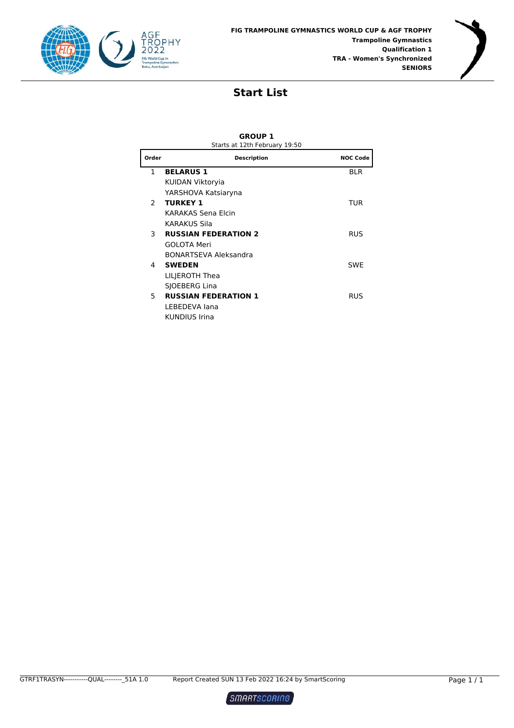**FIG TRAMPOLINE GYMNASTICS WORLD CUP & AGF TROPHY**
**Trampoline Gymnastics**
**Qualification 1**
**TRA - Women's Synchronized**
**SENIORS**

# Start List

**GROUP 1**
Starts at 12th February 19:50

| Order | Description | NOC Code |
|---|---|---|
| 1 | **BELARUS 1** | BLR |
| | KUIDAN Viktoryia | |
| | YARSHOVA Katsiaryna | |
| 2 | **TURKEY 1** | TUR |
| | KARAKAS Sena Elcin | |
| | KARAKUS Sila | |
| 3 | **RUSSIAN FEDERATION 2** | RUS |
| | GOLOTA Meri | |
| | BONARTSEVA Aleksandra | |
| 4 | **SWEDEN** | SWE |
| | LILJEROTH Thea | |
| | SJOEBERG Lina | |
| 5 | **RUSSIAN FEDERATION 1** | RUS |
| | LEBEDEVA Iana | |
| | KUNDIUS Irina | |

GTRF1TRASYN-----------QUAL--------_51A 1.0 Report Created SUN 13 Feb 2022 16:24 by SmartScoring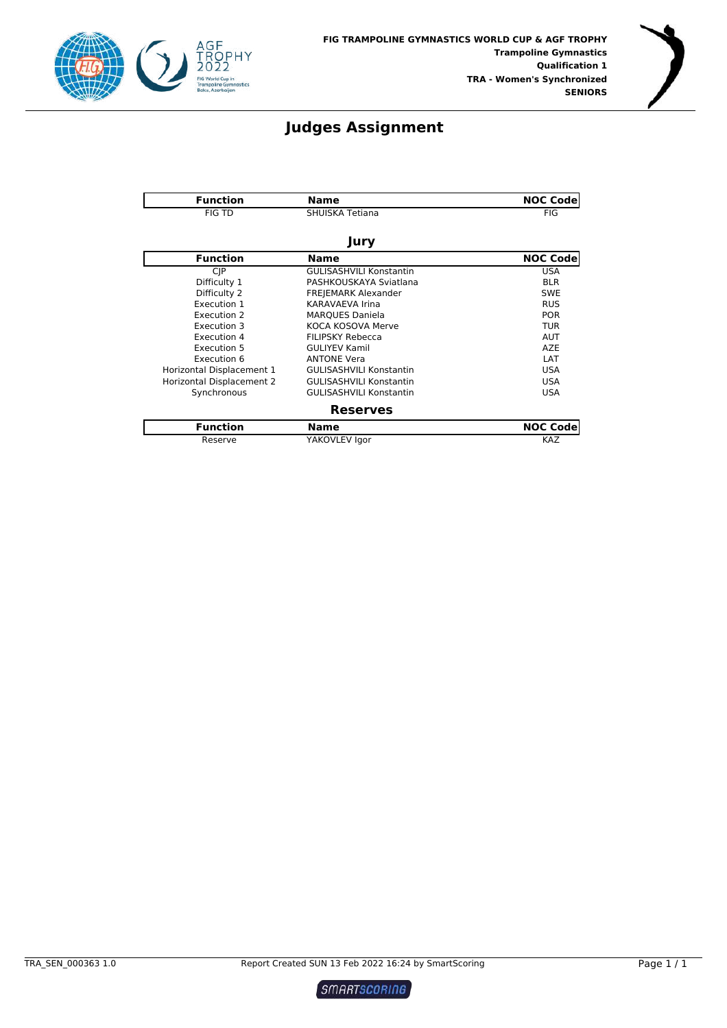FIG TRAMPOLINE GYMNASTICS WORLD CUP & AGF TROPHY
Trampoline Gymnastics
Qualification 1
TRA - Women's Synchronized
SENIORS

# Judges Assignment

| Function | Name | NOC Code |
|---|---|---|
| FIG TD | SHUISKA Tetiana | FIG |

## Jury

| Function | Name | NOC Code |
|---|---|---|
| CJP | GULISASHVILI Konstantin | USA |
| Difficulty 1 | PASHKOUSKAYA Sviatlana | BLR |
| Difficulty 2 | FREJEMARK Alexander | SWE |
| Execution 1 | KARAVAEVA Irina | RUS |
| Execution 2 | MARQUES Daniela | POR |
| Execution 3 | KOCA KOSOVA Merve | TUR |
| Execution 4 | FILIPSKY Rebecca | AUT |
| Execution 5 | GULIYEV Kamil | AZE |
| Execution 6 | ANTONE Vera | LAT |
| Horizontal Displacement 1 | GULISASHVILI Konstantin | USA |
| Horizontal Displacement 2 | GULISASHVILI Konstantin | USA |
| Synchronous | GULISASHVILI Konstantin | USA |

## Reserves

| Function | Name | NOC Code |
|---|---|---|
| Reserve | YAKOVLEV Igor | KAZ |

TRA_SEN_000363 1.0 Report Created SUN 13 Feb 2022 16:24 by SmartScoring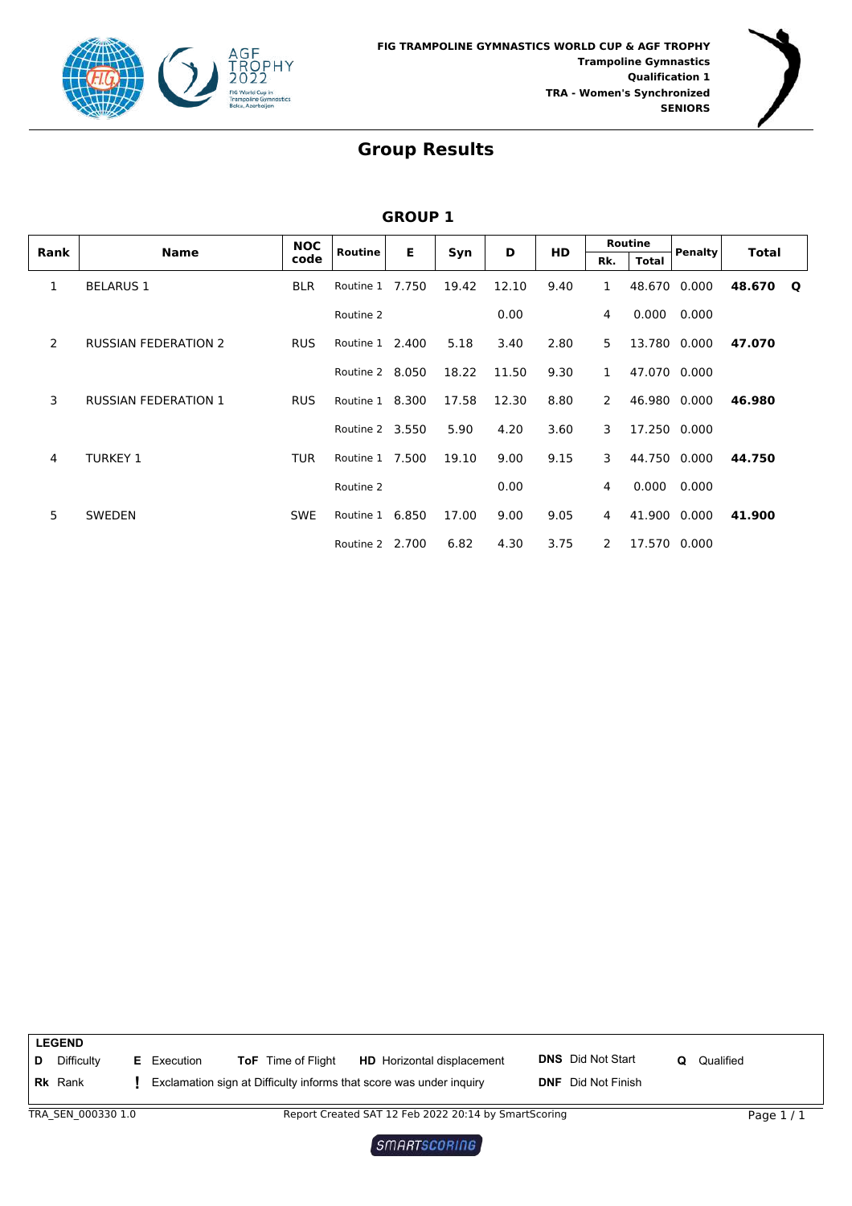**FIG TRAMPOLINE GYMNASTICS WORLD CUP & AGF TROPHY**
**Trampoline Gymnastics**
**Qualification 1**
**TRA - Women's Synchronized**
**SENIORS**

# Group Results

## GROUP 1

| Rank | Name | NOC code | Routine | E | Syn | D | HD | Routine Rk. | Routine Total | Penalty | Total | |
|---|---|---|---|---|---|---|---|---|---|---|---|---|
| 1 | BELARUS 1 | BLR | Routine 1 | 7.750 | 19.42 | 12.10 | 9.40 | 1 | 48.670 | 0.000 | **48.670** | Q |
| | | | Routine 2 | | | 0.00 | | 4 | 0.000 | 0.000 | | |
| 2 | RUSSIAN FEDERATION 2 | RUS | Routine 1 | 2.400 | 5.18 | 3.40 | 2.80 | 5 | 13.780 | 0.000 | **47.070** | |
| | | | Routine 2 | 8.050 | 18.22 | 11.50 | 9.30 | 1 | 47.070 | 0.000 | | |
| 3 | RUSSIAN FEDERATION 1 | RUS | Routine 1 | 8.300 | 17.58 | 12.30 | 8.80 | 2 | 46.980 | 0.000 | **46.980** | |
| | | | Routine 2 | 3.550 | 5.90 | 4.20 | 3.60 | 3 | 17.250 | 0.000 | | |
| 4 | TURKEY 1 | TUR | Routine 1 | 7.500 | 19.10 | 9.00 | 9.15 | 3 | 44.750 | 0.000 | **44.750** | |
| | | | Routine 2 | | | 0.00 | | 4 | 0.000 | 0.000 | | |
| 5 | SWEDEN | SWE | Routine 1 | 6.850 | 17.00 | 9.00 | 9.05 | 4 | 41.900 | 0.000 | **41.900** | |
| | | | Routine 2 | 2.700 | 6.82 | 4.30 | 3.75 | 2 | 17.570 | 0.000 | | |

**LEGEND**

| | | | | | |
|---|---|---|---|---|---|
| **D** Difficulty | **E** Execution | **ToF** Time of Flight | **HD** Horizontal displacement | **DNS** Did Not Start | **Q** Qualified |
| **Rk** Rank | **!** Exclamation sign at Difficulty informs that score was under inquiry | | | **DNF** Did Not Finish | |

TRA_SEN_000330 1.0 — Report Created SAT 12 Feb 2022 20:14 by SmartScoring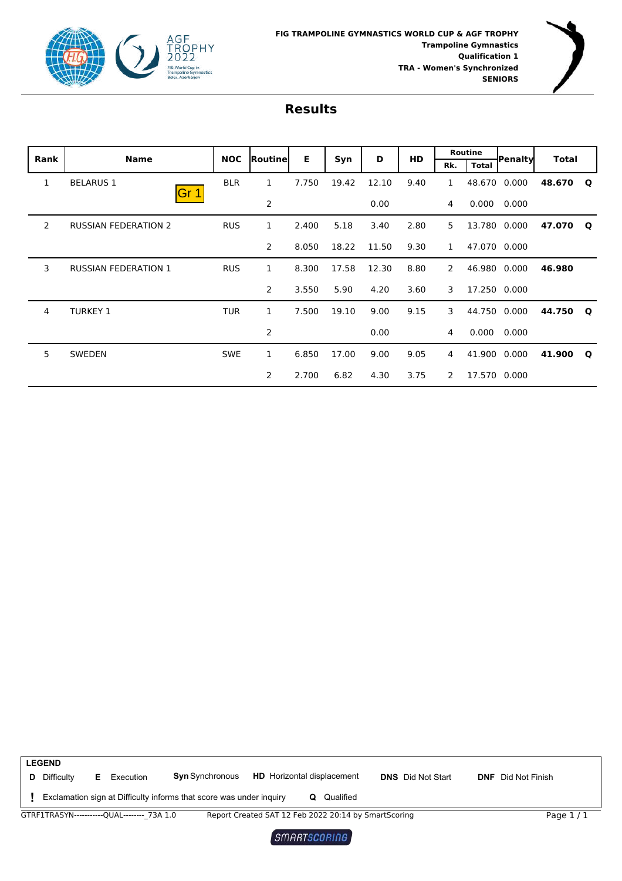**FIG TRAMPOLINE GYMNASTICS WORLD CUP & AGF TROPHY**
**Trampoline Gymnastics**
**Qualification 1**
**TRA - Women's Synchronized**
**SENIORS**

# Results

| Rank | Name | NOC | Routine | E | Syn | D | HD | Routine Rk. | Routine Total | Penalty | Total | |
|---|---|---|---|---|---|---|---|---|---|---|---|---|
| 1 | BELARUS 1 Gr 1 | BLR | 1 | 7.750 | 19.42 | 12.10 | 9.40 | 1 | 48.670 | 0.000 | **48.670** | **Q** |
| | | | 2 | | | 0.00 | | 4 | 0.000 | 0.000 | | |
| 2 | RUSSIAN FEDERATION 2 | RUS | 1 | 2.400 | 5.18 | 3.40 | 2.80 | 5 | 13.780 | 0.000 | **47.070** | **Q** |
| | | | 2 | 8.050 | 18.22 | 11.50 | 9.30 | 1 | 47.070 | 0.000 | | |
| 3 | RUSSIAN FEDERATION 1 | RUS | 1 | 8.300 | 17.58 | 12.30 | 8.80 | 2 | 46.980 | 0.000 | **46.980** | |
| | | | 2 | 3.550 | 5.90 | 4.20 | 3.60 | 3 | 17.250 | 0.000 | | |
| 4 | TURKEY 1 | TUR | 1 | 7.500 | 19.10 | 9.00 | 9.15 | 3 | 44.750 | 0.000 | **44.750** | **Q** |
| | | | 2 | | | 0.00 | | 4 | 0.000 | 0.000 | | |
| 5 | SWEDEN | SWE | 1 | 6.850 | 17.00 | 9.00 | 9.05 | 4 | 41.900 | 0.000 | **41.900** | **Q** |
| | | | 2 | 2.700 | 6.82 | 4.30 | 3.75 | 2 | 17.570 | 0.000 | | |

**LEGEND**

**D** Difficulty **E** Execution **Syn** Synchronous **HD** Horizontal displacement **DNS** Did Not Start **DNF** Did Not Finish

**!** Exclamation sign at Difficulty informs that score was under inquiry **Q** Qualified

GTRF1TRASYN-----------QUAL--------_73A 1.0 Report Created SAT 12 Feb 2022 20:14 by SmartScoring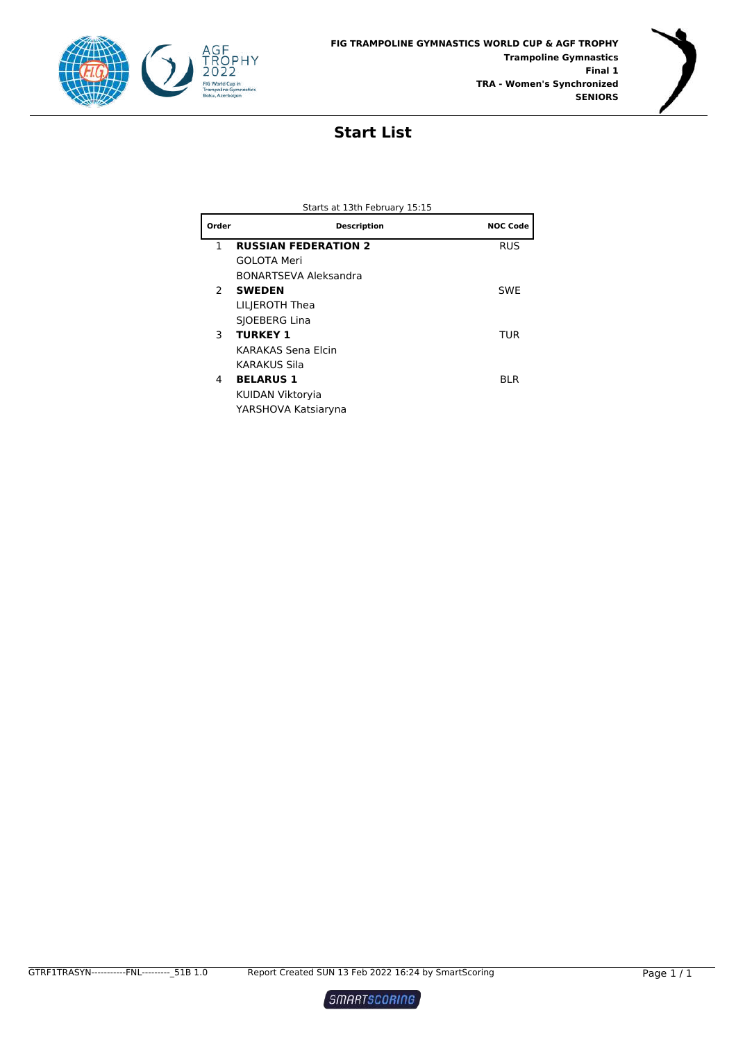FIG TRAMPOLINE GYMNASTICS WORLD CUP & AGF TROPHY
Trampoline Gymnastics
Final 1
TRA - Women's Synchronized
SENIORS

# Start List

Starts at 13th February 15:15

| Order | Description | NOC Code |
|---|---|---|
| 1 | **RUSSIAN FEDERATION 2** | RUS |
| | GOLOTA Meri | |
| | BONARTSEVA Aleksandra | |
| 2 | **SWEDEN** | SWE |
| | LILJEROTH Thea | |
| | SJOEBERG Lina | |
| 3 | **TURKEY 1** | TUR |
| | KARAKAS Sena Elcin | |
| | KARAKUS Sila | |
| 4 | **BELARUS 1** | BLR |
| | KUIDAN Viktoryia | |
| | YARSHOVA Katsiaryna | |

GTRF1TRASYN-----------FNL---------_51B 1.0 Report Created SUN 13 Feb 2022 16:24 by SmartScoring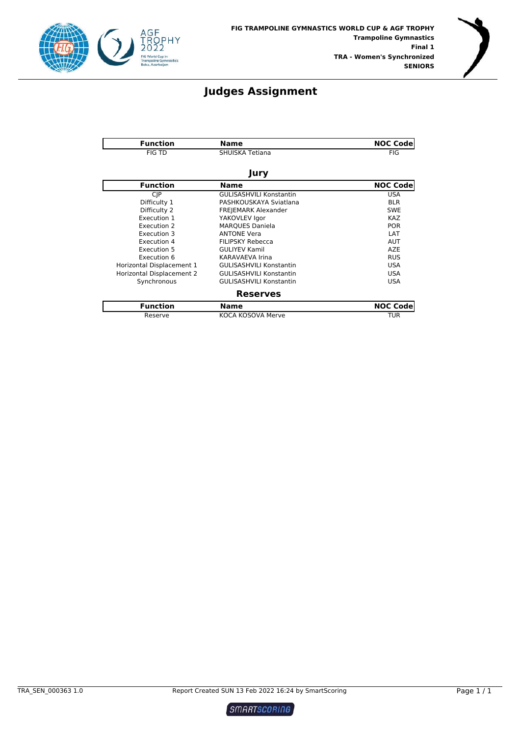**FIG TRAMPOLINE GYMNASTICS WORLD CUP & AGF TROPHY**
**Trampoline Gymnastics**
**Final 1**
**TRA - Women's Synchronized**
**SENIORS**

# Judges Assignment

| Function | Name | NOC Code |
|---|---|---|
| FIG TD | SHUISKA Tetiana | FIG |

## Jury

| Function | Name | NOC Code |
|---|---|---|
| CJP | GULISASHVILI Konstantin | USA |
| Difficulty 1 | PASHKOUSKAYA Sviatlana | BLR |
| Difficulty 2 | FREJEMARK Alexander | SWE |
| Execution 1 | YAKOVLEV Igor | KAZ |
| Execution 2 | MARQUES Daniela | POR |
| Execution 3 | ANTONE Vera | LAT |
| Execution 4 | FILIPSKY Rebecca | AUT |
| Execution 5 | GULIYEV Kamil | AZE |
| Execution 6 | KARAVAEVA Irina | RUS |
| Horizontal Displacement 1 | GULISASHVILI Konstantin | USA |
| Horizontal Displacement 2 | GULISASHVILI Konstantin | USA |
| Synchronous | GULISASHVILI Konstantin | USA |

## Reserves

| Function | Name | NOC Code |
|---|---|---|
| Reserve | KOCA KOSOVA Merve | TUR |

TRA_SEN_000363 1.0 Report Created SUN 13 Feb 2022 16:24 by SmartScoring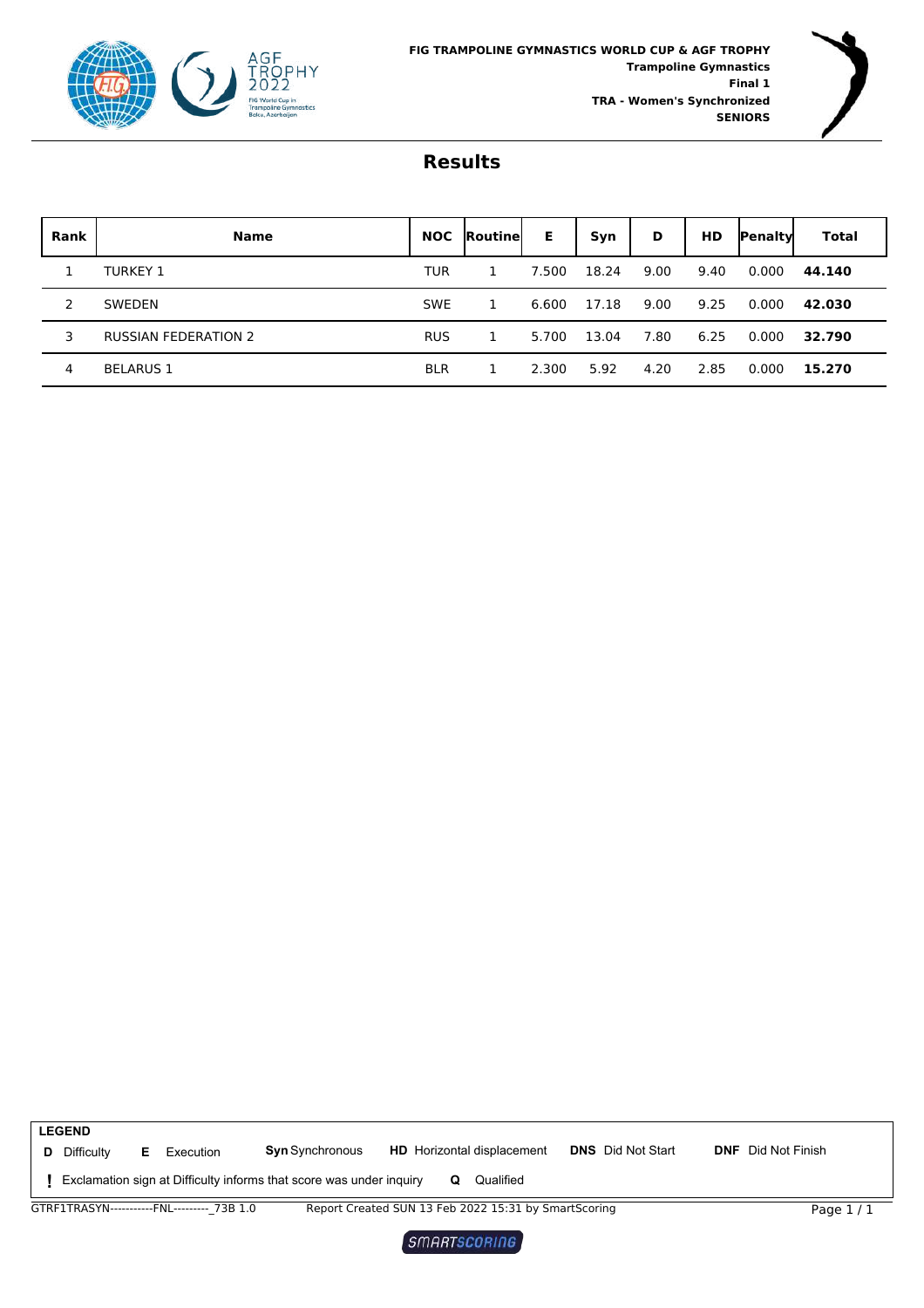FIG TRAMPOLINE GYMNASTICS WORLD CUP & AGF TROPHY
Trampoline Gymnastics
Final 1
TRA - Women's Synchronized
SENIORS

## Results

| Rank | Name | NOC | Routine | E | Syn | D | HD | Penalty | Total |
|---|---|---|---|---|---|---|---|---|---|
| 1 | TURKEY 1 | TUR | 1 | 7.500 | 18.24 | 9.00 | 9.40 | 0.000 | **44.140** |
| 2 | SWEDEN | SWE | 1 | 6.600 | 17.18 | 9.00 | 9.25 | 0.000 | **42.030** |
| 3 | RUSSIAN FEDERATION 2 | RUS | 1 | 5.700 | 13.04 | 7.80 | 6.25 | 0.000 | **32.790** |
| 4 | BELARUS 1 | BLR | 1 | 2.300 | 5.92 | 4.20 | 2.85 | 0.000 | **15.270** |

**LEGEND**

**D** Difficulty **E** Execution **Syn** Synchronous **HD** Horizontal displacement **DNS** Did Not Start **DNF** Did Not Finish

**!** Exclamation sign at Difficulty informs that score was under inquiry **Q** Qualified

GTRF1TRASYN-----------FNL---------_73B 1.0 Report Created SUN 13 Feb 2022 15:31 by SmartScoring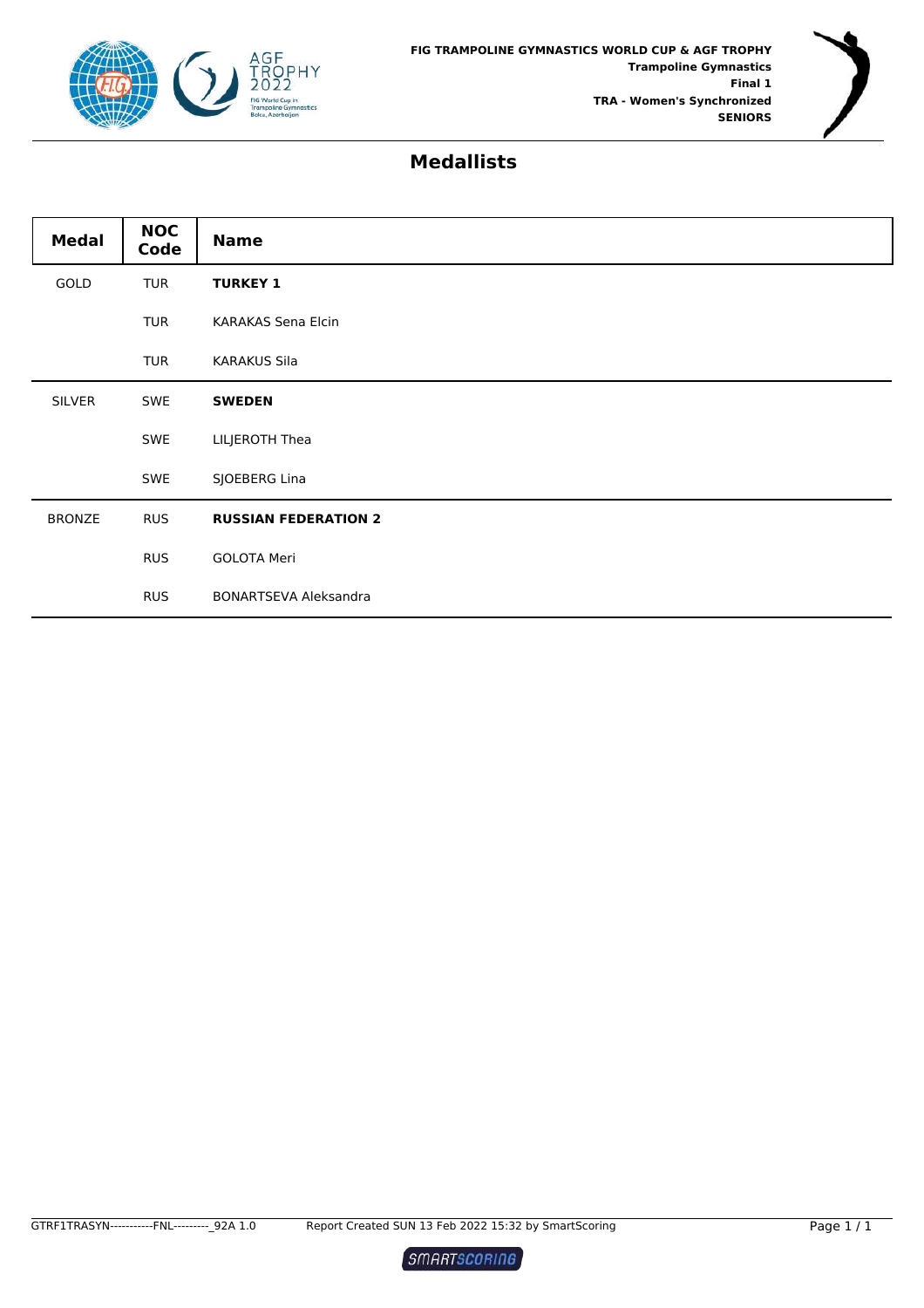FIG TRAMPOLINE GYMNASTICS WORLD CUP & AGF TROPHY
Trampoline Gymnastics
Final 1
TRA - Women's Synchronized
SENIORS

# Medallists

| Medal | NOC Code | Name |
|---|---|---|
| GOLD | TUR | **TURKEY 1** |
| | TUR | KARAKAS Sena Elcin |
| | TUR | KARAKUS Sila |
| SILVER | SWE | **SWEDEN** |
| | SWE | LILJEROTH Thea |
| | SWE | SJOEBERG Lina |
| BRONZE | RUS | **RUSSIAN FEDERATION 2** |
| | RUS | GOLOTA Meri |
| | RUS | BONARTSEVA Aleksandra |

GTRF1TRASYN-----------FNL---------_92A 1.0    Report Created SUN 13 Feb 2022 15:32 by SmartScoring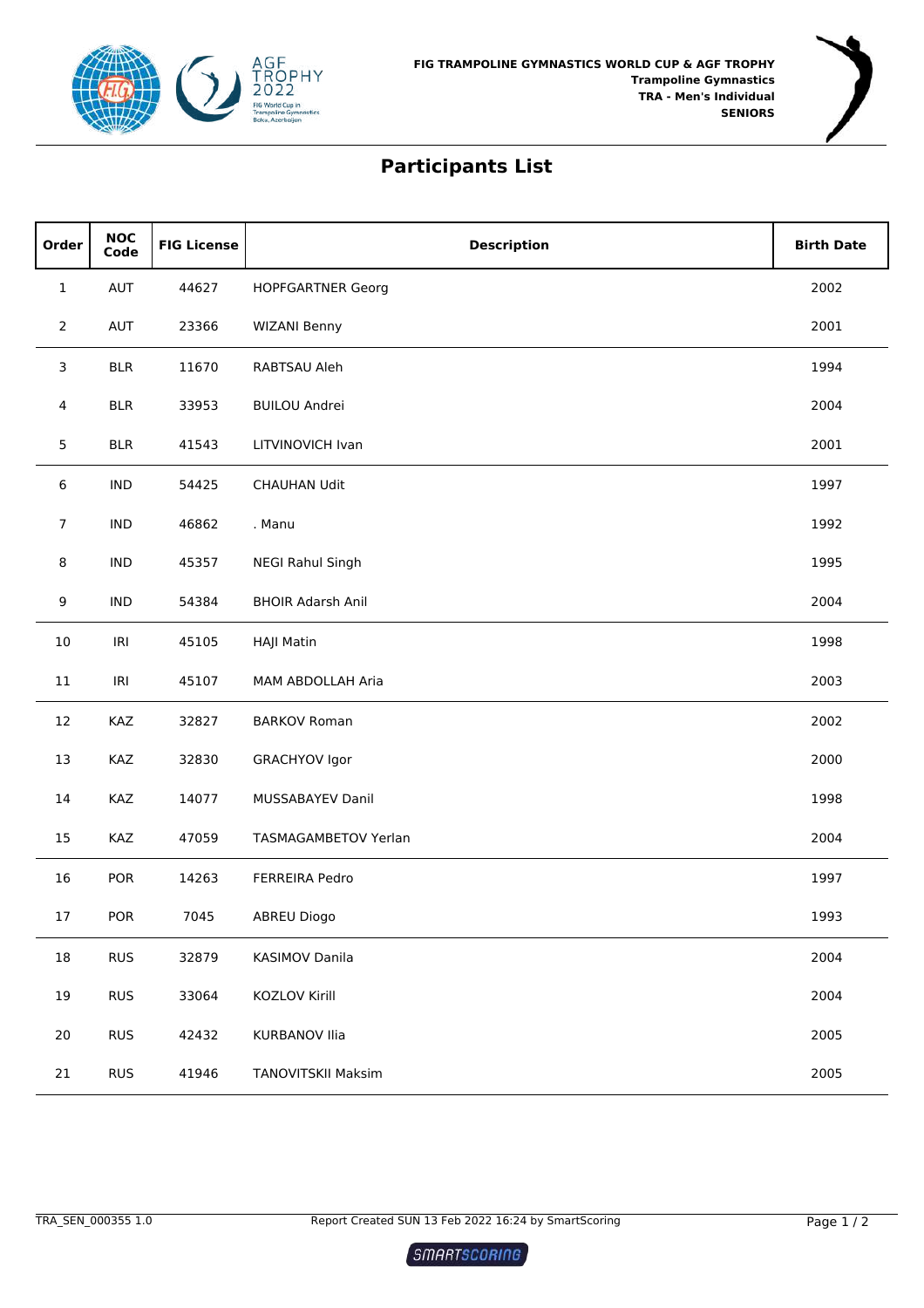FIG TRAMPOLINE GYMNASTICS WORLD CUP & AGF TROPHY
**Trampoline Gymnastics**
**TRA - Men's Individual**
**SENIORS**

# Participants List

| Order | NOC Code | FIG License | Description | Birth Date |
|---|---|---|---|---|
| 1 | AUT | 44627 | HOPFGARTNER Georg | 2002 |
| 2 | AUT | 23366 | WIZANI Benny | 2001 |
| 3 | BLR | 11670 | RABTSAU Aleh | 1994 |
| 4 | BLR | 33953 | BUILOU Andrei | 2004 |
| 5 | BLR | 41543 | LITVINOVICH Ivan | 2001 |
| 6 | IND | 54425 | CHAUHAN Udit | 1997 |
| 7 | IND | 46862 | . Manu | 1992 |
| 8 | IND | 45357 | NEGI Rahul Singh | 1995 |
| 9 | IND | 54384 | BHOIR Adarsh Anil | 2004 |
| 10 | IRI | 45105 | HAJI Matin | 1998 |
| 11 | IRI | 45107 | MAM ABDOLLAH Aria | 2003 |
| 12 | KAZ | 32827 | BARKOV Roman | 2002 |
| 13 | KAZ | 32830 | GRACHYOV Igor | 2000 |
| 14 | KAZ | 14077 | MUSSABAYEV Danil | 1998 |
| 15 | KAZ | 47059 | TASMAGAMBETOV Yerlan | 2004 |
| 16 | POR | 14263 | FERREIRA Pedro | 1997 |
| 17 | POR | 7045 | ABREU Diogo | 1993 |
| 18 | RUS | 32879 | KASIMOV Danila | 2004 |
| 19 | RUS | 33064 | KOZLOV Kirill | 2004 |
| 20 | RUS | 42432 | KURBANOV Ilia | 2005 |
| 21 | RUS | 41946 | TANOVITSKII Maksim | 2005 |

TRA_SEN_000355 1.0 Report Created SUN 13 Feb 2022 16:24 by SmartScoring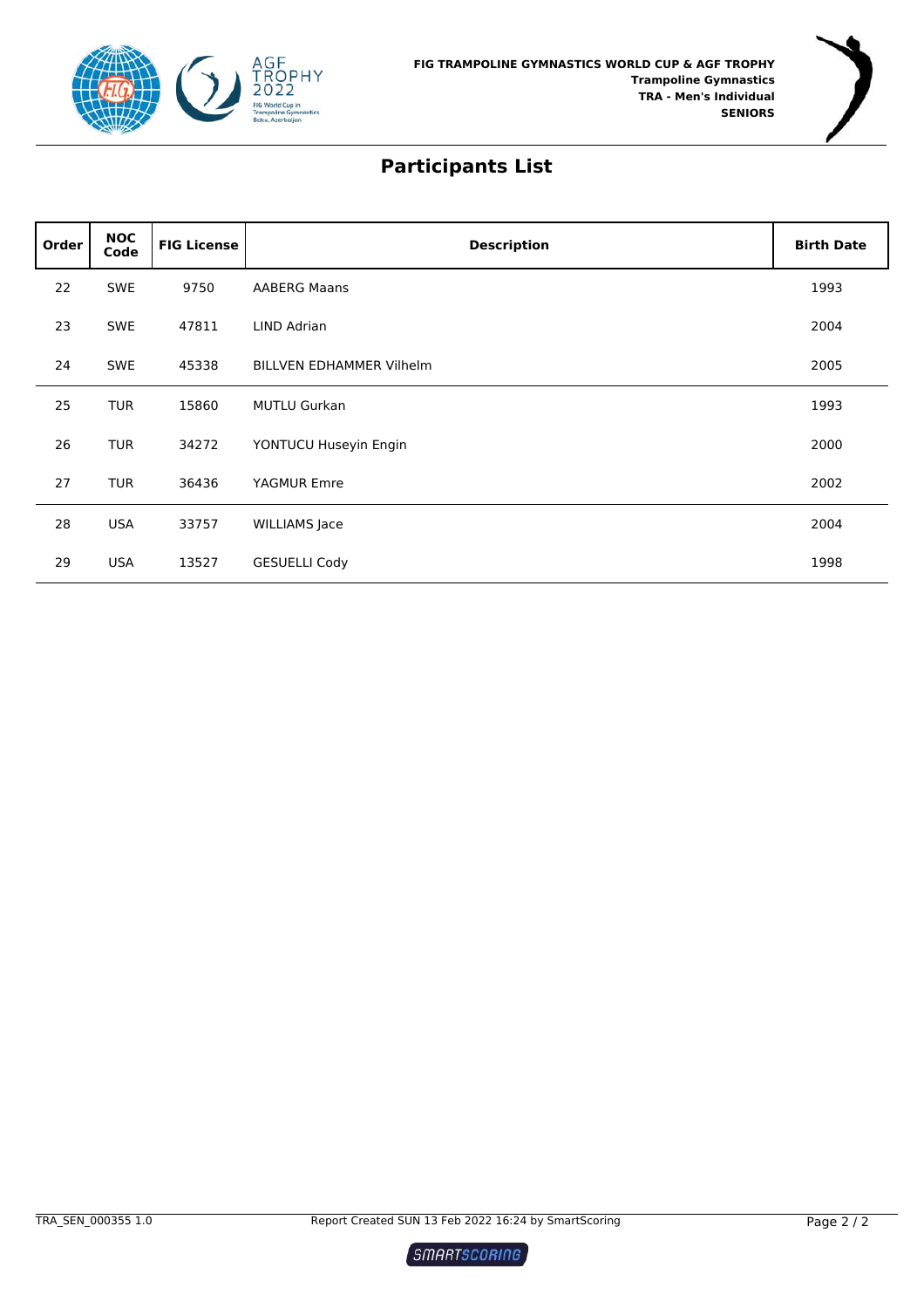FIG TRAMPOLINE GYMNASTICS WORLD CUP & AGF TROPHY
Trampoline Gymnastics
TRA - Men's Individual
SENIORS

# Participants List

| Order | NOC Code | FIG License | Description | Birth Date |
|---|---|---|---|---|
| 22 | SWE | 9750 | AABERG Maans | 1993 |
| 23 | SWE | 47811 | LIND Adrian | 2004 |
| 24 | SWE | 45338 | BILLVEN EDHAMMER Vilhelm | 2005 |
| 25 | TUR | 15860 | MUTLU Gurkan | 1993 |
| 26 | TUR | 34272 | YONTUCU Huseyin Engin | 2000 |
| 27 | TUR | 36436 | YAGMUR Emre | 2002 |
| 28 | USA | 33757 | WILLIAMS Jace | 2004 |
| 29 | USA | 13527 | GESUELLI Cody | 1998 |

TRA_SEN_000355 1.0 Report Created SUN 13 Feb 2022 16:24 by SmartScoring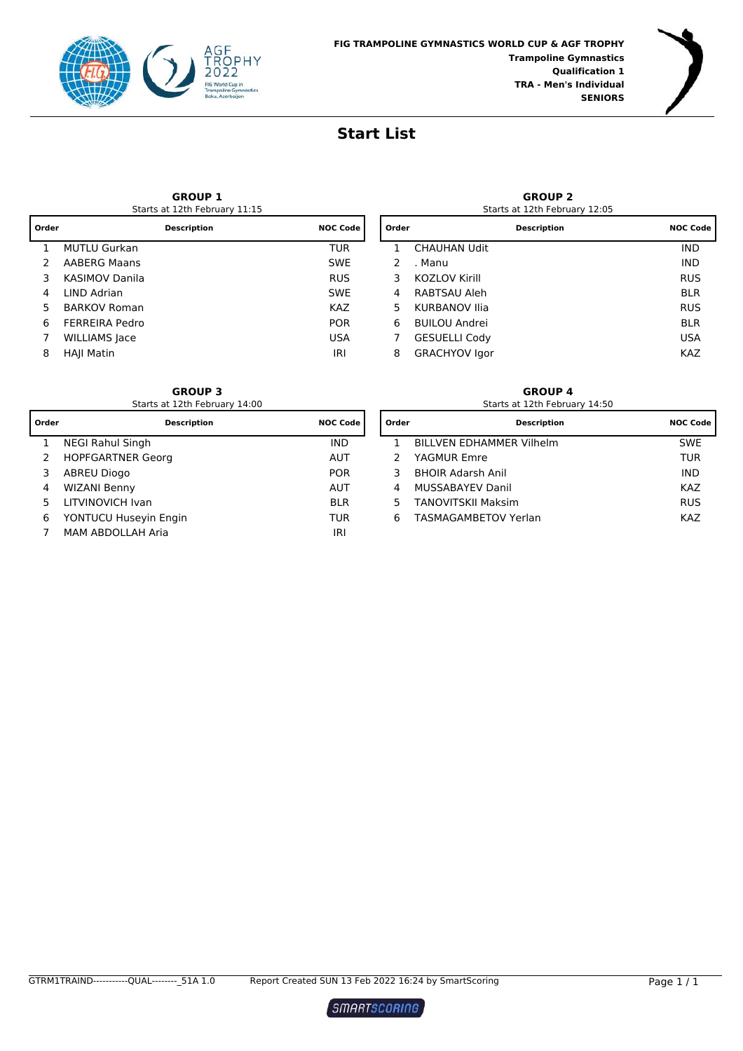**FIG TRAMPOLINE GYMNASTICS WORLD CUP & AGF TROPHY**
**Trampoline Gymnastics**
**Qualification 1**
**TRA - Men's Individual**
**SENIORS**

# Start List

### GROUP 1
Starts at 12th February 11:15

| Order | Description | NOC Code |
|---|---|---|
| 1 | MUTLU Gurkan | TUR |
| 2 | AABERG Maans | SWE |
| 3 | KASIMOV Danila | RUS |
| 4 | LIND Adrian | SWE |
| 5 | BARKOV Roman | KAZ |
| 6 | FERREIRA Pedro | POR |
| 7 | WILLIAMS Jace | USA |
| 8 | HAJI Matin | IRI |

### GROUP 2
Starts at 12th February 12:05

| Order | Description | NOC Code |
|---|---|---|
| 1 | CHAUHAN Udit | IND |
| 2 | . Manu | IND |
| 3 | KOZLOV Kirill | RUS |
| 4 | RABTSAU Aleh | BLR |
| 5 | KURBANOV Ilia | RUS |
| 6 | BUILOU Andrei | BLR |
| 7 | GESUELLI Cody | USA |
| 8 | GRACHYOV Igor | KAZ |

### GROUP 3
Starts at 12th February 14:00

| Order | Description | NOC Code |
|---|---|---|
| 1 | NEGI Rahul Singh | IND |
| 2 | HOPFGARTNER Georg | AUT |
| 3 | ABREU Diogo | POR |
| 4 | WIZANI Benny | AUT |
| 5 | LITVINOVICH Ivan | BLR |
| 6 | YONTUCU Huseyin Engin | TUR |
| 7 | MAM ABDOLLAH Aria | IRI |

### GROUP 4
Starts at 12th February 14:50

| Order | Description | NOC Code |
|---|---|---|
| 1 | BILLVEN EDHAMMER Vilhelm | SWE |
| 2 | YAGMUR Emre | TUR |
| 3 | BHOIR Adarsh Anil | IND |
| 4 | MUSSABAYEV Danil | KAZ |
| 5 | TANOVITSKII Maksim | RUS |
| 6 | TASMAGAMBETOV Yerlan | KAZ |

GTRM1TRAIND-----------QUAL--------_51A 1.0 Report Created SUN 13 Feb 2022 16:24 by SmartScoring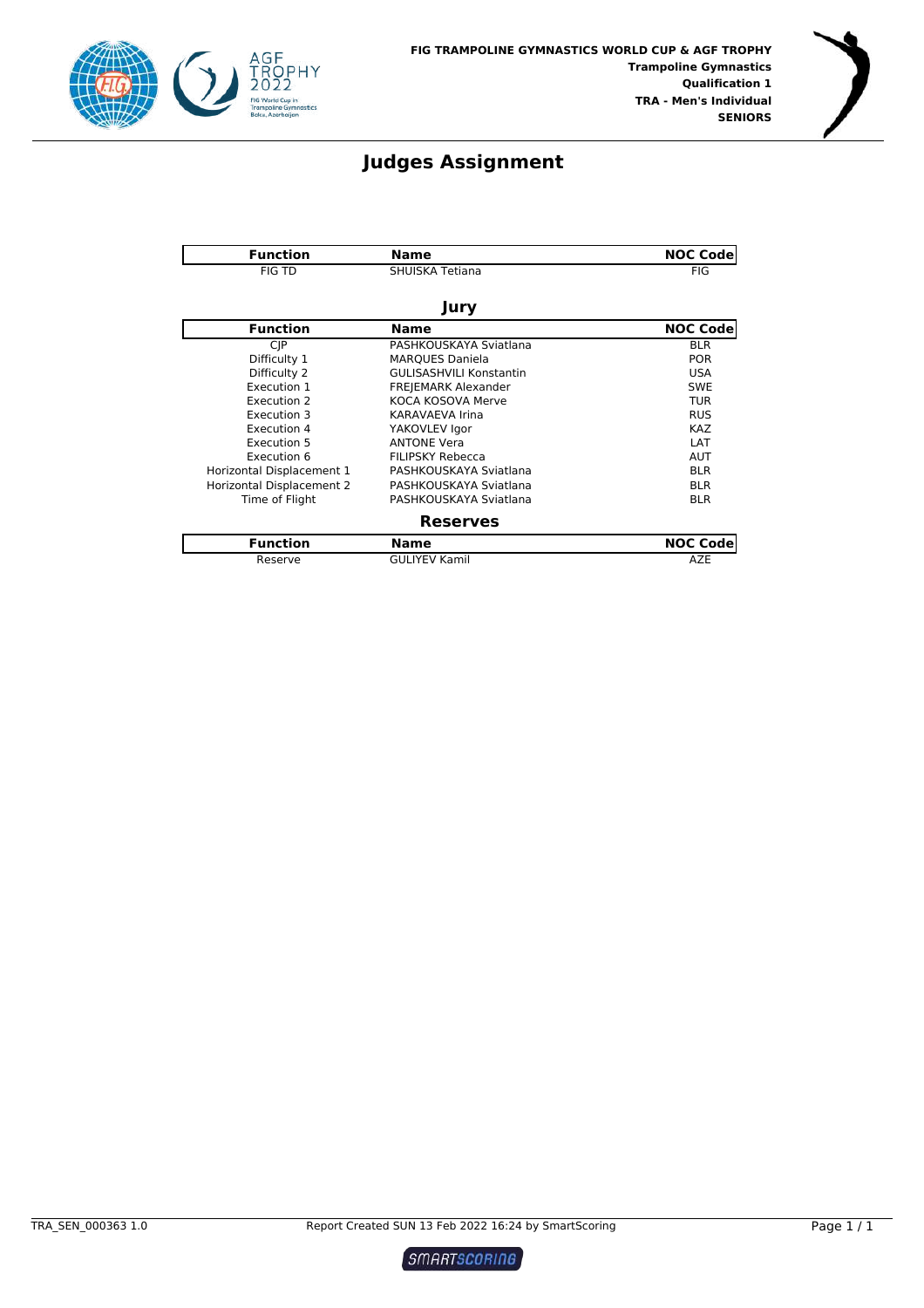FIG TRAMPOLINE GYMNASTICS WORLD CUP & AGF TROPHY
Trampoline Gymnastics
Qualification 1
TRA - Men's Individual
SENIORS

# Judges Assignment

| Function | Name | NOC Code |
|---|---|---|
| FIG TD | SHUISKA Tetiana | FIG |

## Jury

| Function | Name | NOC Code |
|---|---|---|
| CJP | PASHKOUSKAYA Sviatlana | BLR |
| Difficulty 1 | MARQUES Daniela | POR |
| Difficulty 2 | GULISASHVILI Konstantin | USA |
| Execution 1 | FREJEMARK Alexander | SWE |
| Execution 2 | KOCA KOSOVA Merve | TUR |
| Execution 3 | KARAVAEVA Irina | RUS |
| Execution 4 | YAKOVLEV Igor | KAZ |
| Execution 5 | ANTONE Vera | LAT |
| Execution 6 | FILIPSKY Rebecca | AUT |
| Horizontal Displacement 1 | PASHKOUSKAYA Sviatlana | BLR |
| Horizontal Displacement 2 | PASHKOUSKAYA Sviatlana | BLR |
| Time of Flight | PASHKOUSKAYA Sviatlana | BLR |

## Reserves

| Function | Name | NOC Code |
|---|---|---|
| Reserve | GULIYEV Kamil | AZE |

TRA_SEN_000363 1.0 Report Created SUN 13 Feb 2022 16:24 by SmartScoring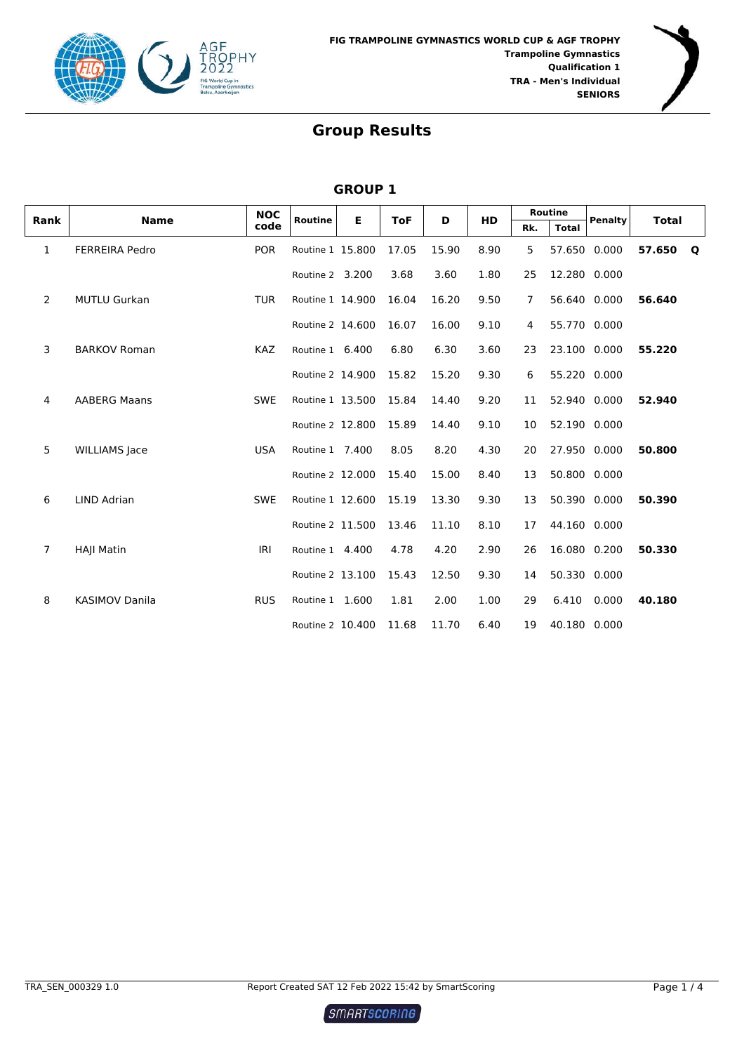**FIG TRAMPOLINE GYMNASTICS WORLD CUP & AGF TROPHY**
**Trampoline Gymnastics**
**Qualification 1**
**TRA - Men's Individual**
**SENIORS**

# Group Results

## GROUP 1

| Rank | Name | NOC code | Routine | E | ToF | D | HD | Routine Rk. | Routine Total | Penalty | Total | |
|---|---|---|---|---|---|---|---|---|---|---|---|---|
| 1 | FERREIRA Pedro | POR | Routine 1 | 15.800 | 17.05 | 15.90 | 8.90 | 5 | 57.650 | 0.000 | **57.650** | Q |
| | | | Routine 2 | 3.200 | 3.68 | 3.60 | 1.80 | 25 | 12.280 | 0.000 | | |
| 2 | MUTLU Gurkan | TUR | Routine 1 | 14.900 | 16.04 | 16.20 | 9.50 | 7 | 56.640 | 0.000 | **56.640** | |
| | | | Routine 2 | 14.600 | 16.07 | 16.00 | 9.10 | 4 | 55.770 | 0.000 | | |
| 3 | BARKOV Roman | KAZ | Routine 1 | 6.400 | 6.80 | 6.30 | 3.60 | 23 | 23.100 | 0.000 | **55.220** | |
| | | | Routine 2 | 14.900 | 15.82 | 15.20 | 9.30 | 6 | 55.220 | 0.000 | | |
| 4 | AABERG Maans | SWE | Routine 1 | 13.500 | 15.84 | 14.40 | 9.20 | 11 | 52.940 | 0.000 | **52.940** | |
| | | | Routine 2 | 12.800 | 15.89 | 14.40 | 9.10 | 10 | 52.190 | 0.000 | | |
| 5 | WILLIAMS Jace | USA | Routine 1 | 7.400 | 8.05 | 8.20 | 4.30 | 20 | 27.950 | 0.000 | **50.800** | |
| | | | Routine 2 | 12.000 | 15.40 | 15.00 | 8.40 | 13 | 50.800 | 0.000 | | |
| 6 | LIND Adrian | SWE | Routine 1 | 12.600 | 15.19 | 13.30 | 9.30 | 13 | 50.390 | 0.000 | **50.390** | |
| | | | Routine 2 | 11.500 | 13.46 | 11.10 | 8.10 | 17 | 44.160 | 0.000 | | |
| 7 | HAJI Matin | IRI | Routine 1 | 4.400 | 4.78 | 4.20 | 2.90 | 26 | 16.080 | 0.200 | **50.330** | |
| | | | Routine 2 | 13.100 | 15.43 | 12.50 | 9.30 | 14 | 50.330 | 0.000 | | |
| 8 | KASIMOV Danila | RUS | Routine 1 | 1.600 | 1.81 | 2.00 | 1.00 | 29 | 6.410 | 0.000 | **40.180** | |
| | | | Routine 2 | 10.400 | 11.68 | 11.70 | 6.40 | 19 | 40.180 | 0.000 | | |

TRA_SEN_000329 1.0 — Report Created SAT 12 Feb 2022 15:42 by SmartScoring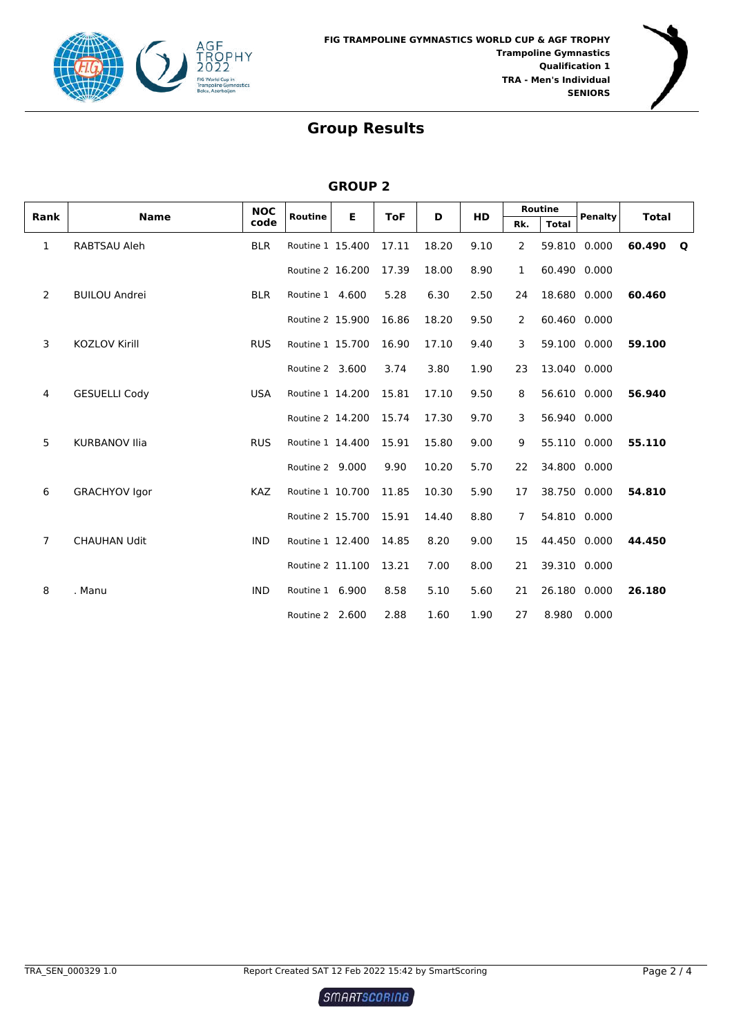FIG TRAMPOLINE GYMNASTICS WORLD CUP & AGF TROPHY
**Trampoline Gymnastics**
**Qualification 1**
**TRA - Men's Individual**
**SENIORS**

# Group Results

## GROUP 2

| Rank | Name | NOC code | Routine | E | ToF | D | HD | Routine Rk. | Routine Total | Penalty | Total | |
|---|---|---|---|---|---|---|---|---|---|---|---|---|
| 1 | RABTSAU Aleh | BLR | Routine 1 | 15.400 | 17.11 | 18.20 | 9.10 | 2 | 59.810 | 0.000 | **60.490** | **Q** |
| | | | Routine 2 | 16.200 | 17.39 | 18.00 | 8.90 | 1 | 60.490 | 0.000 | | |
| 2 | BUILOU Andrei | BLR | Routine 1 | 4.600 | 5.28 | 6.30 | 2.50 | 24 | 18.680 | 0.000 | **60.460** | |
| | | | Routine 2 | 15.900 | 16.86 | 18.20 | 9.50 | 2 | 60.460 | 0.000 | | |
| 3 | KOZLOV Kirill | RUS | Routine 1 | 15.700 | 16.90 | 17.10 | 9.40 | 3 | 59.100 | 0.000 | **59.100** | |
| | | | Routine 2 | 3.600 | 3.74 | 3.80 | 1.90 | 23 | 13.040 | 0.000 | | |
| 4 | GESUELLI Cody | USA | Routine 1 | 14.200 | 15.81 | 17.10 | 9.50 | 8 | 56.610 | 0.000 | **56.940** | |
| | | | Routine 2 | 14.200 | 15.74 | 17.30 | 9.70 | 3 | 56.940 | 0.000 | | |
| 5 | KURBANOV Ilia | RUS | Routine 1 | 14.400 | 15.91 | 15.80 | 9.00 | 9 | 55.110 | 0.000 | **55.110** | |
| | | | Routine 2 | 9.000 | 9.90 | 10.20 | 5.70 | 22 | 34.800 | 0.000 | | |
| 6 | GRACHYOV Igor | KAZ | Routine 1 | 10.700 | 11.85 | 10.30 | 5.90 | 17 | 38.750 | 0.000 | **54.810** | |
| | | | Routine 2 | 15.700 | 15.91 | 14.40 | 8.80 | 7 | 54.810 | 0.000 | | |
| 7 | CHAUHAN Udit | IND | Routine 1 | 12.400 | 14.85 | 8.20 | 9.00 | 15 | 44.450 | 0.000 | **44.450** | |
| | | | Routine 2 | 11.100 | 13.21 | 7.00 | 8.00 | 21 | 39.310 | 0.000 | | |
| 8 | . Manu | IND | Routine 1 | 6.900 | 8.58 | 5.10 | 5.60 | 21 | 26.180 | 0.000 | **26.180** | |
| | | | Routine 2 | 2.600 | 2.88 | 1.60 | 1.90 | 27 | 8.980 | 0.000 | | |

TRA_SEN_000329 1.0 Report Created SAT 12 Feb 2022 15:42 by SmartScoring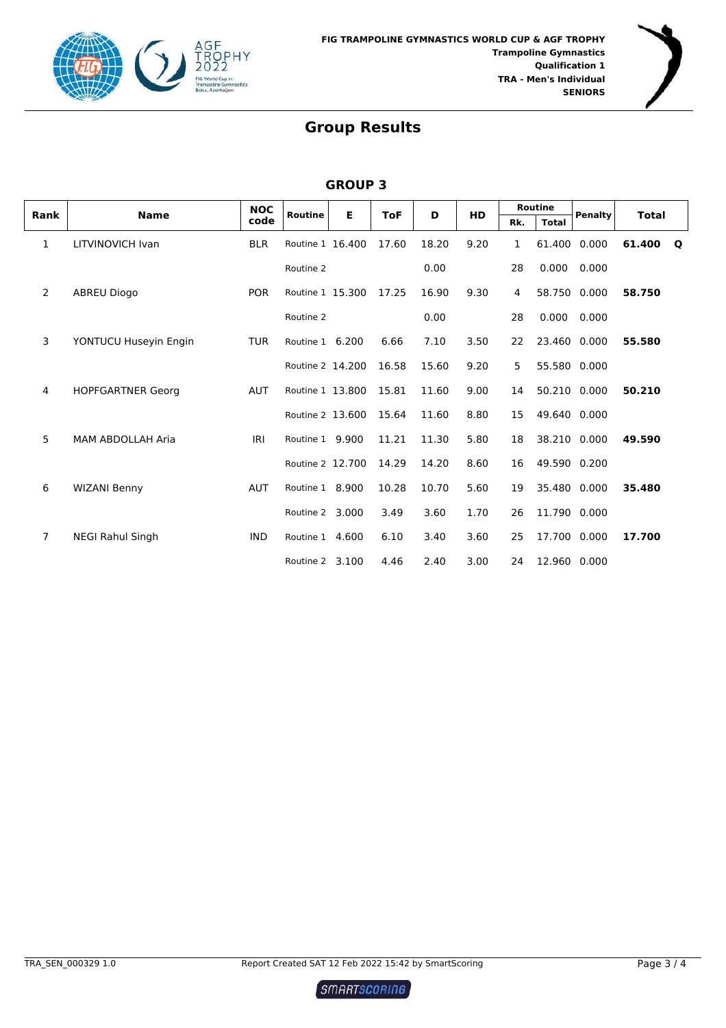FIG TRAMPOLINE GYMNASTICS WORLD CUP & AGF TROPHY
Trampoline Gymnastics
Qualification 1
TRA - Men's Individual
SENIORS

# Group Results

## GROUP 3

| Rank | Name | NOC code | Routine | E | ToF | D | HD | Routine | | Penalty | Total | |
|---|---|---|---|---|---|---|---|---|---|---|---|---|
| | | | | | | | | Rk. | Total | | | |
| 1 | LITVINOVICH Ivan | BLR | Routine 1 | 16.400 | 17.60 | 18.20 | 9.20 | 1 | 61.400 | 0.000 | **61.400** | Q |
| | | | Routine 2 | | | 0.00 | | 28 | 0.000 | 0.000 | | |
| 2 | ABREU Diogo | POR | Routine 1 | 15.300 | 17.25 | 16.90 | 9.30 | 4 | 58.750 | 0.000 | **58.750** | |
| | | | Routine 2 | | | 0.00 | | 28 | 0.000 | 0.000 | | |
| 3 | YONTUCU Huseyin Engin | TUR | Routine 1 | 6.200 | 6.66 | 7.10 | 3.50 | 22 | 23.460 | 0.000 | **55.580** | |
| | | | Routine 2 | 14.200 | 16.58 | 15.60 | 9.20 | 5 | 55.580 | 0.000 | | |
| 4 | HOPFGARTNER Georg | AUT | Routine 1 | 13.800 | 15.81 | 11.60 | 9.00 | 14 | 50.210 | 0.000 | **50.210** | |
| | | | Routine 2 | 13.600 | 15.64 | 11.60 | 8.80 | 15 | 49.640 | 0.000 | | |
| 5 | MAM ABDOLLAH Aria | IRI | Routine 1 | 9.900 | 11.21 | 11.30 | 5.80 | 18 | 38.210 | 0.000 | **49.590** | |
| | | | Routine 2 | 12.700 | 14.29 | 14.20 | 8.60 | 16 | 49.590 | 0.200 | | |
| 6 | WIZANI Benny | AUT | Routine 1 | 8.900 | 10.28 | 10.70 | 5.60 | 19 | 35.480 | 0.000 | **35.480** | |
| | | | Routine 2 | 3.000 | 3.49 | 3.60 | 1.70 | 26 | 11.790 | 0.000 | | |
| 7 | NEGI Rahul Singh | IND | Routine 1 | 4.600 | 6.10 | 3.40 | 3.60 | 25 | 17.700 | 0.000 | **17.700** | |
| | | | Routine 2 | 3.100 | 4.46 | 2.40 | 3.00 | 24 | 12.960 | 0.000 | | |

TRA_SEN_000329 1.0 Report Created SAT 12 Feb 2022 15:42 by SmartScoring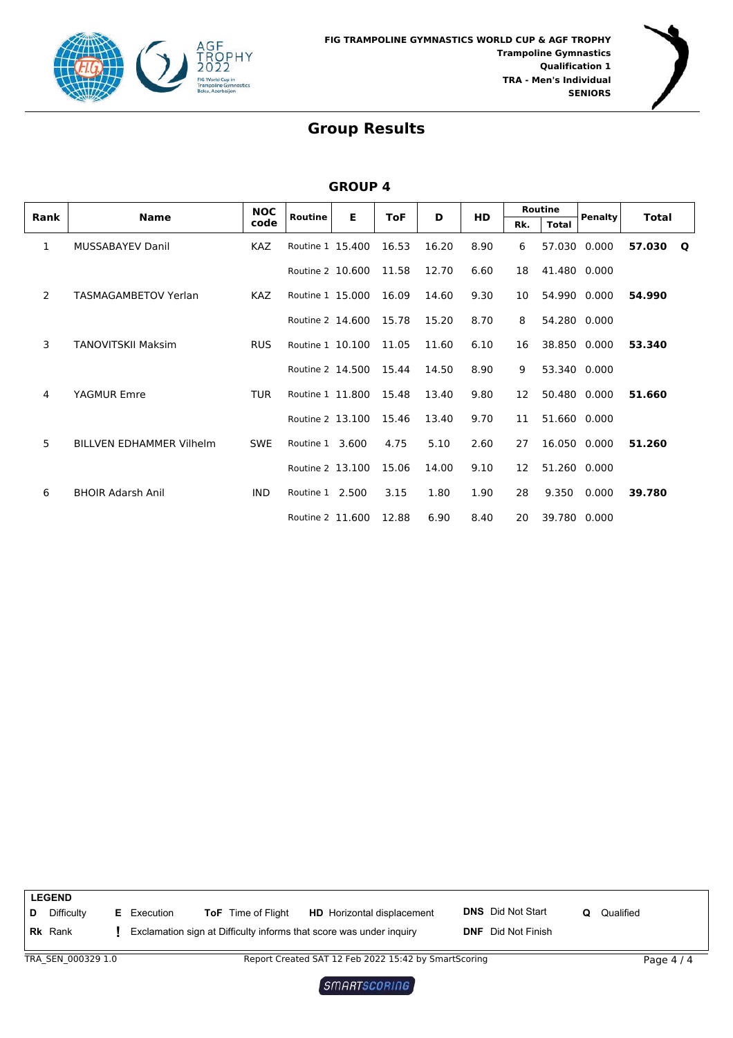**FIG TRAMPOLINE GYMNASTICS WORLD CUP & AGF TROPHY**
**Trampoline Gymnastics**
**Qualification 1**
**TRA - Men's Individual**
**SENIORS**

# Group Results

## GROUP 4

| Rank | Name | NOC code | Routine | E | ToF | D | HD | Routine Rk. | Routine Total | Penalty | Total | |
|---|---|---|---|---|---|---|---|---|---|---|---|---|
| 1 | MUSSABAYEV Danil | KAZ | Routine 1 | 15.400 | 16.53 | 16.20 | 8.90 | 6 | 57.030 | 0.000 | **57.030** | **Q** |
| | | | Routine 2 | 10.600 | 11.58 | 12.70 | 6.60 | 18 | 41.480 | 0.000 | | |
| 2 | TASMAGAMBETOV Yerlan | KAZ | Routine 1 | 15.000 | 16.09 | 14.60 | 9.30 | 10 | 54.990 | 0.000 | **54.990** | |
| | | | Routine 2 | 14.600 | 15.78 | 15.20 | 8.70 | 8 | 54.280 | 0.000 | | |
| 3 | TANOVITSKII Maksim | RUS | Routine 1 | 10.100 | 11.05 | 11.60 | 6.10 | 16 | 38.850 | 0.000 | **53.340** | |
| | | | Routine 2 | 14.500 | 15.44 | 14.50 | 8.90 | 9 | 53.340 | 0.000 | | |
| 4 | YAGMUR Emre | TUR | Routine 1 | 11.800 | 15.48 | 13.40 | 9.80 | 12 | 50.480 | 0.000 | **51.660** | |
| | | | Routine 2 | 13.100 | 15.46 | 13.40 | 9.70 | 11 | 51.660 | 0.000 | | |
| 5 | BILLVEN EDHAMMER Vilhelm | SWE | Routine 1 | 3.600 | 4.75 | 5.10 | 2.60 | 27 | 16.050 | 0.000 | **51.260** | |
| | | | Routine 2 | 13.100 | 15.06 | 14.00 | 9.10 | 12 | 51.260 | 0.000 | | |
| 6 | BHOIR Adarsh Anil | IND | Routine 1 | 2.500 | 3.15 | 1.80 | 1.90 | 28 | 9.350 | 0.000 | **39.780** | |
| | | | Routine 2 | 11.600 | 12.88 | 6.90 | 8.40 | 20 | 39.780 | 0.000 | | |

**LEGEND**

| | | | | | |
|---|---|---|---|---|---|
| **D** Difficulty | **E** Execution | **ToF** Time of Flight | **HD** Horizontal displacement | **DNS** Did Not Start | **Q** Qualified |
| **Rk** Rank | **!** Exclamation sign at Difficulty informs that score was under inquiry | | | **DNF** Did Not Finish | |

TRA_SEN_000329 1.0 — Report Created SAT 12 Feb 2022 15:42 by SmartScoring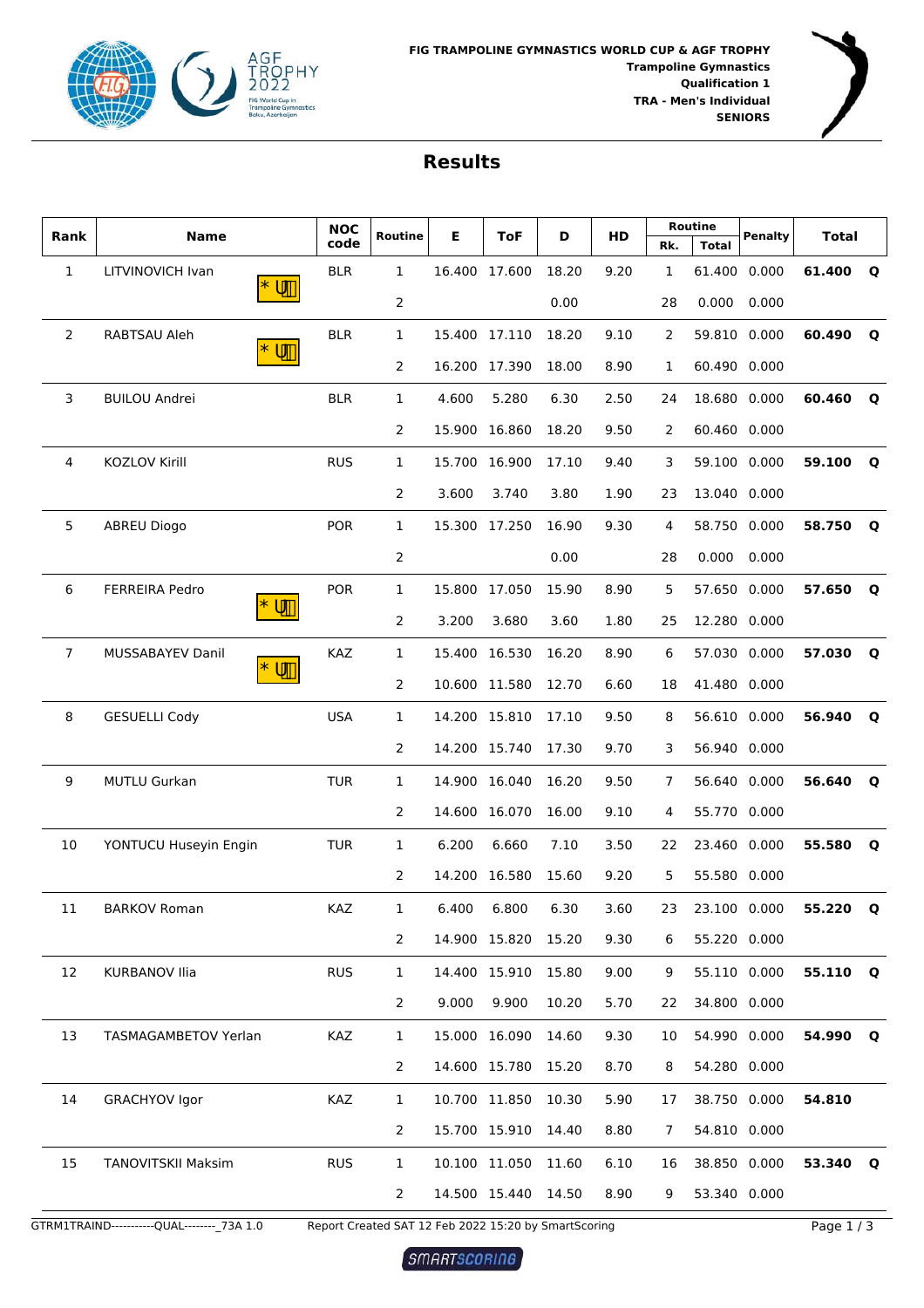FIG TRAMPOLINE GYMNASTICS WORLD CUP & AGF TROPHY
Trampoline Gymnastics
Qualification 1
TRA - Men's Individual
SENIORS

# Results

| Rank | Name | NOC code | Routine | E | ToF | D | HD | Routine Rk. | Routine Total | Penalty | Total | |
|---|---|---|---|---|---|---|---|---|---|---|---|---|
| 1 | LITVINOVICH Ivan * U21 | BLR | 1 | 16.400 | 17.600 | 18.20 | 9.20 | 1 | 61.400 | 0.000 | **61.400** | **Q** |
| | | | 2 | | | 0.00 | | 28 | 0.000 | 0.000 | | |
| 2 | RABTSAU Aleh * U21 | BLR | 1 | 15.400 | 17.110 | 18.20 | 9.10 | 2 | 59.810 | 0.000 | **60.490** | **Q** |
| | | | 2 | 16.200 | 17.390 | 18.00 | 8.90 | 1 | 60.490 | 0.000 | | |
| 3 | BUILOU Andrei | BLR | 1 | 4.600 | 5.280 | 6.30 | 2.50 | 24 | 18.680 | 0.000 | **60.460** | **Q** |
| | | | 2 | 15.900 | 16.860 | 18.20 | 9.50 | 2 | 60.460 | 0.000 | | |
| 4 | KOZLOV Kirill | RUS | 1 | 15.700 | 16.900 | 17.10 | 9.40 | 3 | 59.100 | 0.000 | **59.100** | **Q** |
| | | | 2 | 3.600 | 3.740 | 3.80 | 1.90 | 23 | 13.040 | 0.000 | | |
| 5 | ABREU Diogo | POR | 1 | 15.300 | 17.250 | 16.90 | 9.30 | 4 | 58.750 | 0.000 | **58.750** | **Q** |
| | | | 2 | | | 0.00 | | 28 | 0.000 | 0.000 | | |
| 6 | FERREIRA Pedro * U21 | POR | 1 | 15.800 | 17.050 | 15.90 | 8.90 | 5 | 57.650 | 0.000 | **57.650** | **Q** |
| | | | 2 | 3.200 | 3.680 | 3.60 | 1.80 | 25 | 12.280 | 0.000 | | |
| 7 | MUSSABAYEV Danil * U21 | KAZ | 1 | 15.400 | 16.530 | 16.20 | 8.90 | 6 | 57.030 | 0.000 | **57.030** | **Q** |
| | | | 2 | 10.600 | 11.580 | 12.70 | 6.60 | 18 | 41.480 | 0.000 | | |
| 8 | GESUELLI Cody | USA | 1 | 14.200 | 15.810 | 17.10 | 9.50 | 8 | 56.610 | 0.000 | **56.940** | **Q** |
| | | | 2 | 14.200 | 15.740 | 17.30 | 9.70 | 3 | 56.940 | 0.000 | | |
| 9 | MUTLU Gurkan | TUR | 1 | 14.900 | 16.040 | 16.20 | 9.50 | 7 | 56.640 | 0.000 | **56.640** | **Q** |
| | | | 2 | 14.600 | 16.070 | 16.00 | 9.10 | 4 | 55.770 | 0.000 | | |
| 10 | YONTUCU Huseyin Engin | TUR | 1 | 6.200 | 6.660 | 7.10 | 3.50 | 22 | 23.460 | 0.000 | **55.580** | **Q** |
| | | | 2 | 14.200 | 16.580 | 15.60 | 9.20 | 5 | 55.580 | 0.000 | | |
| 11 | BARKOV Roman | KAZ | 1 | 6.400 | 6.800 | 6.30 | 3.60 | 23 | 23.100 | 0.000 | **55.220** | **Q** |
| | | | 2 | 14.900 | 15.820 | 15.20 | 9.30 | 6 | 55.220 | 0.000 | | |
| 12 | KURBANOV Ilia | RUS | 1 | 14.400 | 15.910 | 15.80 | 9.00 | 9 | 55.110 | 0.000 | **55.110** | **Q** |
| | | | 2 | 9.000 | 9.900 | 10.20 | 5.70 | 22 | 34.800 | 0.000 | | |
| 13 | TASMAGAMBETOV Yerlan | KAZ | 1 | 15.000 | 16.090 | 14.60 | 9.30 | 10 | 54.990 | 0.000 | **54.990** | **Q** |
| | | | 2 | 14.600 | 15.780 | 15.20 | 8.70 | 8 | 54.280 | 0.000 | | |
| 14 | GRACHYOV Igor | KAZ | 1 | 10.700 | 11.850 | 10.30 | 5.90 | 17 | 38.750 | 0.000 | **54.810** | |
| | | | 2 | 15.700 | 15.910 | 14.40 | 8.80 | 7 | 54.810 | 0.000 | | |
| 15 | TANOVITSKII Maksim | RUS | 1 | 10.100 | 11.050 | 11.60 | 6.10 | 16 | 38.850 | 0.000 | **53.340** | **Q** |
| | | | 2 | 14.500 | 15.440 | 14.50 | 8.90 | 9 | 53.340 | 0.000 | | |

GTRM1TRAIND-----------QUAL--------_73A 1.0 Report Created SAT 12 Feb 2022 15:20 by SmartScoring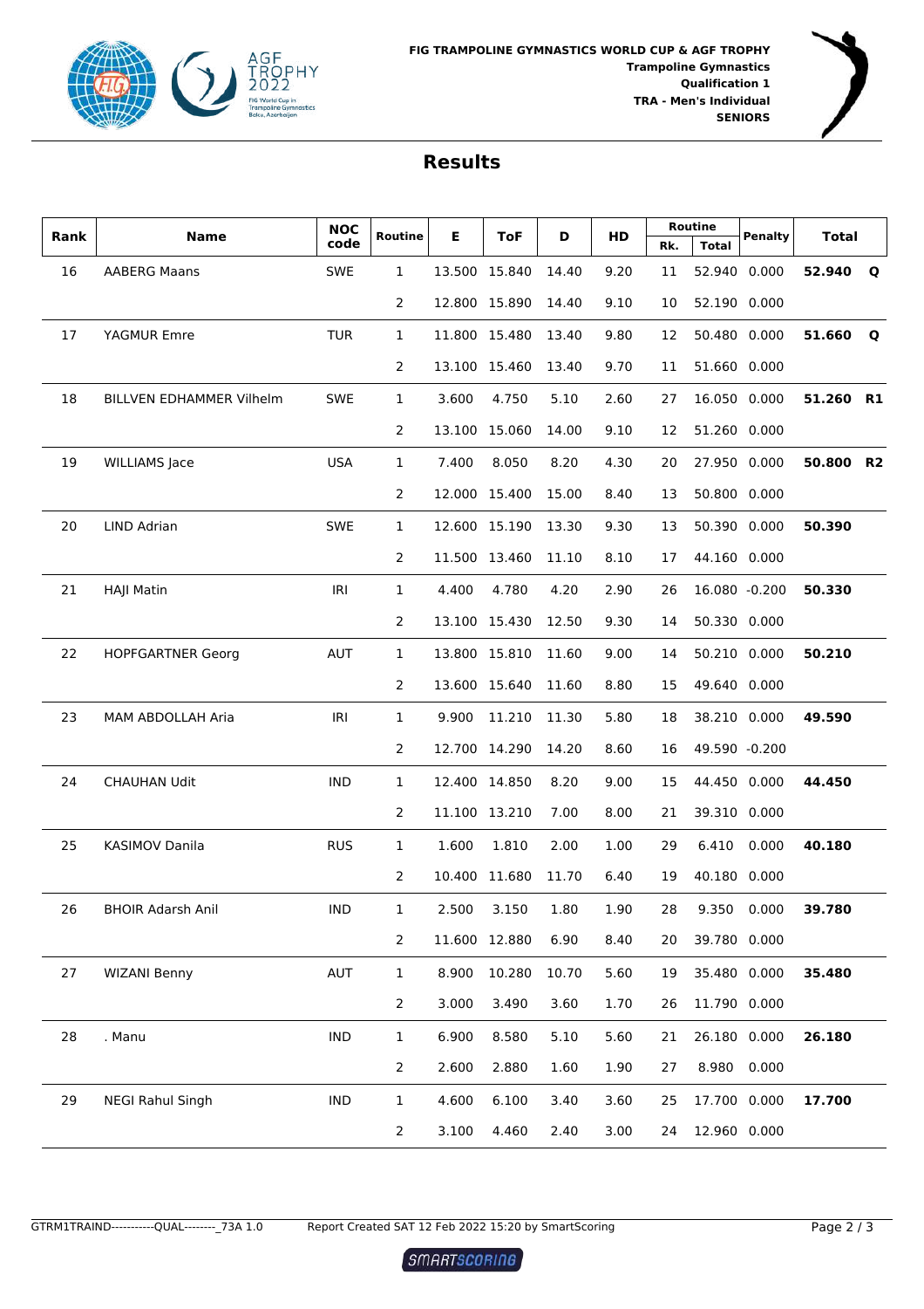FIG TRAMPOLINE GYMNASTICS WORLD CUP & AGF TROPHY
Trampoline Gymnastics
Qualification 1
TRA - Men's Individual
SENIORS

## Results

| Rank | Name | NOC code | Routine | E | ToF | D | HD | Routine Rk. | Routine Total | Penalty | Total | |
|---|---|---|---|---|---|---|---|---|---|---|---|---|
| 16 | AABERG Maans | SWE | 1 | 13.500 | 15.840 | 14.40 | 9.20 | 11 | 52.940 | 0.000 | **52.940** | **Q** |
| | | | 2 | 12.800 | 15.890 | 14.40 | 9.10 | 10 | 52.190 | 0.000 | | |
| 17 | YAGMUR Emre | TUR | 1 | 11.800 | 15.480 | 13.40 | 9.80 | 12 | 50.480 | 0.000 | **51.660** | **Q** |
| | | | 2 | 13.100 | 15.460 | 13.40 | 9.70 | 11 | 51.660 | 0.000 | | |
| 18 | BILLVEN EDHAMMER Vilhelm | SWE | 1 | 3.600 | 4.750 | 5.10 | 2.60 | 27 | 16.050 | 0.000 | **51.260** | **R1** |
| | | | 2 | 13.100 | 15.060 | 14.00 | 9.10 | 12 | 51.260 | 0.000 | | |
| 19 | WILLIAMS Jace | USA | 1 | 7.400 | 8.050 | 8.20 | 4.30 | 20 | 27.950 | 0.000 | **50.800** | **R2** |
| | | | 2 | 12.000 | 15.400 | 15.00 | 8.40 | 13 | 50.800 | 0.000 | | |
| 20 | LIND Adrian | SWE | 1 | 12.600 | 15.190 | 13.30 | 9.30 | 13 | 50.390 | 0.000 | **50.390** | |
| | | | 2 | 11.500 | 13.460 | 11.10 | 8.10 | 17 | 44.160 | 0.000 | | |
| 21 | HAJI Matin | IRI | 1 | 4.400 | 4.780 | 4.20 | 2.90 | 26 | 16.080 | -0.200 | **50.330** | |
| | | | 2 | 13.100 | 15.430 | 12.50 | 9.30 | 14 | 50.330 | 0.000 | | |
| 22 | HOPFGARTNER Georg | AUT | 1 | 13.800 | 15.810 | 11.60 | 9.00 | 14 | 50.210 | 0.000 | **50.210** | |
| | | | 2 | 13.600 | 15.640 | 11.60 | 8.80 | 15 | 49.640 | 0.000 | | |
| 23 | MAM ABDOLLAH Aria | IRI | 1 | 9.900 | 11.210 | 11.30 | 5.80 | 18 | 38.210 | 0.000 | **49.590** | |
| | | | 2 | 12.700 | 14.290 | 14.20 | 8.60 | 16 | 49.590 | -0.200 | | |
| 24 | CHAUHAN Udit | IND | 1 | 12.400 | 14.850 | 8.20 | 9.00 | 15 | 44.450 | 0.000 | **44.450** | |
| | | | 2 | 11.100 | 13.210 | 7.00 | 8.00 | 21 | 39.310 | 0.000 | | |
| 25 | KASIMOV Danila | RUS | 1 | 1.600 | 1.810 | 2.00 | 1.00 | 29 | 6.410 | 0.000 | **40.180** | |
| | | | 2 | 10.400 | 11.680 | 11.70 | 6.40 | 19 | 40.180 | 0.000 | | |
| 26 | BHOIR Adarsh Anil | IND | 1 | 2.500 | 3.150 | 1.80 | 1.90 | 28 | 9.350 | 0.000 | **39.780** | |
| | | | 2 | 11.600 | 12.880 | 6.90 | 8.40 | 20 | 39.780 | 0.000 | | |
| 27 | WIZANI Benny | AUT | 1 | 8.900 | 10.280 | 10.70 | 5.60 | 19 | 35.480 | 0.000 | **35.480** | |
| | | | 2 | 3.000 | 3.490 | 3.60 | 1.70 | 26 | 11.790 | 0.000 | | |
| 28 | . Manu | IND | 1 | 6.900 | 8.580 | 5.10 | 5.60 | 21 | 26.180 | 0.000 | **26.180** | |
| | | | 2 | 2.600 | 2.880 | 1.60 | 1.90 | 27 | 8.980 | 0.000 | | |
| 29 | NEGI Rahul Singh | IND | 1 | 4.600 | 6.100 | 3.40 | 3.60 | 25 | 17.700 | 0.000 | **17.700** | |
| | | | 2 | 3.100 | 4.460 | 2.40 | 3.00 | 24 | 12.960 | 0.000 | | |

GTRM1TRAIND-----------QUAL--------_73A 1.0 Report Created SAT 12 Feb 2022 15:20 by SmartScoring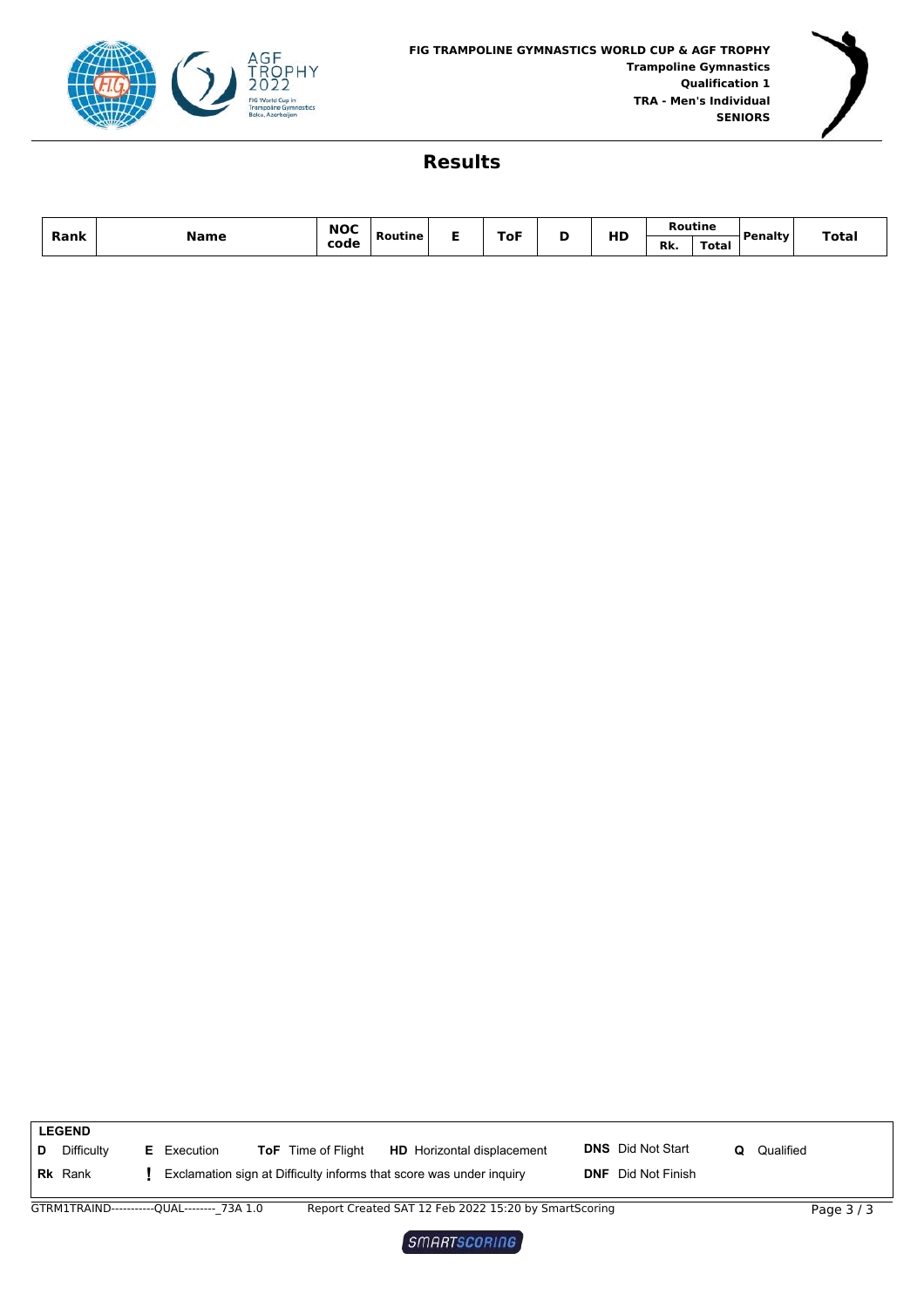# FIG TRAMPOLINE GYMNASTICS WORLD CUP & AGF TROPHY

**Trampoline Gymnastics**
**Qualification 1**
**TRA - Men's Individual**
**SENIORS**

## Results

| Rank | Name | NOC code | Routine | E | ToF | D | HD | Routine | | Penalty | Total |
|---|---|---|---|---|---|---|---|---|---|---|---|
| | | | | | | | | Rk. | Total | | |

**LEGEND**

| | | | | | |
|---|---|---|---|---|---|
| **D** Difficulty | **E** Execution | **ToF** Time of Flight | **HD** Horizontal displacement | **DNS** Did Not Start | **Q** Qualified |
| **Rk** Rank | **!** Exclamation sign at Difficulty informs that score was under inquiry | | | **DNF** Did Not Finish | |

GTRM1TRAIND-----------QUAL--------_73A 1.0 Report Created SAT 12 Feb 2022 15:20 by SmartScoring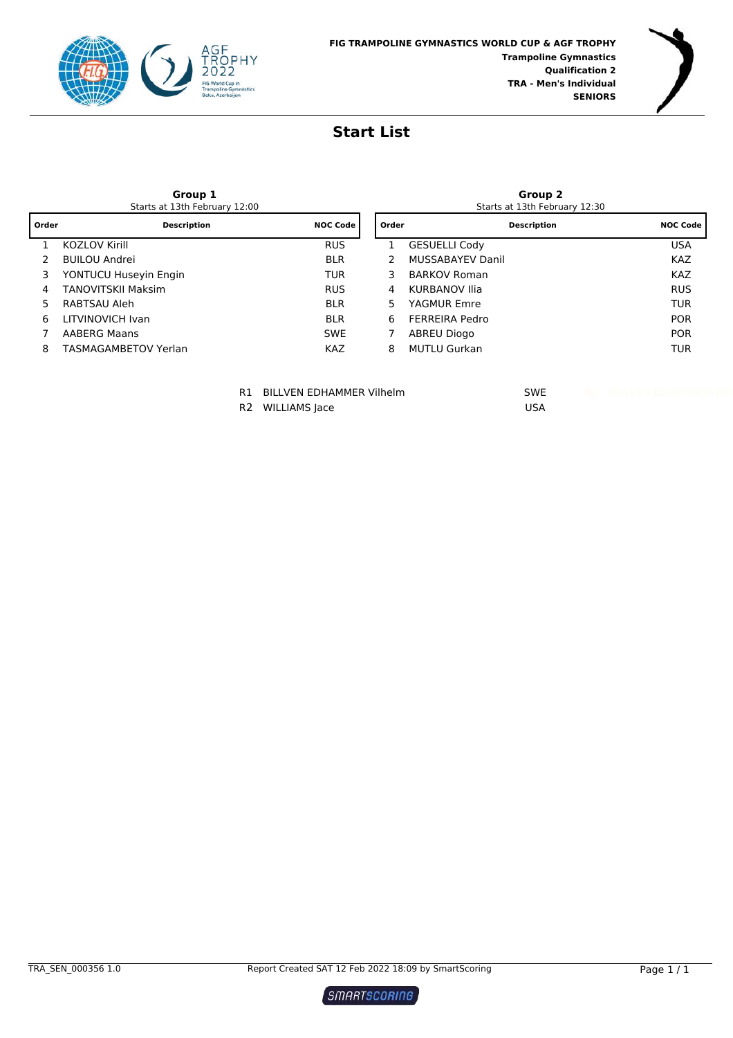FIG TRAMPOLINE GYMNASTICS WORLD CUP & AGF TROPHY
Trampoline Gymnastics
Qualification 2
TRA - Men's Individual
SENIORS

# Start List

**Group 1**
Starts at 13th February 12:00

| Order | Description | NOC Code |
|---|---|---|
| 1 | KOZLOV Kirill | RUS |
| 2 | BUILOU Andrei | BLR |
| 3 | YONTUCU Huseyin Engin | TUR |
| 4 | TANOVITSKII Maksim | RUS |
| 5 | RABTSAU Aleh | BLR |
| 6 | LITVINOVICH Ivan | BLR |
| 7 | AABERG Maans | SWE |
| 8 | TASMAGAMBETOV Yerlan | KAZ |

**Group 2**
Starts at 13th February 12:30

| Order | Description | NOC Code |
|---|---|---|
| 1 | GESUELLI Cody | USA |
| 2 | MUSSABAYEV Danil | KAZ |
| 3 | BARKOV Roman | KAZ |
| 4 | KURBANOV Ilia | RUS |
| 5 | YAGMUR Emre | TUR |
| 6 | FERREIRA Pedro | POR |
| 7 | ABREU Diogo | POR |
| 8 | MUTLU Gurkan | TUR |

| | | |
|---|---|---|
| R1 | BILLVEN EDHAMMER Vilhelm | SWE |
| R2 | WILLIAMS Jace | USA |

TRA_SEN_000356 1.0 — Report Created SAT 12 Feb 2022 18:09 by SmartScoring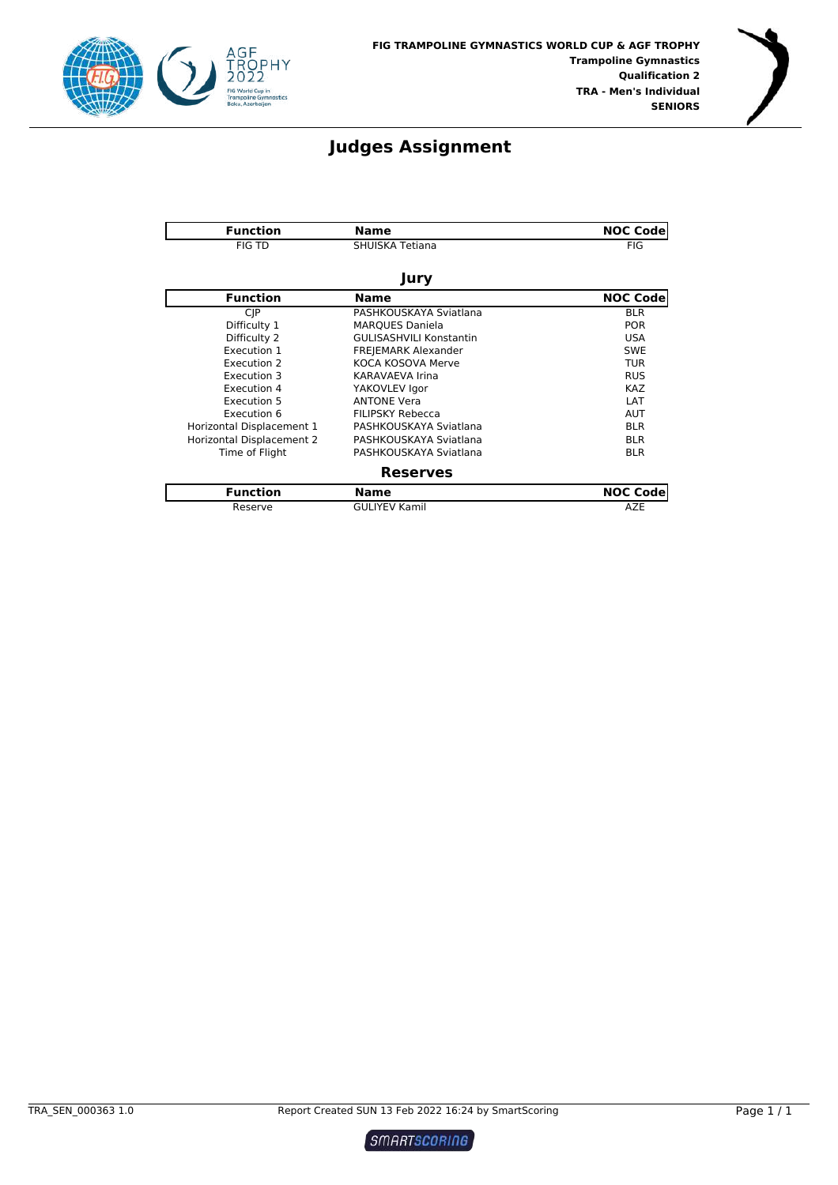FIG TRAMPOLINE GYMNASTICS WORLD CUP & AGF TROPHY
Trampoline Gymnastics
Qualification 2
TRA - Men's Individual
SENIORS

# Judges Assignment

| Function | Name | NOC Code |
|---|---|---|
| FIG TD | SHUISKA Tetiana | FIG |

## Jury

| Function | Name | NOC Code |
|---|---|---|
| CJP | PASHKOUSKAYA Sviatlana | BLR |
| Difficulty 1 | MARQUES Daniela | POR |
| Difficulty 2 | GULISASHVILI Konstantin | USA |
| Execution 1 | FREJEMARK Alexander | SWE |
| Execution 2 | KOCA KOSOVA Merve | TUR |
| Execution 3 | KARAVAEVA Irina | RUS |
| Execution 4 | YAKOVLEV Igor | KAZ |
| Execution 5 | ANTONE Vera | LAT |
| Execution 6 | FILIPSKY Rebecca | AUT |
| Horizontal Displacement 1 | PASHKOUSKAYA Sviatlana | BLR |
| Horizontal Displacement 2 | PASHKOUSKAYA Sviatlana | BLR |
| Time of Flight | PASHKOUSKAYA Sviatlana | BLR |

## Reserves

| Function | Name | NOC Code |
|---|---|---|
| Reserve | GULIYEV Kamil | AZE |

TRA_SEN_000363 1.0 Report Created SUN 13 Feb 2022 16:24 by SmartScoring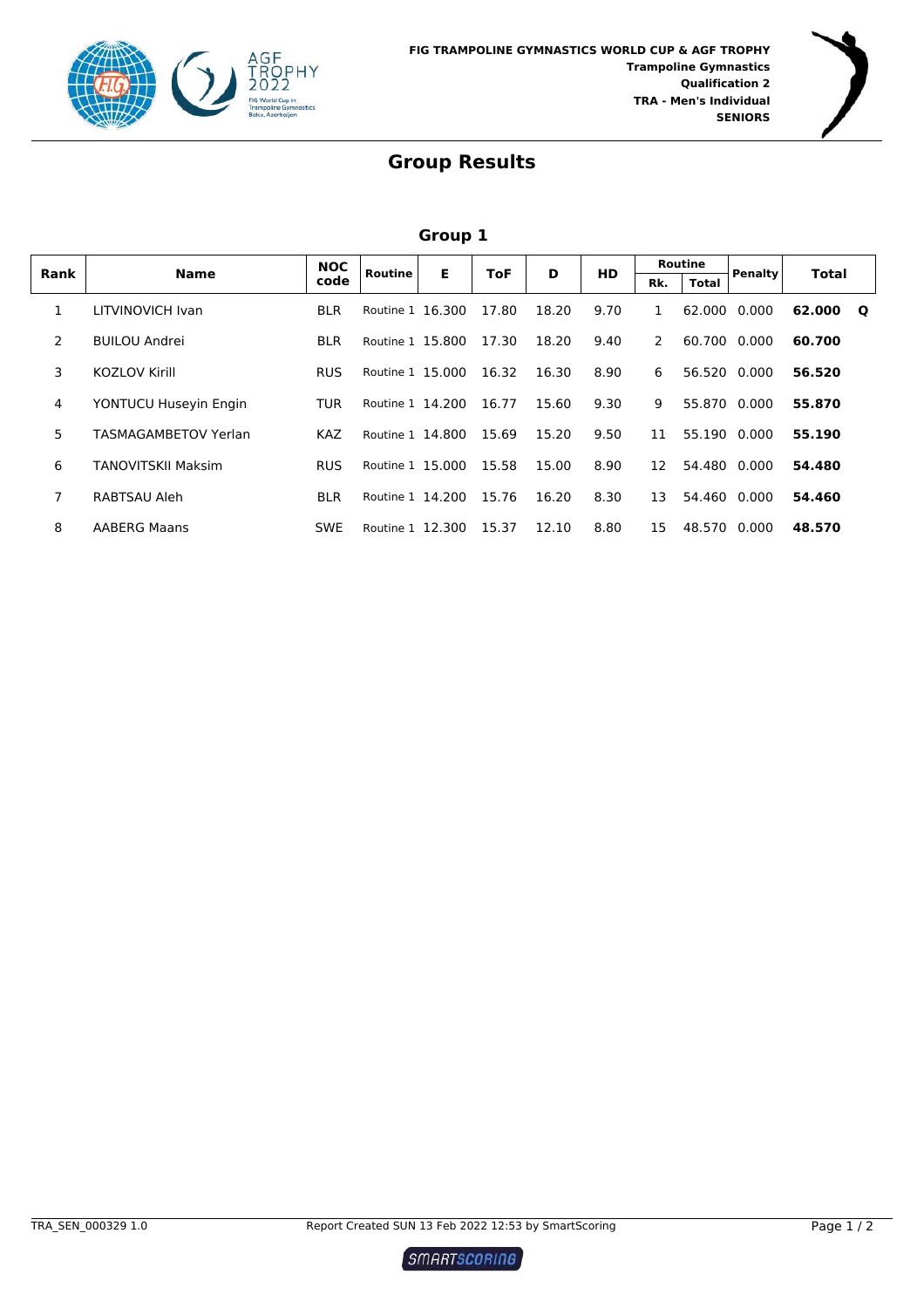FIG TRAMPOLINE GYMNASTICS WORLD CUP & AGF TROPHY
Trampoline Gymnastics
Qualification 2
TRA - Men's Individual
SENIORS

# Group Results

## Group 1

| Rank | Name | NOC code | Routine | E | ToF | D | HD | Routine Rk. | Routine Total | Penalty | Total | |
|---|---|---|---|---|---|---|---|---|---|---|---|---|
| 1 | LITVINOVICH Ivan | BLR | Routine 1 | 16.300 | 17.80 | 18.20 | 9.70 | 1 | 62.000 | 0.000 | **62.000** | **Q** |
| 2 | BUILOU Andrei | BLR | Routine 1 | 15.800 | 17.30 | 18.20 | 9.40 | 2 | 60.700 | 0.000 | **60.700** | |
| 3 | KOZLOV Kirill | RUS | Routine 1 | 15.000 | 16.32 | 16.30 | 8.90 | 6 | 56.520 | 0.000 | **56.520** | |
| 4 | YONTUCU Huseyin Engin | TUR | Routine 1 | 14.200 | 16.77 | 15.60 | 9.30 | 9 | 55.870 | 0.000 | **55.870** | |
| 5 | TASMAGAMBETOV Yerlan | KAZ | Routine 1 | 14.800 | 15.69 | 15.20 | 9.50 | 11 | 55.190 | 0.000 | **55.190** | |
| 6 | TANOVITSKII Maksim | RUS | Routine 1 | 15.000 | 15.58 | 15.00 | 8.90 | 12 | 54.480 | 0.000 | **54.480** | |
| 7 | RABTSAU Aleh | BLR | Routine 1 | 14.200 | 15.76 | 16.20 | 8.30 | 13 | 54.460 | 0.000 | **54.460** | |
| 8 | AABERG Maans | SWE | Routine 1 | 12.300 | 15.37 | 12.10 | 8.80 | 15 | 48.570 | 0.000 | **48.570** | |

TRA_SEN_000329 1.0 Report Created SUN 13 Feb 2022 12:53 by SmartScoring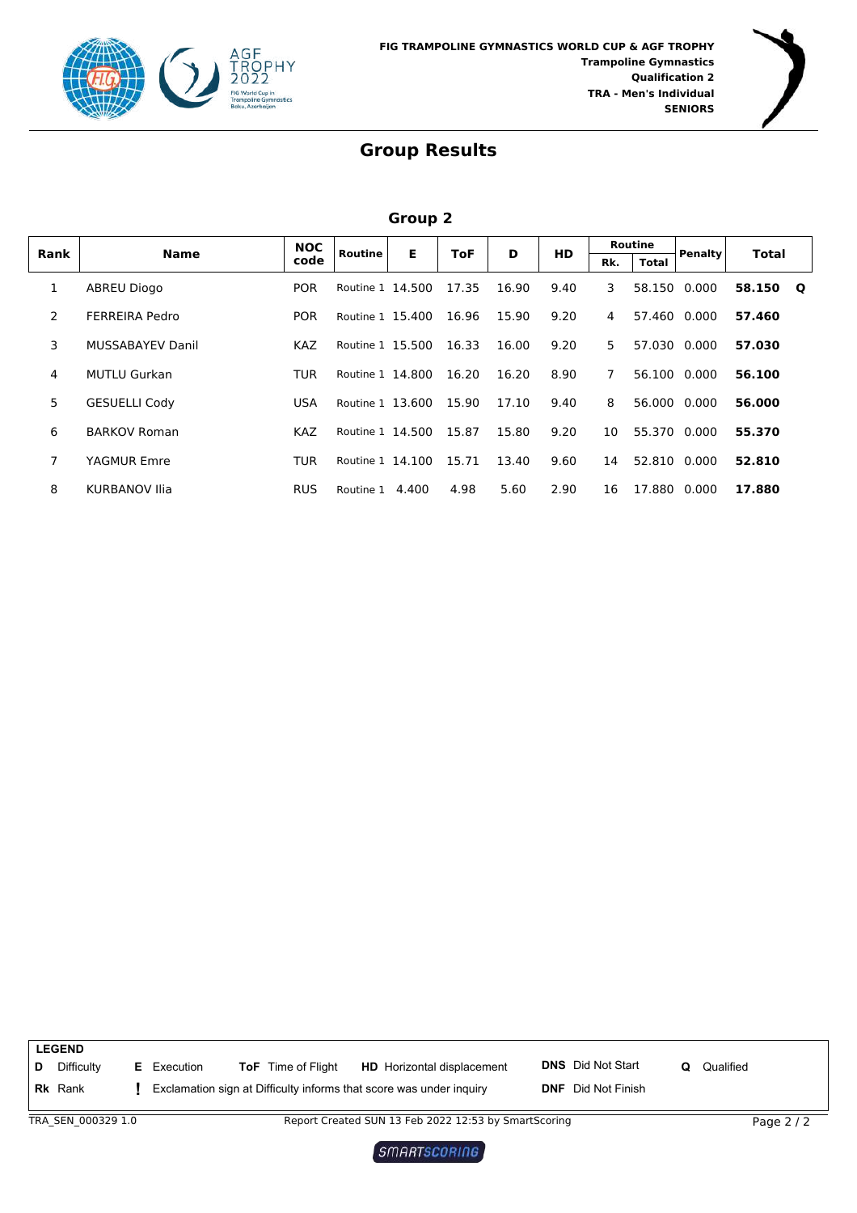FIG TRAMPOLINE GYMNASTICS WORLD CUP & AGF TROPHY
Trampoline Gymnastics
Qualification 2
TRA - Men's Individual
SENIORS

# Group Results

## Group 2

| Rank | Name | NOC code | Routine | E | ToF | D | HD | Routine | | Penalty | Total | |
|---|---|---|---|---|---|---|---|---|---|---|---|---|
| | | | | | | | | Rk. | Total | | | |
| 1 | ABREU Diogo | POR | Routine 1 | 14.500 | 17.35 | 16.90 | 9.40 | 3 | 58.150 | 0.000 | **58.150** | Q |
| 2 | FERREIRA Pedro | POR | Routine 1 | 15.400 | 16.96 | 15.90 | 9.20 | 4 | 57.460 | 0.000 | **57.460** | |
| 3 | MUSSABAYEV Danil | KAZ | Routine 1 | 15.500 | 16.33 | 16.00 | 9.20 | 5 | 57.030 | 0.000 | **57.030** | |
| 4 | MUTLU Gurkan | TUR | Routine 1 | 14.800 | 16.20 | 16.20 | 8.90 | 7 | 56.100 | 0.000 | **56.100** | |
| 5 | GESUELLI Cody | USA | Routine 1 | 13.600 | 15.90 | 17.10 | 9.40 | 8 | 56.000 | 0.000 | **56.000** | |
| 6 | BARKOV Roman | KAZ | Routine 1 | 14.500 | 15.87 | 15.80 | 9.20 | 10 | 55.370 | 0.000 | **55.370** | |
| 7 | YAGMUR Emre | TUR | Routine 1 | 14.100 | 15.71 | 13.40 | 9.60 | 14 | 52.810 | 0.000 | **52.810** | |
| 8 | KURBANOV Ilia | RUS | Routine 1 | 4.400 | 4.98 | 5.60 | 2.90 | 16 | 17.880 | 0.000 | **17.880** | |

**LEGEND**

| | | | | | |
|---|---|---|---|---|---|
| **D** Difficulty | **E** Execution | **ToF** Time of Flight | **HD** Horizontal displacement | **DNS** Did Not Start | **Q** Qualified |
| **Rk** Rank | **!** Exclamation sign at Difficulty informs that score was under inquiry | | | **DNF** Did Not Finish | |

TRA_SEN_000329 1.0 — Report Created SUN 13 Feb 2022 12:53 by SmartScoring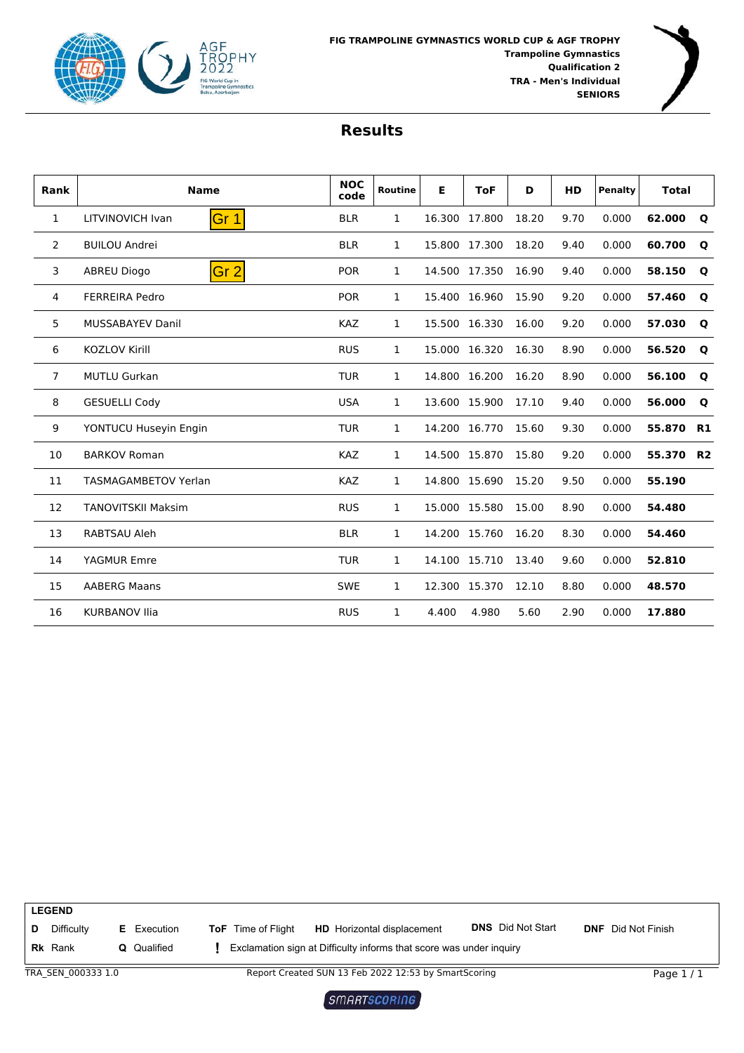**FIG TRAMPOLINE GYMNASTICS WORLD CUP & AGF TROPHY**
**Trampoline Gymnastics**
**Qualification 2**
**TRA - Men's Individual**
**SENIORS**

# Results

| Rank | Name | | NOC code | Routine | E | ToF | D | HD | Penalty | Total | |
|---|---|---|---|---|---|---|---|---|---|---|---|
| 1 | LITVINOVICH Ivan | Gr 1 | BLR | 1 | 16.300 | 17.800 | 18.20 | 9.70 | 0.000 | **62.000** | **Q** |
| 2 | BUILOU Andrei | | BLR | 1 | 15.800 | 17.300 | 18.20 | 9.40 | 0.000 | **60.700** | **Q** |
| 3 | ABREU Diogo | Gr 2 | POR | 1 | 14.500 | 17.350 | 16.90 | 9.40 | 0.000 | **58.150** | **Q** |
| 4 | FERREIRA Pedro | | POR | 1 | 15.400 | 16.960 | 15.90 | 9.20 | 0.000 | **57.460** | **Q** |
| 5 | MUSSABAYEV Danil | | KAZ | 1 | 15.500 | 16.330 | 16.00 | 9.20 | 0.000 | **57.030** | **Q** |
| 6 | KOZLOV Kirill | | RUS | 1 | 15.000 | 16.320 | 16.30 | 8.90 | 0.000 | **56.520** | **Q** |
| 7 | MUTLU Gurkan | | TUR | 1 | 14.800 | 16.200 | 16.20 | 8.90 | 0.000 | **56.100** | **Q** |
| 8 | GESUELLI Cody | | USA | 1 | 13.600 | 15.900 | 17.10 | 9.40 | 0.000 | **56.000** | **Q** |
| 9 | YONTUCU Huseyin Engin | | TUR | 1 | 14.200 | 16.770 | 15.60 | 9.30 | 0.000 | **55.870** | **R1** |
| 10 | BARKOV Roman | | KAZ | 1 | 14.500 | 15.870 | 15.80 | 9.20 | 0.000 | **55.370** | **R2** |
| 11 | TASMAGAMBETOV Yerlan | | KAZ | 1 | 14.800 | 15.690 | 15.20 | 9.50 | 0.000 | **55.190** | |
| 12 | TANOVITSKII Maksim | | RUS | 1 | 15.000 | 15.580 | 15.00 | 8.90 | 0.000 | **54.480** | |
| 13 | RABTSAU Aleh | | BLR | 1 | 14.200 | 15.760 | 16.20 | 8.30 | 0.000 | **54.460** | |
| 14 | YAGMUR Emre | | TUR | 1 | 14.100 | 15.710 | 13.40 | 9.60 | 0.000 | **52.810** | |
| 15 | AABERG Maans | | SWE | 1 | 12.300 | 15.370 | 12.10 | 8.80 | 0.000 | **48.570** | |
| 16 | KURBANOV Ilia | | RUS | 1 | 4.400 | 4.980 | 5.60 | 2.90 | 0.000 | **17.880** | |

**LEGEND**

| | | | | | |
|---|---|---|---|---|---|
| **D** Difficulty | **E** Execution | **ToF** Time of Flight | **HD** Horizontal displacement | **DNS** Did Not Start | **DNF** Did Not Finish |
| **Rk** Rank | **Q** Qualified | **!** Exclamation sign at Difficulty informs that score was under inquiry | | | |

TRA_SEN_000333 1.0 — Report Created SUN 13 Feb 2022 12:53 by SmartScoring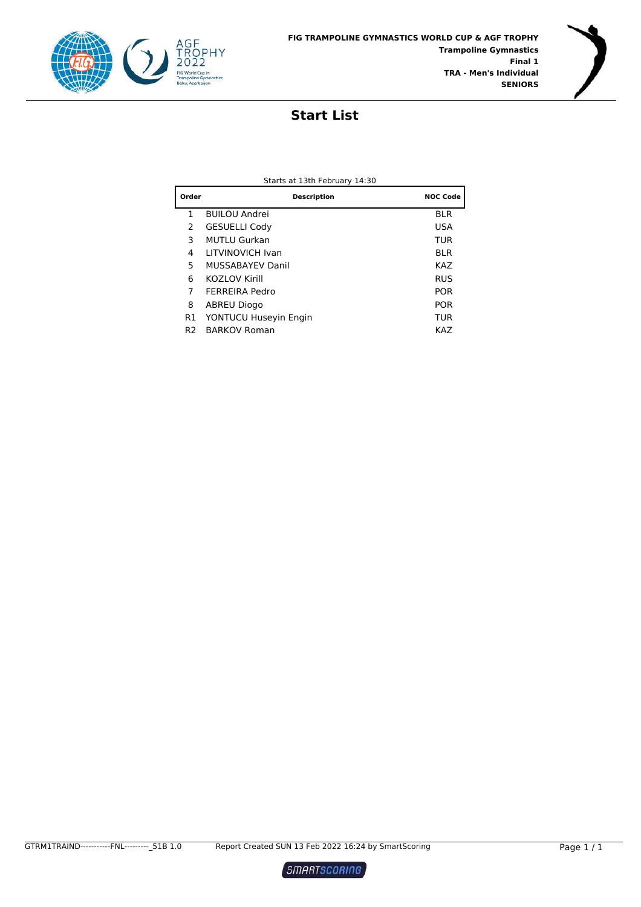**FIG TRAMPOLINE GYMNASTICS WORLD CUP & AGF TROPHY**
**Trampoline Gymnastics**
**Final 1**
**TRA - Men's Individual**
**SENIORS**

# Start List

Starts at 13th February 14:30

| Order | Description | NOC Code |
|---|---|---|
| 1 | BUILOU Andrei | BLR |
| 2 | GESUELLI Cody | USA |
| 3 | MUTLU Gurkan | TUR |
| 4 | LITVINOVICH Ivan | BLR |
| 5 | MUSSABAYEV Danil | KAZ |
| 6 | KOZLOV Kirill | RUS |
| 7 | FERREIRA Pedro | POR |
| 8 | ABREU Diogo | POR |
| R1 | YONTUCU Huseyin Engin | TUR |
| R2 | BARKOV Roman | KAZ |

GTRM1TRAIND-----------FNL---------_51B 1.0 Report Created SUN 13 Feb 2022 16:24 by SmartScoring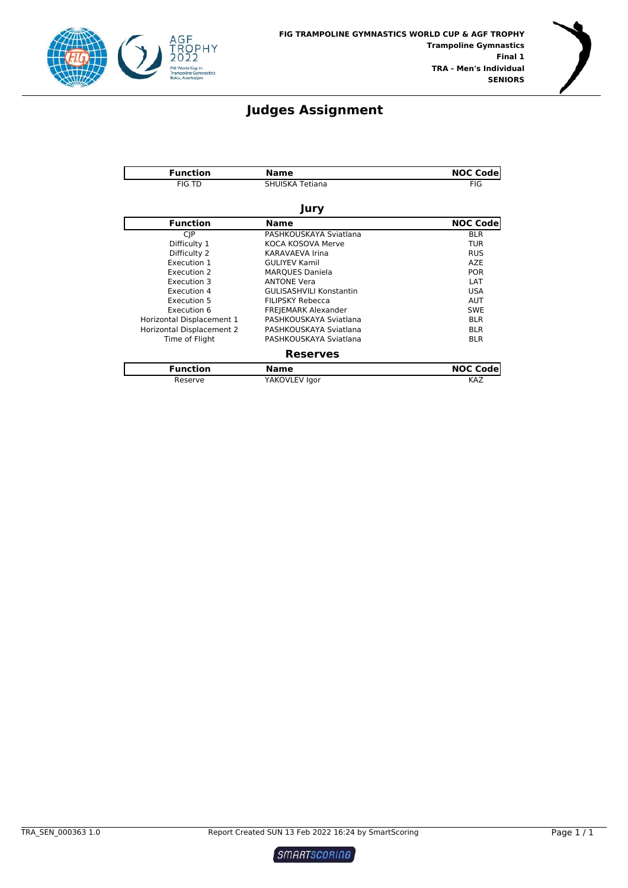**FIG TRAMPOLINE GYMNASTICS WORLD CUP & AGF TROPHY**
**Trampoline Gymnastics**
**Final 1**
**TRA - Men's Individual**
**SENIORS**

# Judges Assignment

| Function | Name | NOC Code |
|---|---|---|
| FIG TD | SHUISKA Tetiana | FIG |

## Jury

| Function | Name | NOC Code |
|---|---|---|
| CJP | PASHKOUSKAYA Sviatlana | BLR |
| Difficulty 1 | KOCA KOSOVA Merve | TUR |
| Difficulty 2 | KARAVAEVA Irina | RUS |
| Execution 1 | GULIYEV Kamil | AZE |
| Execution 2 | MARQUES Daniela | POR |
| Execution 3 | ANTONE Vera | LAT |
| Execution 4 | GULISASHVILI Konstantin | USA |
| Execution 5 | FILIPSKY Rebecca | AUT |
| Execution 6 | FREJEMARK Alexander | SWE |
| Horizontal Displacement 1 | PASHKOUSKAYA Sviatlana | BLR |
| Horizontal Displacement 2 | PASHKOUSKAYA Sviatlana | BLR |
| Time of Flight | PASHKOUSKAYA Sviatlana | BLR |

## Reserves

| Function | Name | NOC Code |
|---|---|---|
| Reserve | YAKOVLEV Igor | KAZ |

TRA_SEN_000363 1.0 — Report Created SUN 13 Feb 2022 16:24 by SmartScoring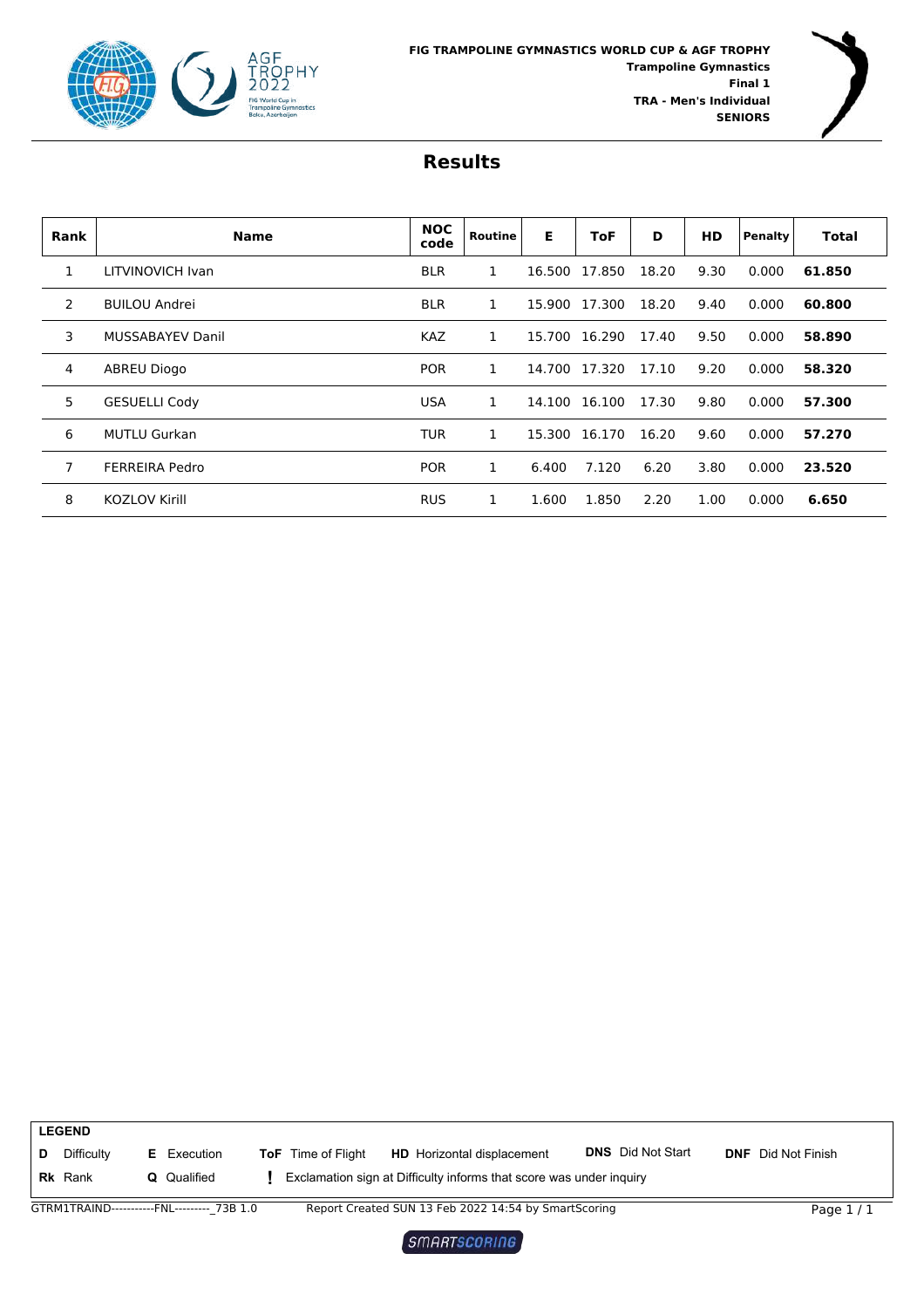**FIG TRAMPOLINE GYMNASTICS WORLD CUP & AGF TROPHY**
**Trampoline Gymnastics**
**Final 1**
**TRA - Men's Individual**
**SENIORS**

## Results

| Rank | Name | NOC code | Routine | E | ToF | D | HD | Penalty | Total |
|---|---|---|---|---|---|---|---|---|---|
| 1 | LITVINOVICH Ivan | BLR | 1 | 16.500 | 17.850 | 18.20 | 9.30 | 0.000 | **61.850** |
| 2 | BUILOU Andrei | BLR | 1 | 15.900 | 17.300 | 18.20 | 9.40 | 0.000 | **60.800** |
| 3 | MUSSABAYEV Danil | KAZ | 1 | 15.700 | 16.290 | 17.40 | 9.50 | 0.000 | **58.890** |
| 4 | ABREU Diogo | POR | 1 | 14.700 | 17.320 | 17.10 | 9.20 | 0.000 | **58.320** |
| 5 | GESUELLI Cody | USA | 1 | 14.100 | 16.100 | 17.30 | 9.80 | 0.000 | **57.300** |
| 6 | MUTLU Gurkan | TUR | 1 | 15.300 | 16.170 | 16.20 | 9.60 | 0.000 | **57.270** |
| 7 | FERREIRA Pedro | POR | 1 | 6.400 | 7.120 | 6.20 | 3.80 | 0.000 | **23.520** |
| 8 | KOZLOV Kirill | RUS | 1 | 1.600 | 1.850 | 2.20 | 1.00 | 0.000 | **6.650** |

**LEGEND**

**D** Difficulty | **E** Execution | **ToF** Time of Flight | **HD** Horizontal displacement | **DNS** Did Not Start | **DNF** Did Not Finish

**Rk** Rank | **Q** Qualified | **!** Exclamation sign at Difficulty informs that score was under inquiry

GTRM1TRAIND-----------FNL---------_73B 1.0 Report Created SUN 13 Feb 2022 14:54 by SmartScoring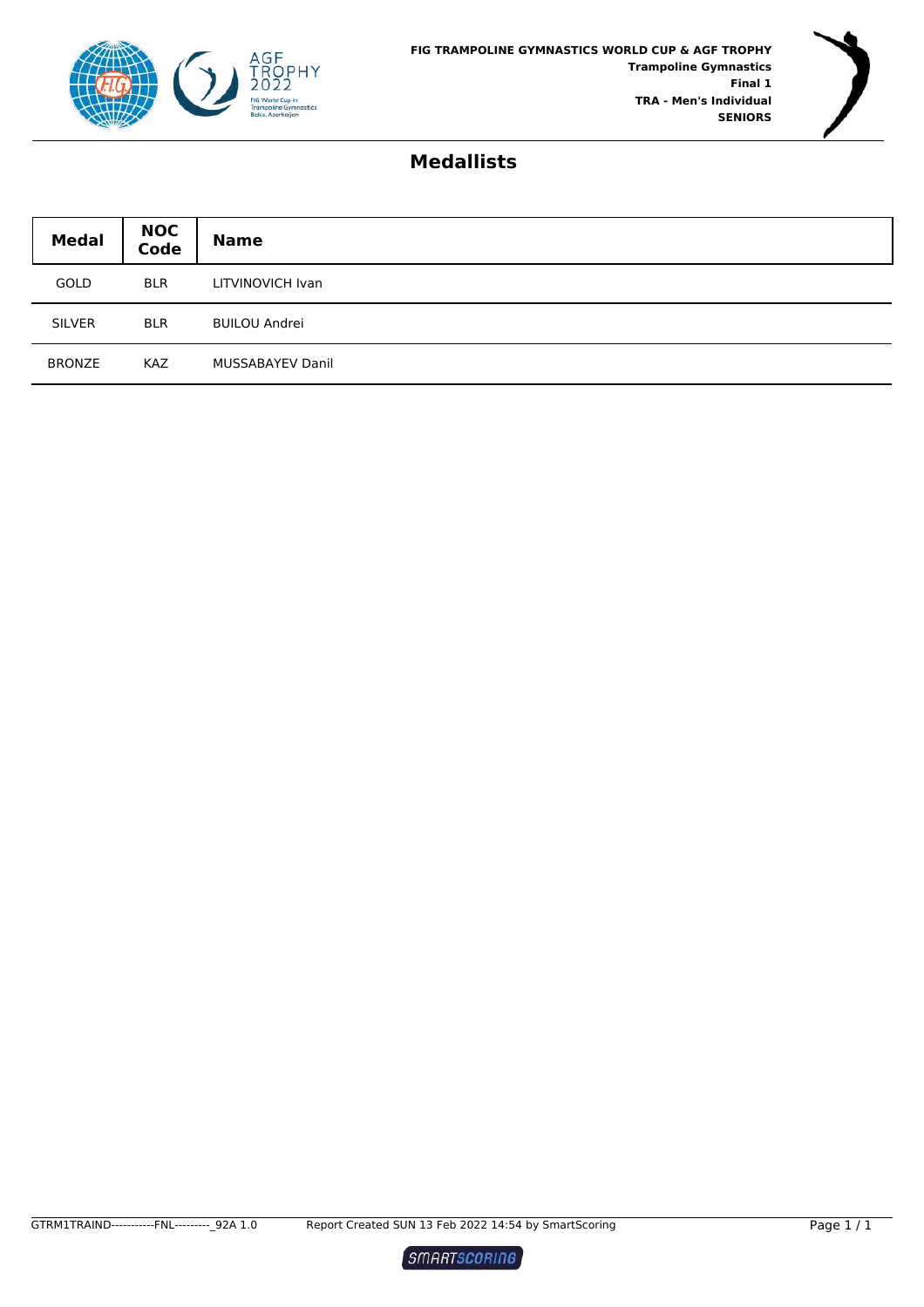FIG TRAMPOLINE GYMNASTICS WORLD CUP & AGF TROPHY
**Trampoline Gymnastics**
**Final 1**
**TRA - Men's Individual**
**SENIORS**

# Medallists

| Medal | NOC Code | Name |
|---|---|---|
| GOLD | BLR | LITVINOVICH Ivan |
| SILVER | BLR | BUILOU Andrei |
| BRONZE | KAZ | MUSSABAYEV Danil |

GTRM1TRAIND-----------FNL---------_92A 1.0    Report Created SUN 13 Feb 2022 14:54 by SmartScoring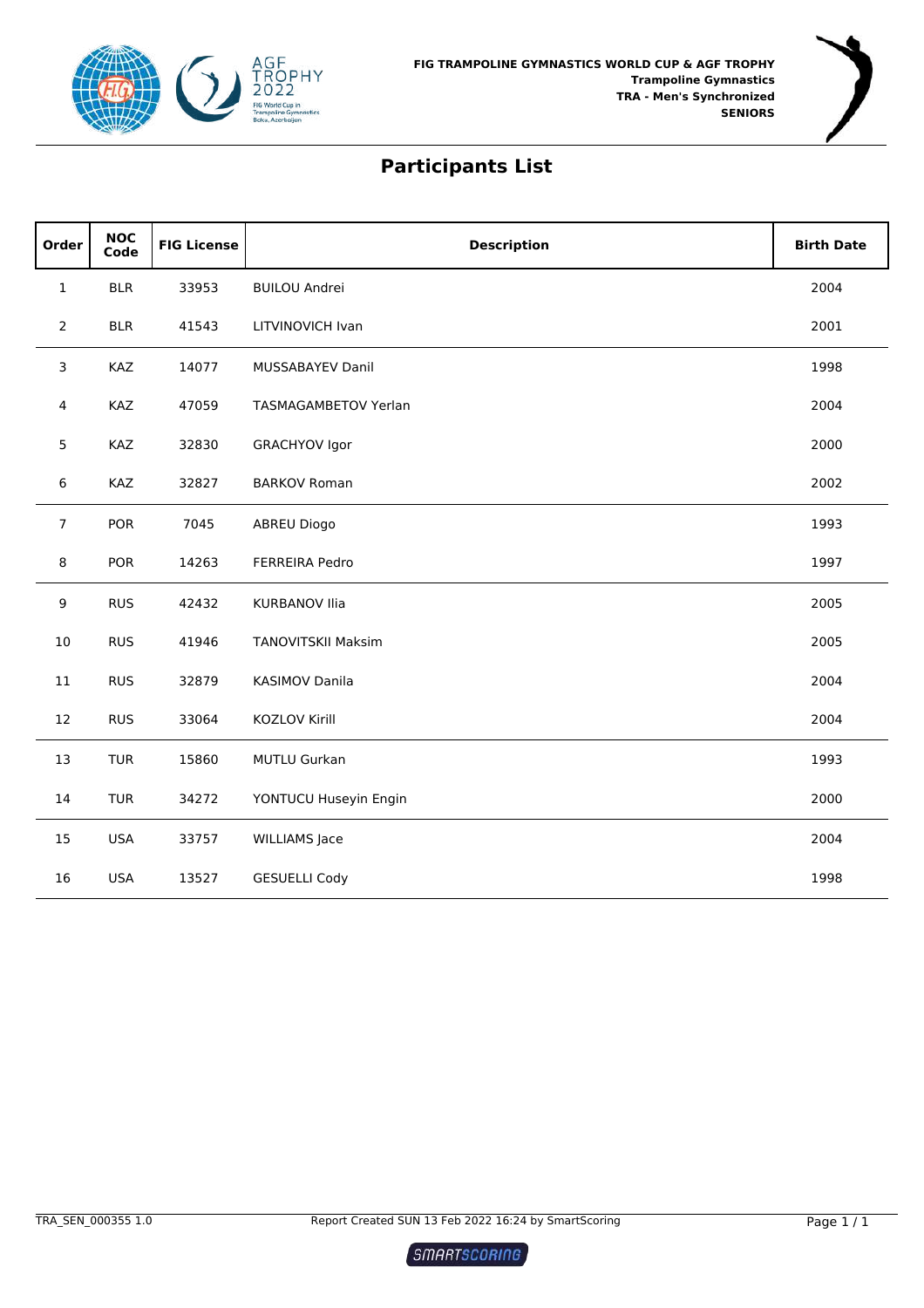**FIG TRAMPOLINE GYMNASTICS WORLD CUP & AGF TROPHY**
**Trampoline Gymnastics**
**TRA - Men's Synchronized**
**SENIORS**

# Participants List

| Order | NOC Code | FIG License | Description | Birth Date |
|---|---|---|---|---|
| 1 | BLR | 33953 | BUILOU Andrei | 2004 |
| 2 | BLR | 41543 | LITVINOVICH Ivan | 2001 |
| 3 | KAZ | 14077 | MUSSABAYEV Danil | 1998 |
| 4 | KAZ | 47059 | TASMAGAMBETOV Yerlan | 2004 |
| 5 | KAZ | 32830 | GRACHYOV Igor | 2000 |
| 6 | KAZ | 32827 | BARKOV Roman | 2002 |
| 7 | POR | 7045 | ABREU Diogo | 1993 |
| 8 | POR | 14263 | FERREIRA Pedro | 1997 |
| 9 | RUS | 42432 | KURBANOV Ilia | 2005 |
| 10 | RUS | 41946 | TANOVITSKII Maksim | 2005 |
| 11 | RUS | 32879 | KASIMOV Danila | 2004 |
| 12 | RUS | 33064 | KOZLOV Kirill | 2004 |
| 13 | TUR | 15860 | MUTLU Gurkan | 1993 |
| 14 | TUR | 34272 | YONTUCU Huseyin Engin | 2000 |
| 15 | USA | 33757 | WILLIAMS Jace | 2004 |
| 16 | USA | 13527 | GESUELLI Cody | 1998 |

TRA_SEN_000355 1.0 Report Created SUN 13 Feb 2022 16:24 by SmartScoring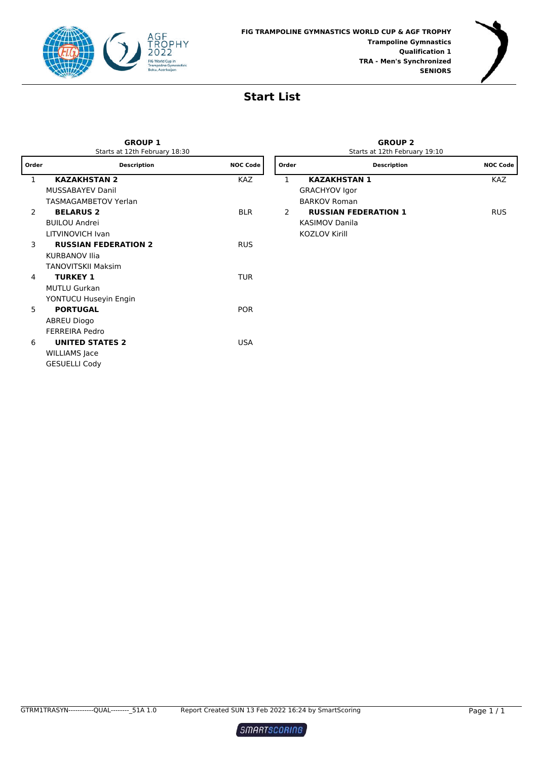**FIG TRAMPOLINE GYMNASTICS WORLD CUP & AGF TROPHY**
**Trampoline Gymnastics**
**Qualification 1**
**TRA - Men's Synchronized**
**SENIORS**

# Start List

### GROUP 1
Starts at 12th February 18:30

| Order | Description | NOC Code |
|---|---|---|
| 1 | **KAZAKHSTAN 2** | KAZ |
| | MUSSABAYEV Danil | |
| | TASMAGAMBETOV Yerlan | |
| 2 | **BELARUS 2** | BLR |
| | BUILOU Andrei | |
| | LITVINOVICH Ivan | |
| 3 | **RUSSIAN FEDERATION 2** | RUS |
| | KURBANOV Ilia | |
| | TANOVITSKII Maksim | |
| 4 | **TURKEY 1** | TUR |
| | MUTLU Gurkan | |
| | YONTUCU Huseyin Engin | |
| 5 | **PORTUGAL** | POR |
| | ABREU Diogo | |
| | FERREIRA Pedro | |
| 6 | **UNITED STATES 2** | USA |
| | WILLIAMS Jace | |
| | GESUELLI Cody | |

### GROUP 2
Starts at 12th February 19:10

| Order | Description | NOC Code |
|---|---|---|
| 1 | **KAZAKHSTAN 1** | KAZ |
| | GRACHYOV Igor | |
| | BARKOV Roman | |
| 2 | **RUSSIAN FEDERATION 1** | RUS |
| | KASIMOV Danila | |
| | KOZLOV Kirill | |

GTRM1TRASYN-----------QUAL--------_51A 1.0 Report Created SUN 13 Feb 2022 16:24 by SmartScoring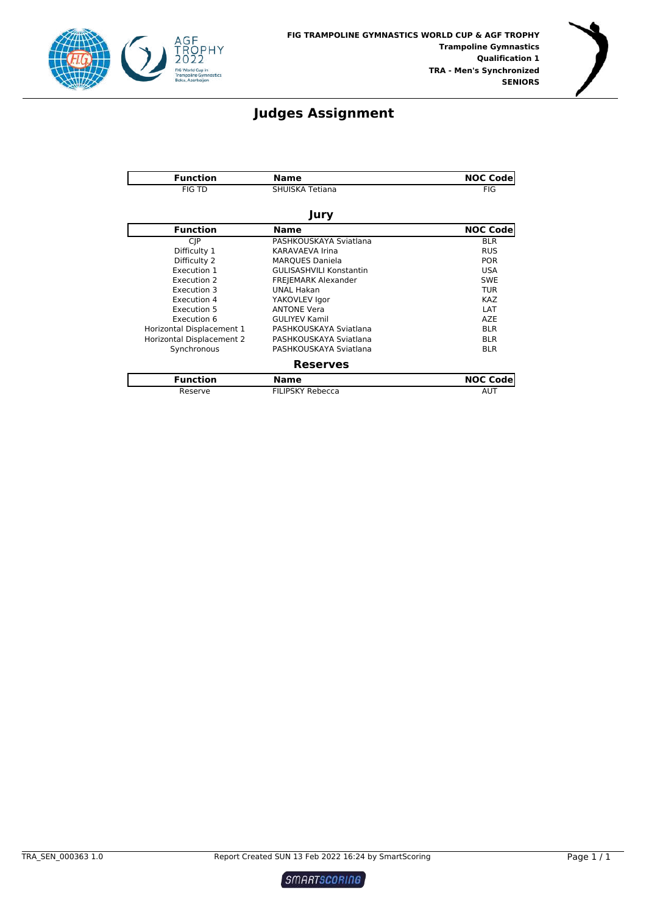**FIG TRAMPOLINE GYMNASTICS WORLD CUP & AGF TROPHY**
**Trampoline Gymnastics**
**Qualification 1**
**TRA - Men's Synchronized**
**SENIORS**

# Judges Assignment

| Function | Name | NOC Code |
|---|---|---|
| FIG TD | SHUISKA Tetiana | FIG |

## Jury

| Function | Name | NOC Code |
|---|---|---|
| CJP | PASHKOUSKAYA Sviatlana | BLR |
| Difficulty 1 | KARAVAEVA Irina | RUS |
| Difficulty 2 | MARQUES Daniela | POR |
| Execution 1 | GULISASHVILI Konstantin | USA |
| Execution 2 | FREJEMARK Alexander | SWE |
| Execution 3 | UNAL Hakan | TUR |
| Execution 4 | YAKOVLEV Igor | KAZ |
| Execution 5 | ANTONE Vera | LAT |
| Execution 6 | GULIYEV Kamil | AZE |
| Horizontal Displacement 1 | PASHKOUSKAYA Sviatlana | BLR |
| Horizontal Displacement 2 | PASHKOUSKAYA Sviatlana | BLR |
| Synchronous | PASHKOUSKAYA Sviatlana | BLR |

## Reserves

| Function | Name | NOC Code |
|---|---|---|
| Reserve | FILIPSKY Rebecca | AUT |

TRA_SEN_000363 1.0 Report Created SUN 13 Feb 2022 16:24 by SmartScoring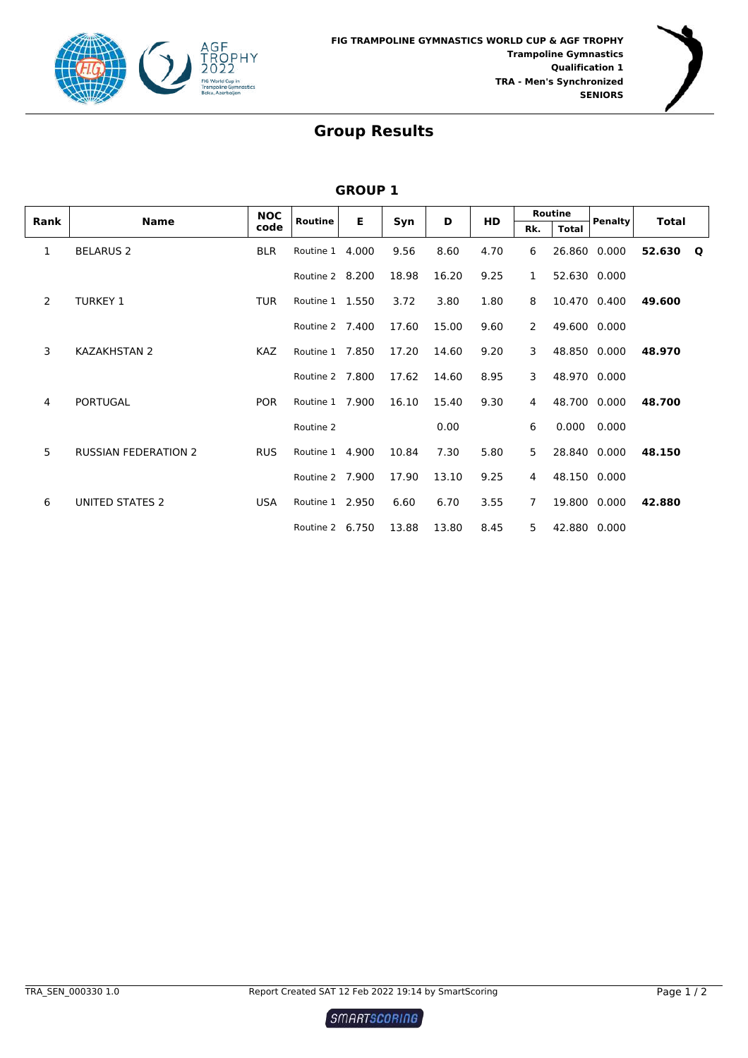**FIG TRAMPOLINE GYMNASTICS WORLD CUP & AGF TROPHY**
**Trampoline Gymnastics**
**Qualification 1**
**TRA - Men's Synchronized**
**SENIORS**

# Group Results

## GROUP 1

| Rank | Name | NOC code | Routine | E | Syn | D | HD | Routine Rk. | Routine Total | Penalty | Total | |
|---|---|---|---|---|---|---|---|---|---|---|---|---|
| 1 | BELARUS 2 | BLR | Routine 1 | 4.000 | 9.56 | 8.60 | 4.70 | 6 | 26.860 | 0.000 | **52.630** | **Q** |
| | | | Routine 2 | 8.200 | 18.98 | 16.20 | 9.25 | 1 | 52.630 | 0.000 | | |
| 2 | TURKEY 1 | TUR | Routine 1 | 1.550 | 3.72 | 3.80 | 1.80 | 8 | 10.470 | 0.400 | **49.600** | |
| | | | Routine 2 | 7.400 | 17.60 | 15.00 | 9.60 | 2 | 49.600 | 0.000 | | |
| 3 | KAZAKHSTAN 2 | KAZ | Routine 1 | 7.850 | 17.20 | 14.60 | 9.20 | 3 | 48.850 | 0.000 | **48.970** | |
| | | | Routine 2 | 7.800 | 17.62 | 14.60 | 8.95 | 3 | 48.970 | 0.000 | | |
| 4 | PORTUGAL | POR | Routine 1 | 7.900 | 16.10 | 15.40 | 9.30 | 4 | 48.700 | 0.000 | **48.700** | |
| | | | Routine 2 | | | 0.00 | | 6 | 0.000 | 0.000 | | |
| 5 | RUSSIAN FEDERATION 2 | RUS | Routine 1 | 4.900 | 10.84 | 7.30 | 5.80 | 5 | 28.840 | 0.000 | **48.150** | |
| | | | Routine 2 | 7.900 | 17.90 | 13.10 | 9.25 | 4 | 48.150 | 0.000 | | |
| 6 | UNITED STATES 2 | USA | Routine 1 | 2.950 | 6.60 | 6.70 | 3.55 | 7 | 19.800 | 0.000 | **42.880** | |
| | | | Routine 2 | 6.750 | 13.88 | 13.80 | 8.45 | 5 | 42.880 | 0.000 | | |

TRA_SEN_000330 1.0 Report Created SAT 12 Feb 2022 19:14 by SmartScoring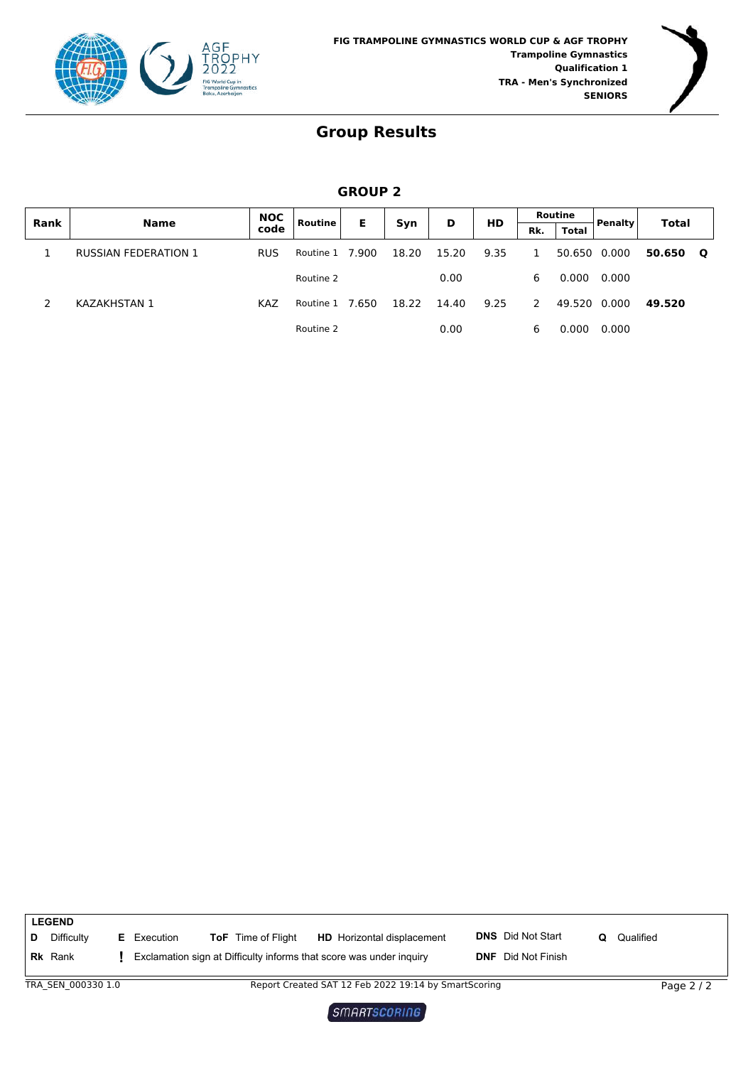FIG TRAMPOLINE GYMNASTICS WORLD CUP & AGF TROPHY
Trampoline Gymnastics
Qualification 1
TRA - Men's Synchronized
SENIORS

# Group Results

## GROUP 2

| Rank | Name | NOC code | Routine | E | Syn | D | HD | Routine Rk. | Routine Total | Penalty | Total | |
|---|---|---|---|---|---|---|---|---|---|---|---|---|
| 1 | RUSSIAN FEDERATION 1 | RUS | Routine 1 | 7.900 | 18.20 | 15.20 | 9.35 | 1 | 50.650 | 0.000 | **50.650** | **Q** |
| | | | Routine 2 | | | 0.00 | | 6 | 0.000 | 0.000 | | |
| 2 | KAZAKHSTAN 1 | KAZ | Routine 1 | 7.650 | 18.22 | 14.40 | 9.25 | 2 | 49.520 | 0.000 | **49.520** | |
| | | | Routine 2 | | | 0.00 | | 6 | 0.000 | 0.000 | | |

**LEGEND**

| | | | | | |
|---|---|---|---|---|---|
| **D** Difficulty | **E** Execution | **ToF** Time of Flight | **HD** Horizontal displacement | **DNS** Did Not Start | **Q** Qualified |
| **Rk** Rank | **!** Exclamation sign at Difficulty informs that score was under inquiry | | | **DNF** Did Not Finish | |

TRA_SEN_000330 1.0 — Report Created SAT 12 Feb 2022 19:14 by SmartScoring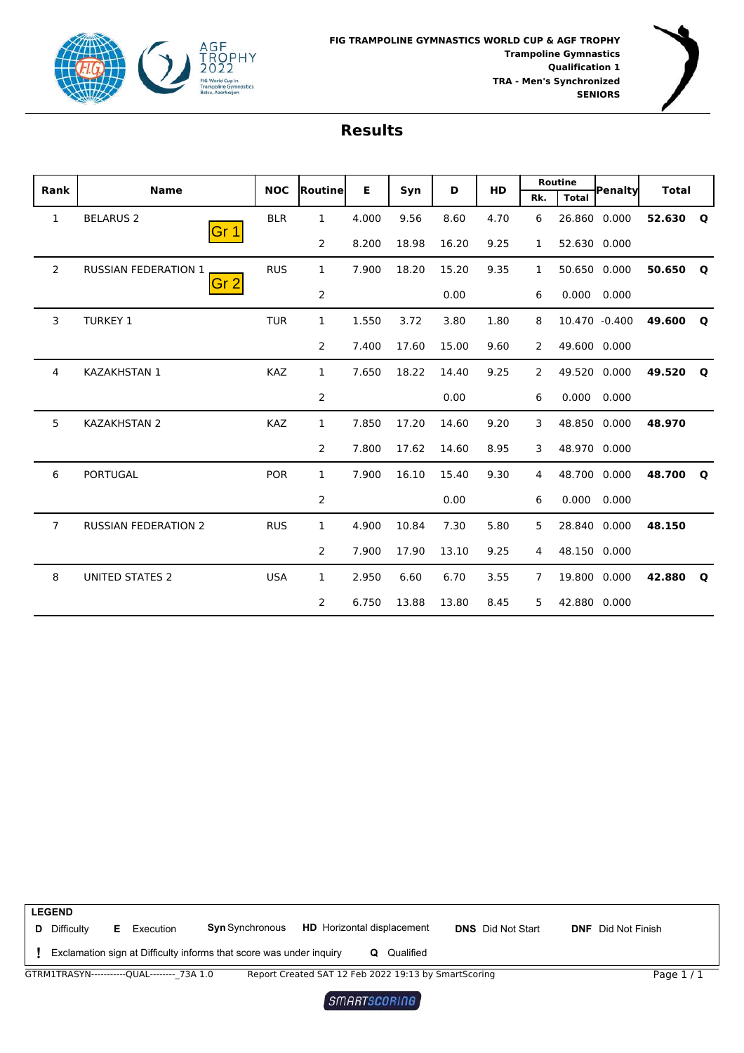**FIG TRAMPOLINE GYMNASTICS WORLD CUP & AGF TROPHY**
**Trampoline Gymnastics**
**Qualification 1**
**TRA - Men's Synchronized**
**SENIORS**

# Results

| Rank | Name | | NOC | Routine | E | Syn | D | HD | Routine Rk. | Routine Total | Penalty | Total | |
|---|---|---|---|---|---|---|---|---|---|---|---|---|---|
| 1 | BELARUS 2 | Gr 1 | BLR | 1 | 4.000 | 9.56 | 8.60 | 4.70 | 6 | 26.860 | 0.000 | **52.630** | **Q** |
| | | | | 2 | 8.200 | 18.98 | 16.20 | 9.25 | 1 | 52.630 | 0.000 | | |
| 2 | RUSSIAN FEDERATION 1 | Gr 2 | RUS | 1 | 7.900 | 18.20 | 15.20 | 9.35 | 1 | 50.650 | 0.000 | **50.650** | **Q** |
| | | | | 2 | | | 0.00 | | 6 | 0.000 | 0.000 | | |
| 3 | TURKEY 1 | | TUR | 1 | 1.550 | 3.72 | 3.80 | 1.80 | 8 | 10.470 | -0.400 | **49.600** | **Q** |
| | | | | 2 | 7.400 | 17.60 | 15.00 | 9.60 | 2 | 49.600 | 0.000 | | |
| 4 | KAZAKHSTAN 1 | | KAZ | 1 | 7.650 | 18.22 | 14.40 | 9.25 | 2 | 49.520 | 0.000 | **49.520** | **Q** |
| | | | | 2 | | | 0.00 | | 6 | 0.000 | 0.000 | | |
| 5 | KAZAKHSTAN 2 | | KAZ | 1 | 7.850 | 17.20 | 14.60 | 9.20 | 3 | 48.850 | 0.000 | **48.970** | |
| | | | | 2 | 7.800 | 17.62 | 14.60 | 8.95 | 3 | 48.970 | 0.000 | | |
| 6 | PORTUGAL | | POR | 1 | 7.900 | 16.10 | 15.40 | 9.30 | 4 | 48.700 | 0.000 | **48.700** | **Q** |
| | | | | 2 | | | 0.00 | | 6 | 0.000 | 0.000 | | |
| 7 | RUSSIAN FEDERATION 2 | | RUS | 1 | 4.900 | 10.84 | 7.30 | 5.80 | 5 | 28.840 | 0.000 | **48.150** | |
| | | | | 2 | 7.900 | 17.90 | 13.10 | 9.25 | 4 | 48.150 | 0.000 | | |
| 8 | UNITED STATES 2 | | USA | 1 | 2.950 | 6.60 | 6.70 | 3.55 | 7 | 19.800 | 0.000 | **42.880** | **Q** |
| | | | | 2 | 6.750 | 13.88 | 13.80 | 8.45 | 5 | 42.880 | 0.000 | | |

**LEGEND**

**D** Difficulty **E** Execution **Syn** Synchronous **HD** Horizontal displacement **DNS** Did Not Start **DNF** Did Not Finish

**!** Exclamation sign at Difficulty informs that score was under inquiry **Q** Qualified

GTRM1TRASYN-----------QUAL--------_73A 1.0 Report Created SAT 12 Feb 2022 19:13 by SmartScoring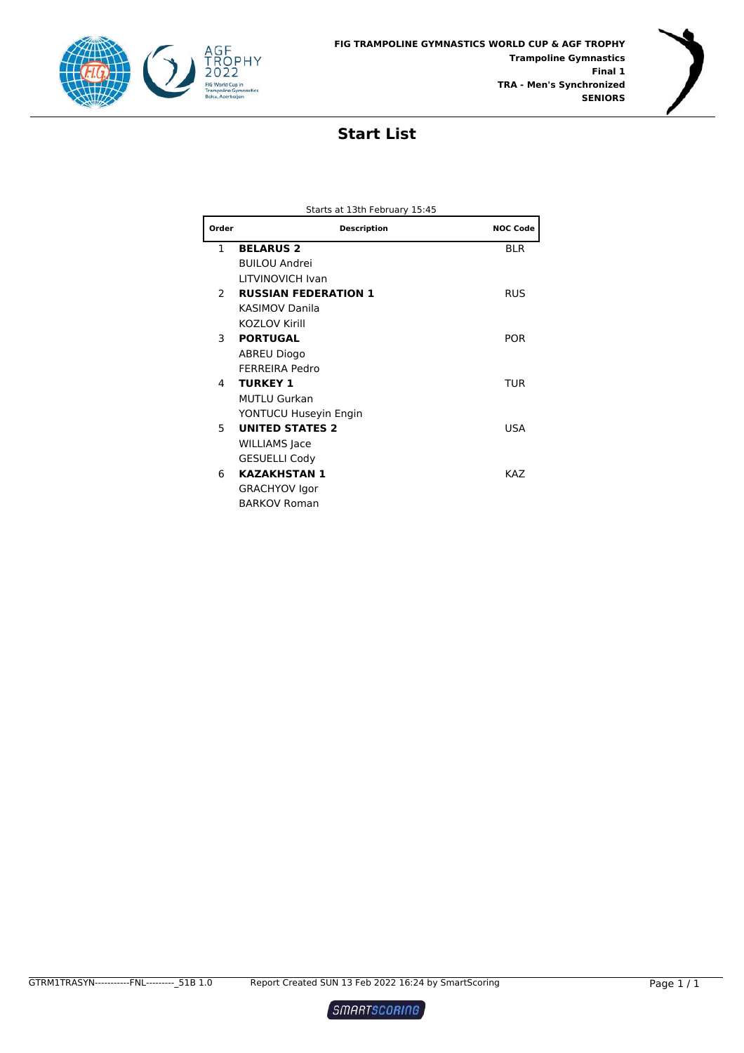FIG TRAMPOLINE GYMNASTICS WORLD CUP & AGF TROPHY
Trampoline Gymnastics
Final 1
TRA - Men's Synchronized
SENIORS

# Start List

Starts at 13th February 15:45

| Order | Description | NOC Code |
|---|---|---|
| 1 | **BELARUS 2** | BLR |
| | BUILOU Andrei | |
| | LITVINOVICH Ivan | |
| 2 | **RUSSIAN FEDERATION 1** | RUS |
| | KASIMOV Danila | |
| | KOZLOV Kirill | |
| 3 | **PORTUGAL** | POR |
| | ABREU Diogo | |
| | FERREIRA Pedro | |
| 4 | **TURKEY 1** | TUR |
| | MUTLU Gurkan | |
| | YONTUCU Huseyin Engin | |
| 5 | **UNITED STATES 2** | USA |
| | WILLIAMS Jace | |
| | GESUELLI Cody | |
| 6 | **KAZAKHSTAN 1** | KAZ |
| | GRACHYOV Igor | |
| | BARKOV Roman | |

GTRM1TRASYN-----------FNL---------_51B 1.0 Report Created SUN 13 Feb 2022 16:24 by SmartScoring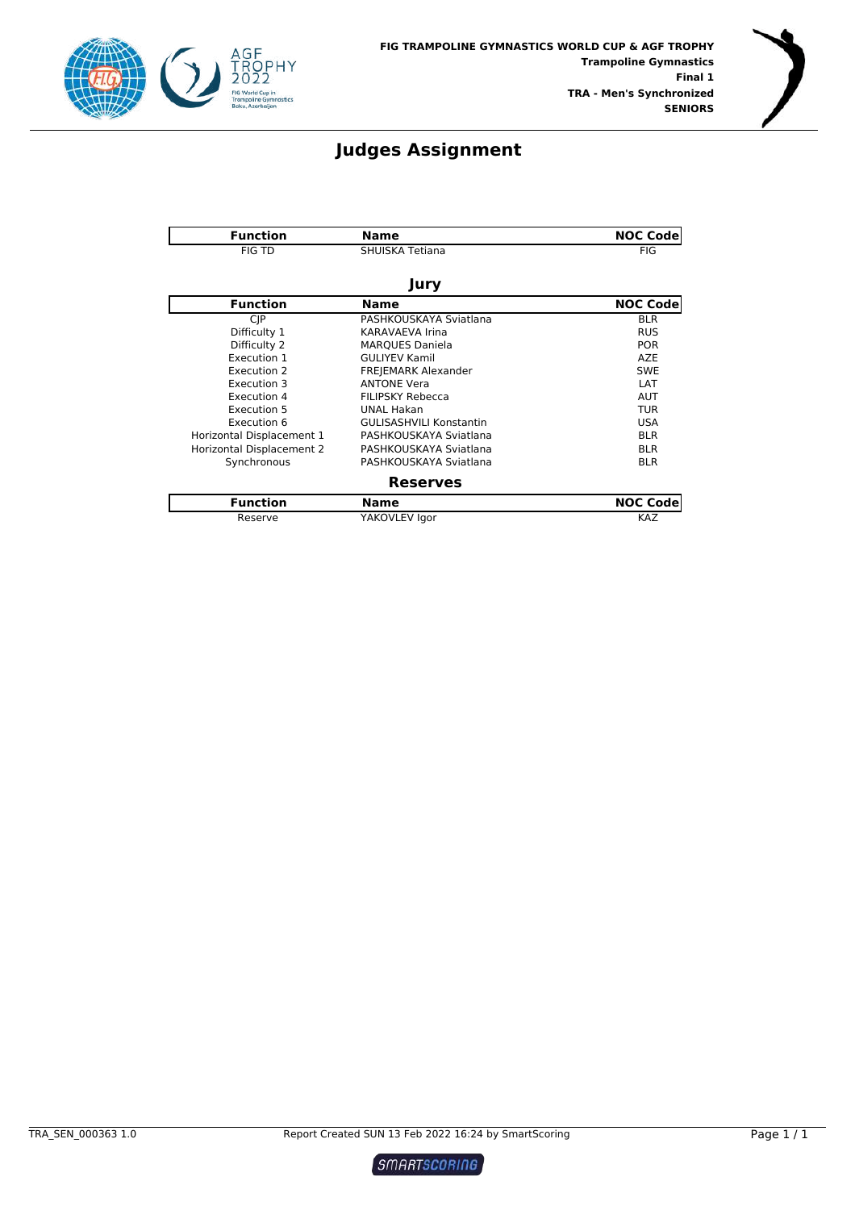**FIG TRAMPOLINE GYMNASTICS WORLD CUP & AGF TROPHY**
**Trampoline Gymnastics**
**Final 1**
**TRA - Men's Synchronized**
**SENIORS**

# Judges Assignment

| Function | Name | NOC Code |
|---|---|---|
| FIG TD | SHUISKA Tetiana | FIG |

## Jury

| Function | Name | NOC Code |
|---|---|---|
| CJP | PASHKOUSKAYA Sviatlana | BLR |
| Difficulty 1 | KARAVAEVA Irina | RUS |
| Difficulty 2 | MARQUES Daniela | POR |
| Execution 1 | GULIYEV Kamil | AZE |
| Execution 2 | FREJEMARK Alexander | SWE |
| Execution 3 | ANTONE Vera | LAT |
| Execution 4 | FILIPSKY Rebecca | AUT |
| Execution 5 | UNAL Hakan | TUR |
| Execution 6 | GULISASHVILI Konstantin | USA |
| Horizontal Displacement 1 | PASHKOUSKAYA Sviatlana | BLR |
| Horizontal Displacement 2 | PASHKOUSKAYA Sviatlana | BLR |
| Synchronous | PASHKOUSKAYA Sviatlana | BLR |

## Reserves

| Function | Name | NOC Code |
|---|---|---|
| Reserve | YAKOVLEV Igor | KAZ |

TRA_SEN_000363 1.0 Report Created SUN 13 Feb 2022 16:24 by SmartScoring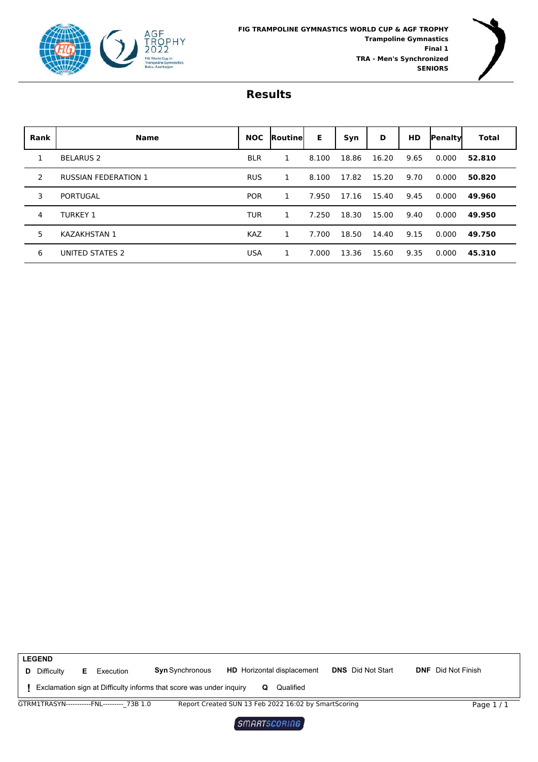FIG TRAMPOLINE GYMNASTICS WORLD CUP & AGF TROPHY
Trampoline Gymnastics
Final 1
TRA - Men's Synchronized
SENIORS

# Results

| Rank | Name | NOC | Routine | E | Syn | D | HD | Penalty | Total |
|---|---|---|---|---|---|---|---|---|---|
| 1 | BELARUS 2 | BLR | 1 | 8.100 | 18.86 | 16.20 | 9.65 | 0.000 | **52.810** |
| 2 | RUSSIAN FEDERATION 1 | RUS | 1 | 8.100 | 17.82 | 15.20 | 9.70 | 0.000 | **50.820** |
| 3 | PORTUGAL | POR | 1 | 7.950 | 17.16 | 15.40 | 9.45 | 0.000 | **49.960** |
| 4 | TURKEY 1 | TUR | 1 | 7.250 | 18.30 | 15.00 | 9.40 | 0.000 | **49.950** |
| 5 | KAZAKHSTAN 1 | KAZ | 1 | 7.700 | 18.50 | 14.40 | 9.15 | 0.000 | **49.750** |
| 6 | UNITED STATES 2 | USA | 1 | 7.000 | 13.36 | 15.60 | 9.35 | 0.000 | **45.310** |

**LEGEND**

**D** Difficulty **E** Execution **Syn** Synchronous **HD** Horizontal displacement **DNS** Did Not Start **DNF** Did Not Finish

**!** Exclamation sign at Difficulty informs that score was under inquiry **Q** Qualified

GTRM1TRASYN-----------FNL---------_73B 1.0 Report Created SUN 13 Feb 2022 16:02 by SmartScoring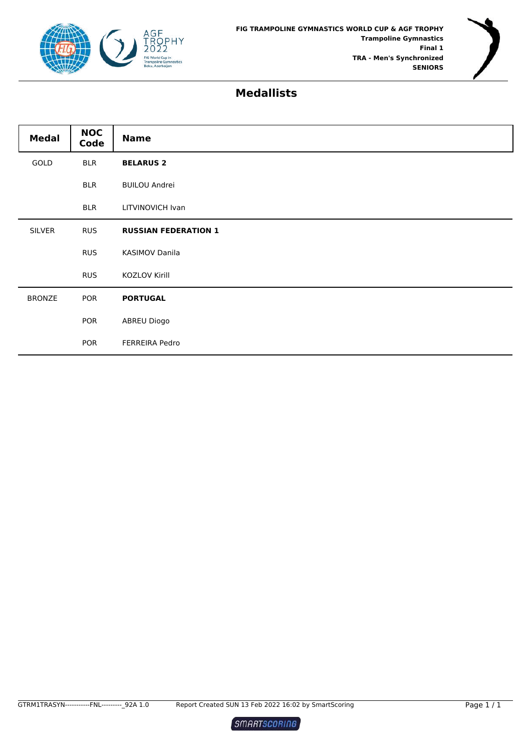**FIG TRAMPOLINE GYMNASTICS WORLD CUP & AGF TROPHY**
**Trampoline Gymnastics**
**Final 1**
**TRA - Men's Synchronized**
**SENIORS**

# Medallists

| Medal | NOC Code | Name |
|---|---|---|
| GOLD | BLR | **BELARUS 2** |
| | BLR | BUILOU Andrei |
| | BLR | LITVINOVICH Ivan |
| SILVER | RUS | **RUSSIAN FEDERATION 1** |
| | RUS | KASIMOV Danila |
| | RUS | KOZLOV Kirill |
| BRONZE | POR | **PORTUGAL** |
| | POR | ABREU Diogo |
| | POR | FERREIRA Pedro |

GTRM1TRASYN-----------FNL---------_92A 1.0 Report Created SUN 13 Feb 2022 16:02 by SmartScoring